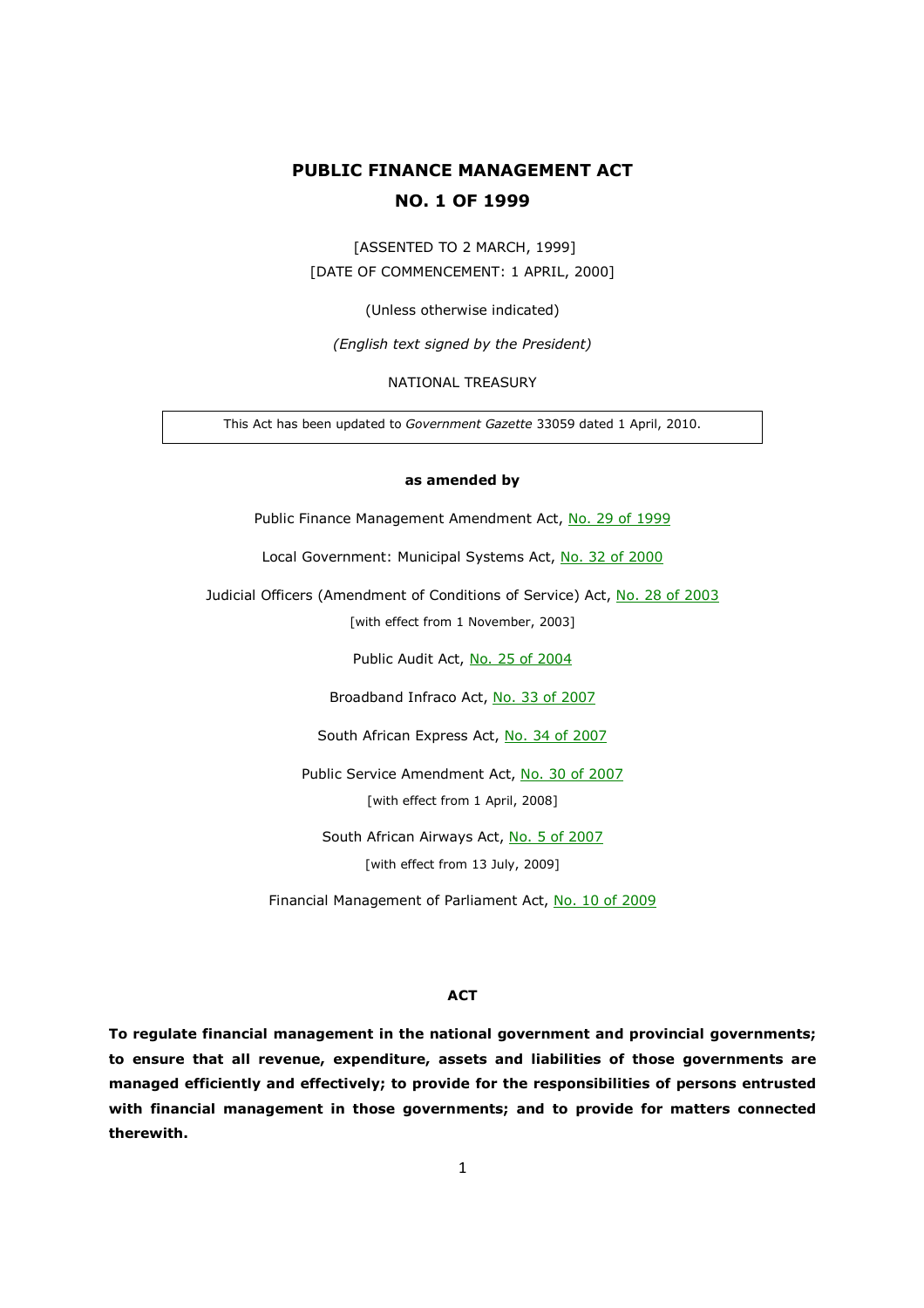# PUBLIC FINANCE MANAGEMENT ACT
# NO. 1 OF 1999

[ASSENTED TO 2 MARCH, 1999]
[DATE OF COMMENCEMENT: 1 APRIL, 2000]

(Unless otherwise indicated)

*(English text signed by the President)*

NATIONAL TREASURY

This Act has been updated to *Government Gazette* 33059 dated 1 April, 2010.

**as amended by**

Public Finance Management Amendment Act, No. 29 of 1999

Local Government: Municipal Systems Act, No. 32 of 2000

Judicial Officers (Amendment of Conditions of Service) Act, No. 28 of 2003
[with effect from 1 November, 2003]

Public Audit Act, No. 25 of 2004

Broadband Infraco Act, No. 33 of 2007

South African Express Act, No. 34 of 2007

Public Service Amendment Act, No. 30 of 2007
[with effect from 1 April, 2008]

South African Airways Act, No. 5 of 2007
[with effect from 13 July, 2009]

Financial Management of Parliament Act, No. 10 of 2009

**ACT**

**To regulate financial management in the national government and provincial governments; to ensure that all revenue, expenditure, assets and liabilities of those governments are managed efficiently and effectively; to provide for the responsibilities of persons entrusted with financial management in those governments; and to provide for matters connected therewith.**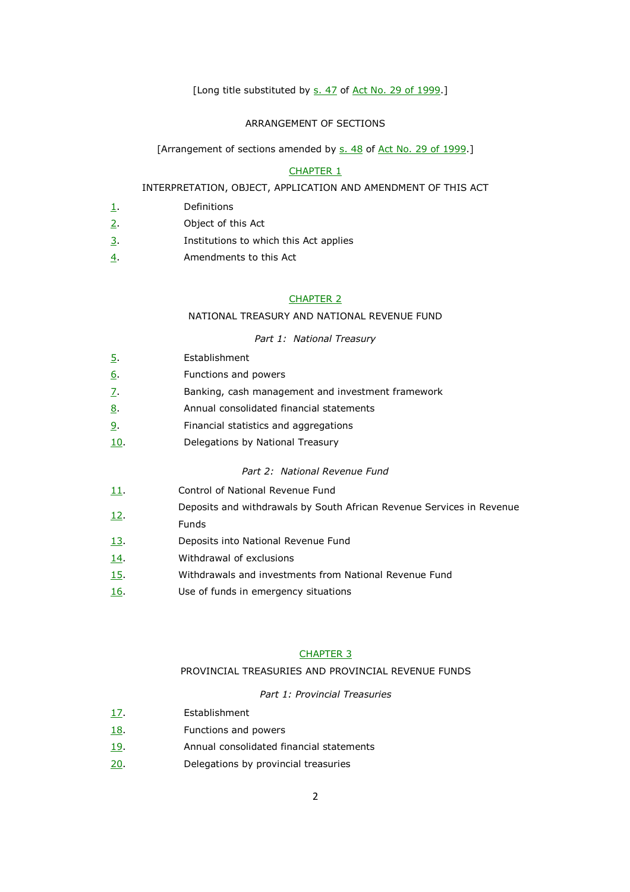[Long title substituted by s. 47 of Act No. 29 of 1999.]

## ARRANGEMENT OF SECTIONS

[Arrangement of sections amended by s. 48 of Act No. 29 of 1999.]

### CHAPTER 1

### INTERPRETATION, OBJECT, APPLICATION AND AMENDMENT OF THIS ACT

1. Definitions
2. Object of this Act
3. Institutions to which this Act applies
4. Amendments to this Act

### CHAPTER 2

### NATIONAL TREASURY AND NATIONAL REVENUE FUND

*Part 1: National Treasury*

5. Establishment
6. Functions and powers
7. Banking, cash management and investment framework
8. Annual consolidated financial statements
9. Financial statistics and aggregations
10. Delegations by National Treasury

*Part 2: National Revenue Fund*

11. Control of National Revenue Fund
12. Deposits and withdrawals by South African Revenue Services in Revenue Funds
13. Deposits into National Revenue Fund
14. Withdrawal of exclusions
15. Withdrawals and investments from National Revenue Fund
16. Use of funds in emergency situations

### CHAPTER 3

### PROVINCIAL TREASURIES AND PROVINCIAL REVENUE FUNDS

*Part 1: Provincial Treasuries*

17. Establishment
18. Functions and powers
19. Annual consolidated financial statements
20. Delegations by provincial treasuries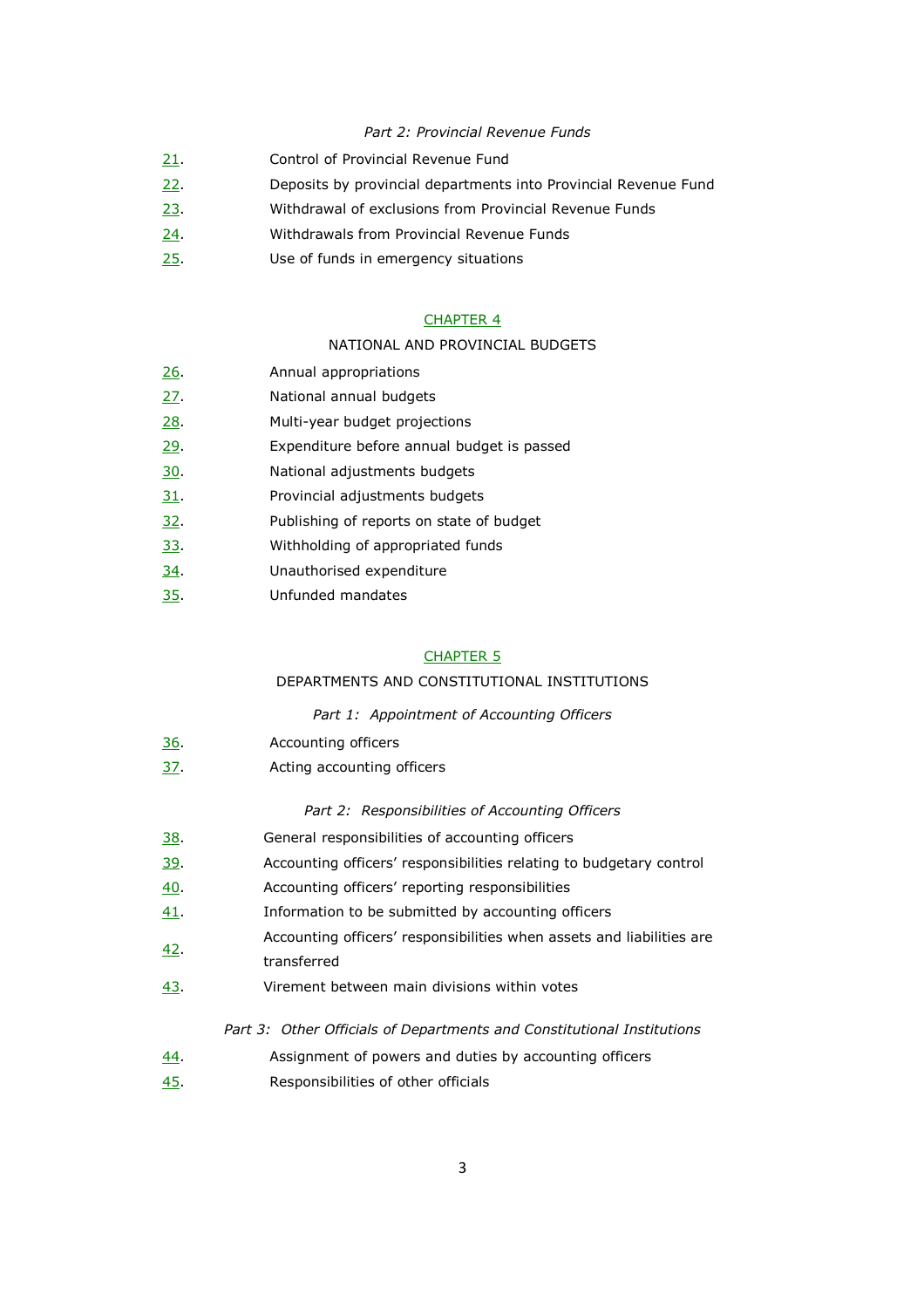*Part 2: Provincial Revenue Funds*

21. Control of Provincial Revenue Fund
22. Deposits by provincial departments into Provincial Revenue Fund
23. Withdrawal of exclusions from Provincial Revenue Funds
24. Withdrawals from Provincial Revenue Funds
25. Use of funds in emergency situations

## CHAPTER 4

## NATIONAL AND PROVINCIAL BUDGETS

26. Annual appropriations
27. National annual budgets
28. Multi-year budget projections
29. Expenditure before annual budget is passed
30. National adjustments budgets
31. Provincial adjustments budgets
32. Publishing of reports on state of budget
33. Withholding of appropriated funds
34. Unauthorised expenditure
35. Unfunded mandates

## CHAPTER 5

## DEPARTMENTS AND CONSTITUTIONAL INSTITUTIONS

*Part 1: Appointment of Accounting Officers*

36. Accounting officers
37. Acting accounting officers

*Part 2: Responsibilities of Accounting Officers*

38. General responsibilities of accounting officers
39. Accounting officers' responsibilities relating to budgetary control
40. Accounting officers' reporting responsibilities
41. Information to be submitted by accounting officers
42. Accounting officers' responsibilities when assets and liabilities are transferred
43. Virement between main divisions within votes

*Part 3: Other Officials of Departments and Constitutional Institutions*

44. Assignment of powers and duties by accounting officers
45. Responsibilities of other officials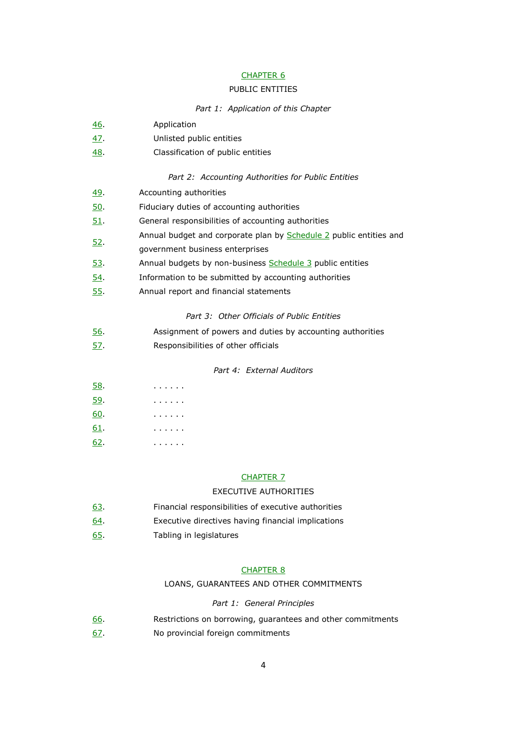## CHAPTER 6

## PUBLIC ENTITIES

*Part 1: Application of this Chapter*

46. Application
47. Unlisted public entities
48. Classification of public entities

*Part 2: Accounting Authorities for Public Entities*

49. Accounting authorities
50. Fiduciary duties of accounting authorities
51. General responsibilities of accounting authorities
52. Annual budget and corporate plan by Schedule 2 public entities and government business enterprises
53. Annual budgets by non-business Schedule 3 public entities
54. Information to be submitted by accounting authorities
55. Annual report and financial statements

*Part 3: Other Officials of Public Entities*

56. Assignment of powers and duties by accounting authorities
57. Responsibilities of other officials

*Part 4: External Auditors*

58. . . . . . .
59. . . . . . .
60. . . . . . .
61. . . . . . .
62. . . . . . .

## CHAPTER 7

## EXECUTIVE AUTHORITIES

63. Financial responsibilities of executive authorities
64. Executive directives having financial implications
65. Tabling in legislatures

## CHAPTER 8

## LOANS, GUARANTEES AND OTHER COMMITMENTS

*Part 1: General Principles*

66. Restrictions on borrowing, guarantees and other commitments
67. No provincial foreign commitments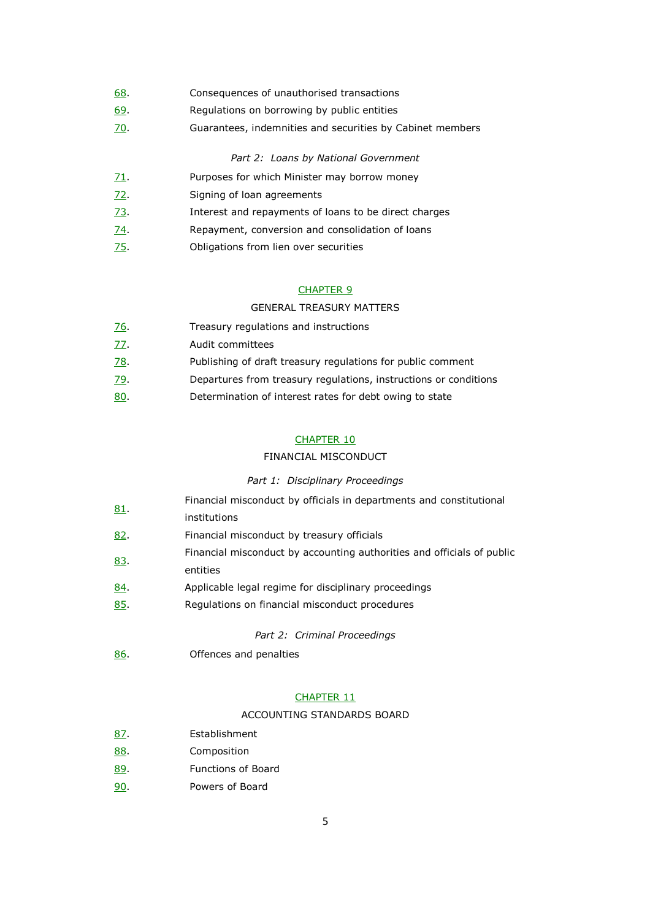68. Consequences of unauthorised transactions
69. Regulations on borrowing by public entities
70. Guarantees, indemnities and securities by Cabinet members

*Part 2: Loans by National Government*

71. Purposes for which Minister may borrow money
72. Signing of loan agreements
73. Interest and repayments of loans to be direct charges
74. Repayment, conversion and consolidation of loans
75. Obligations from lien over securities

## CHAPTER 9

## GENERAL TREASURY MATTERS

76. Treasury regulations and instructions
77. Audit committees
78. Publishing of draft treasury regulations for public comment
79. Departures from treasury regulations, instructions or conditions
80. Determination of interest rates for debt owing to state

## CHAPTER 10

## FINANCIAL MISCONDUCT

*Part 1: Disciplinary Proceedings*

81. Financial misconduct by officials in departments and constitutional institutions
82. Financial misconduct by treasury officials
83. Financial misconduct by accounting authorities and officials of public entities
84. Applicable legal regime for disciplinary proceedings
85. Regulations on financial misconduct procedures

*Part 2: Criminal Proceedings*

86. Offences and penalties

## CHAPTER 11

## ACCOUNTING STANDARDS BOARD

87. Establishment
88. Composition
89. Functions of Board
90. Powers of Board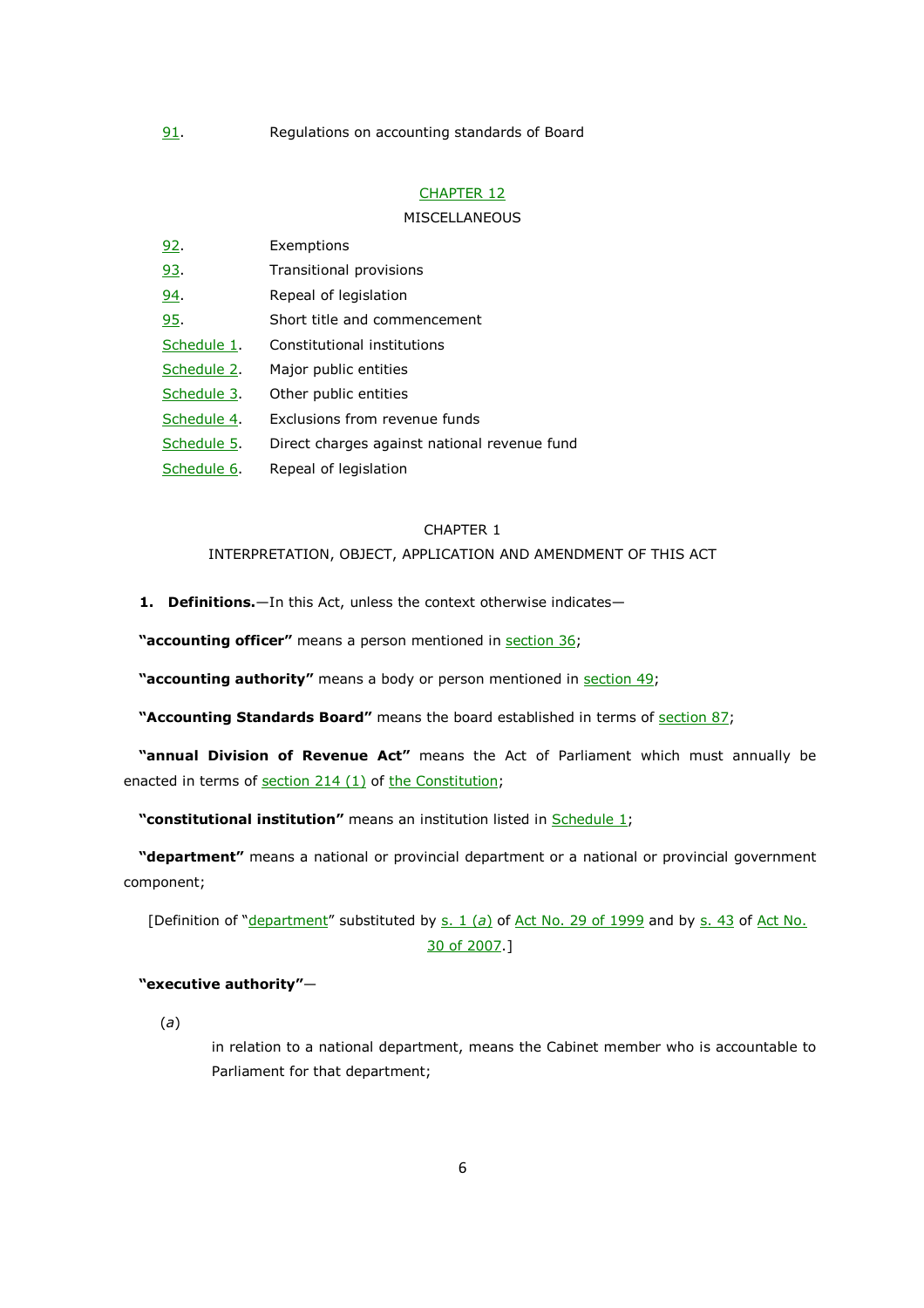91. Regulations on accounting standards of Board

CHAPTER 12

MISCELLANEOUS

92. Exemptions

93. Transitional provisions

94. Repeal of legislation

95. Short title and commencement

Schedule 1. Constitutional institutions

Schedule 2. Major public entities

Schedule 3. Other public entities

Schedule 4. Exclusions from revenue funds

Schedule 5. Direct charges against national revenue fund

Schedule 6. Repeal of legislation

## CHAPTER 1

## INTERPRETATION, OBJECT, APPLICATION AND AMENDMENT OF THIS ACT

**1. Definitions.**—In this Act, unless the context otherwise indicates—

**"accounting officer"** means a person mentioned in section 36;

**"accounting authority"** means a body or person mentioned in section 49;

**"Accounting Standards Board"** means the board established in terms of section 87;

**"annual Division of Revenue Act"** means the Act of Parliament which must annually be enacted in terms of section 214 (1) of the Constitution;

**"constitutional institution"** means an institution listed in Schedule 1;

**"department"** means a national or provincial department or a national or provincial government component;

[Definition of "department" substituted by s. 1 (*a*) of Act No. 29 of 1999 and by s. 43 of Act No. 30 of 2007.]

**"executive authority"**—

(*a*) in relation to a national department, means the Cabinet member who is accountable to Parliament for that department;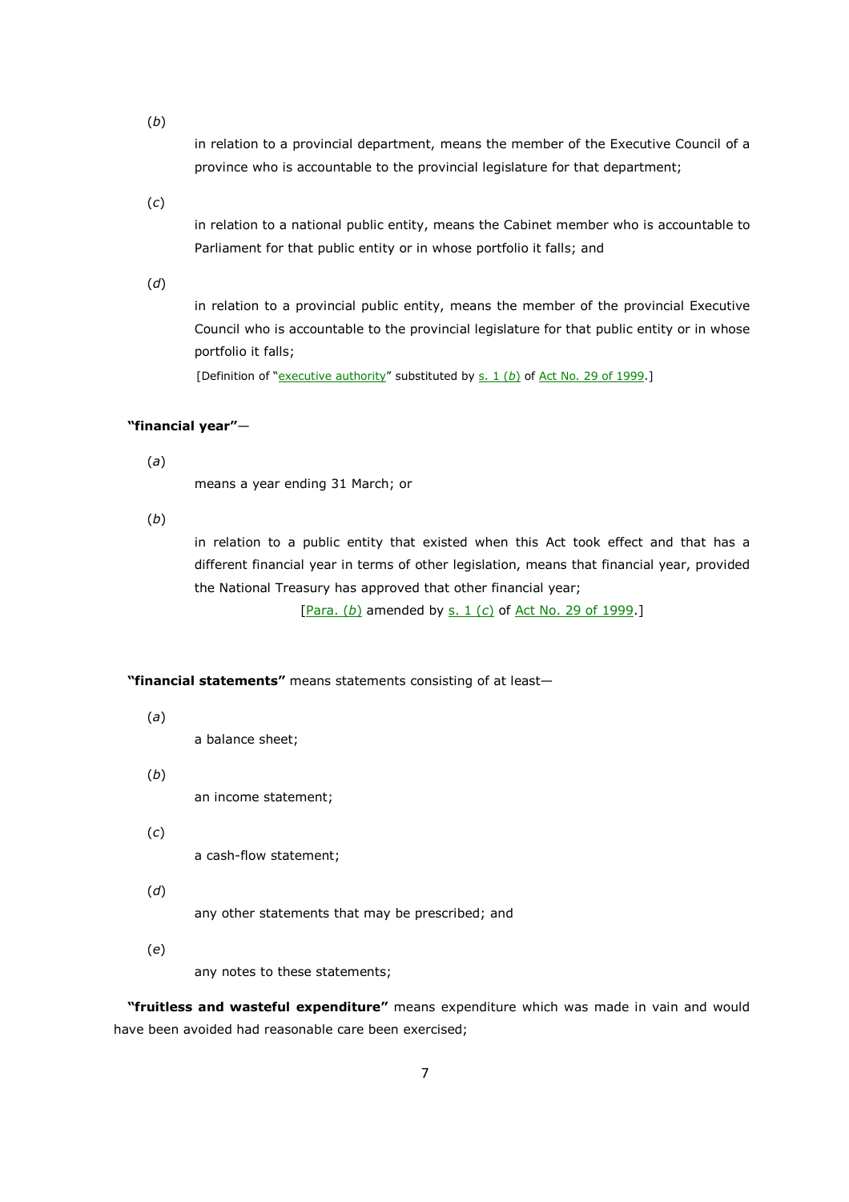(*b*)

in relation to a provincial department, means the member of the Executive Council of a province who is accountable to the provincial legislature for that department;

(*c*)

in relation to a national public entity, means the Cabinet member who is accountable to Parliament for that public entity or in whose portfolio it falls; and

(*d*)

in relation to a provincial public entity, means the member of the provincial Executive Council who is accountable to the provincial legislature for that public entity or in whose portfolio it falls;

[Definition of "executive authority" substituted by s. 1 (*b*) of Act No. 29 of 1999.]

**"financial year"**—

(*a*)

means a year ending 31 March; or

(*b*)

in relation to a public entity that existed when this Act took effect and that has a different financial year in terms of other legislation, means that financial year, provided the National Treasury has approved that other financial year;

[Para. (*b*) amended by s. 1 (*c*) of Act No. 29 of 1999.]

**"financial statements"** means statements consisting of at least—

(*a*)

a balance sheet;

(*b*)

an income statement;

(*c*)

a cash-flow statement;

(*d*)

any other statements that may be prescribed; and

(*e*)

any notes to these statements;

**"fruitless and wasteful expenditure"** means expenditure which was made in vain and would have been avoided had reasonable care been exercised;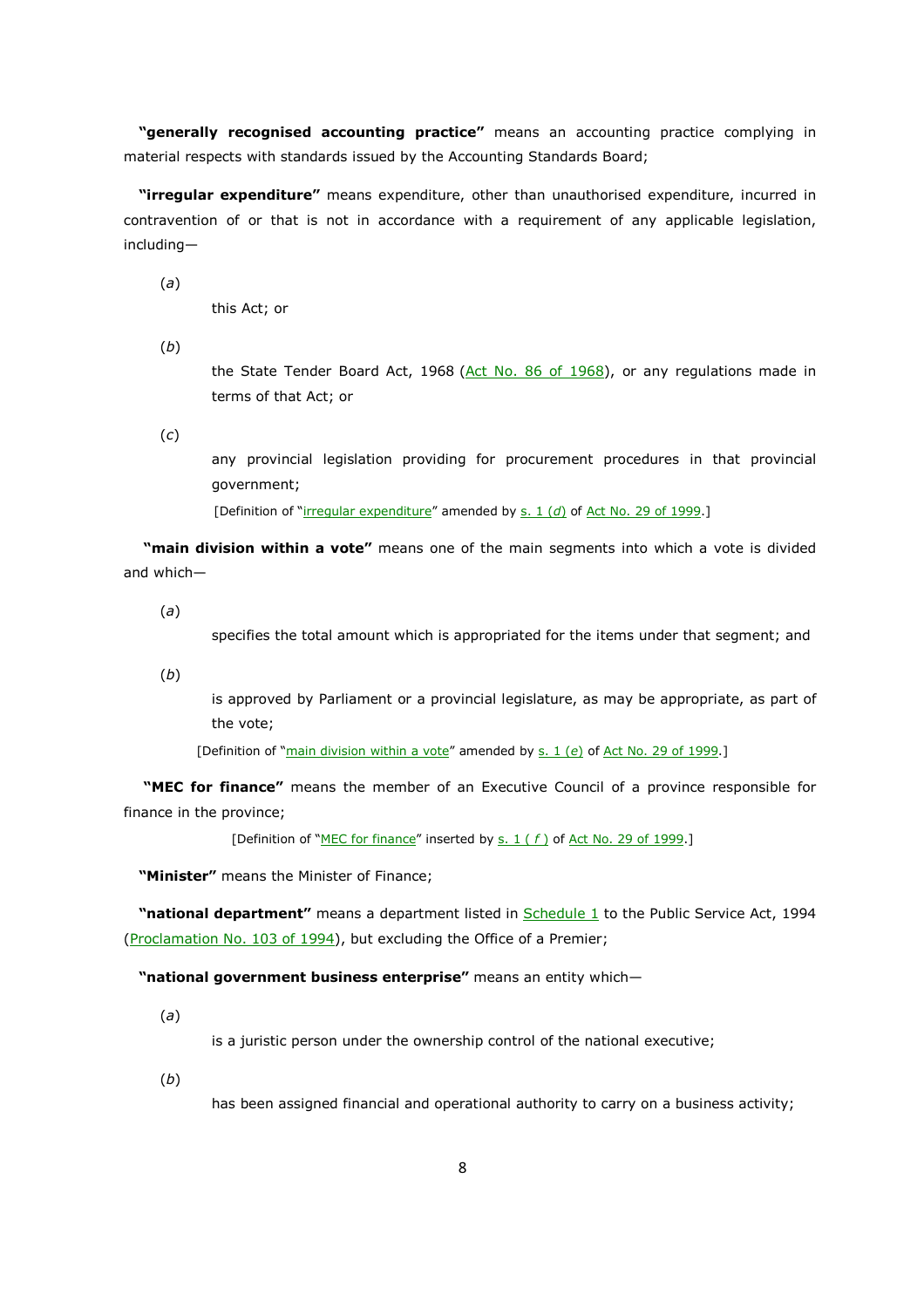**"generally recognised accounting practice"** means an accounting practice complying in material respects with standards issued by the Accounting Standards Board;

**"irregular expenditure"** means expenditure, other than unauthorised expenditure, incurred in contravention of or that is not in accordance with a requirement of any applicable legislation, including—

(*a*) this Act; or

(*b*) the State Tender Board Act, 1968 (Act No. 86 of 1968), or any regulations made in terms of that Act; or

(*c*) any provincial legislation providing for procurement procedures in that provincial government;

[Definition of "irregular expenditure" amended by s. 1 (*d*) of Act No. 29 of 1999.]

**"main division within a vote"** means one of the main segments into which a vote is divided and which—

(*a*) specifies the total amount which is appropriated for the items under that segment; and

(*b*) is approved by Parliament or a provincial legislature, as may be appropriate, as part of the vote;

[Definition of "main division within a vote" amended by s. 1 (*e*) of Act No. 29 of 1999.]

**"MEC for finance"** means the member of an Executive Council of a province responsible for finance in the province;

[Definition of "MEC for finance" inserted by s. 1 ( *f* ) of Act No. 29 of 1999.]

**"Minister"** means the Minister of Finance;

**"national department"** means a department listed in Schedule 1 to the Public Service Act, 1994 (Proclamation No. 103 of 1994), but excluding the Office of a Premier;

**"national government business enterprise"** means an entity which—

(*a*) is a juristic person under the ownership control of the national executive;

(*b*) has been assigned financial and operational authority to carry on a business activity;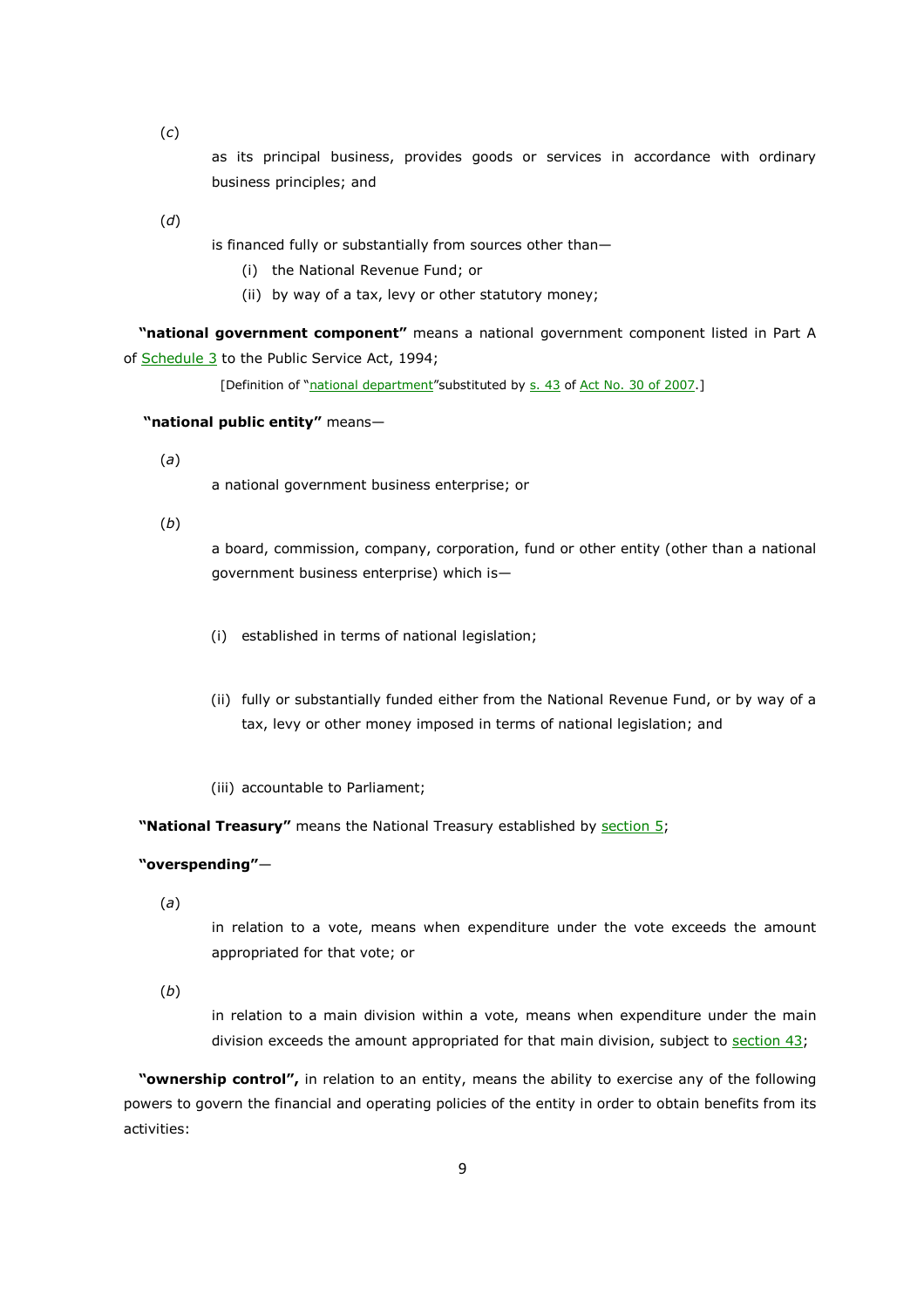(*c*) as its principal business, provides goods or services in accordance with ordinary business principles; and

(*d*) is financed fully or substantially from sources other than—

(i) the National Revenue Fund; or

(ii) by way of a tax, levy or other statutory money;

**"national government component"** means a national government component listed in Part A of Schedule 3 to the Public Service Act, 1994;

[Definition of "national department"substituted by s. 43 of Act No. 30 of 2007.]

**"national public entity"** means—

(*a*) a national government business enterprise; or

(*b*) a board, commission, company, corporation, fund or other entity (other than a national government business enterprise) which is—

(i) established in terms of national legislation;

(ii) fully or substantially funded either from the National Revenue Fund, or by way of a tax, levy or other money imposed in terms of national legislation; and

(iii) accountable to Parliament;

**"National Treasury"** means the National Treasury established by section 5;

**"overspending"**—

(*a*) in relation to a vote, means when expenditure under the vote exceeds the amount appropriated for that vote; or

(*b*) in relation to a main division within a vote, means when expenditure under the main division exceeds the amount appropriated for that main division, subject to section 43;

**"ownership control",** in relation to an entity, means the ability to exercise any of the following powers to govern the financial and operating policies of the entity in order to obtain benefits from its activities: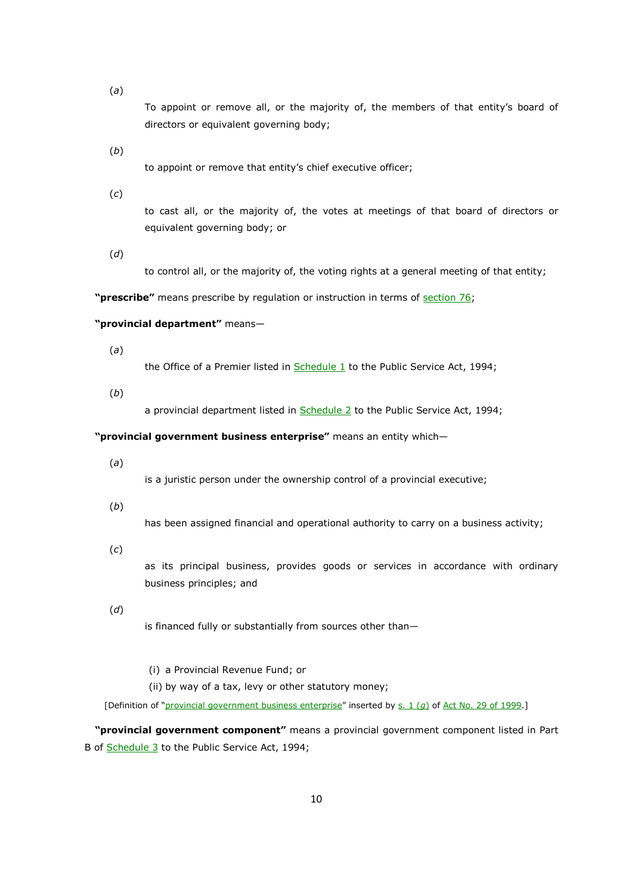(*a*)

To appoint or remove all, or the majority of, the members of that entity's board of directors or equivalent governing body;

(*b*)

to appoint or remove that entity's chief executive officer;

(*c*)

to cast all, or the majority of, the votes at meetings of that board of directors or equivalent governing body; or

(*d*)

to control all, or the majority of, the voting rights at a general meeting of that entity;

**"prescribe"** means prescribe by regulation or instruction in terms of section 76;

**"provincial department"** means—

(*a*)

the Office of a Premier listed in Schedule 1 to the Public Service Act, 1994;

(*b*)

a provincial department listed in Schedule 2 to the Public Service Act, 1994;

**"provincial government business enterprise"** means an entity which—

(*a*)

is a juristic person under the ownership control of a provincial executive;

(*b*)

has been assigned financial and operational authority to carry on a business activity;

(*c*)

as its principal business, provides goods or services in accordance with ordinary business principles; and

(*d*)

is financed fully or substantially from sources other than—

(i) a Provincial Revenue Fund; or

(ii) by way of a tax, levy or other statutory money;

[Definition of "provincial government business enterprise" inserted by s. 1 (*g*) of Act No. 29 of 1999.]

**"provincial government component"** means a provincial government component listed in Part B of Schedule 3 to the Public Service Act, 1994;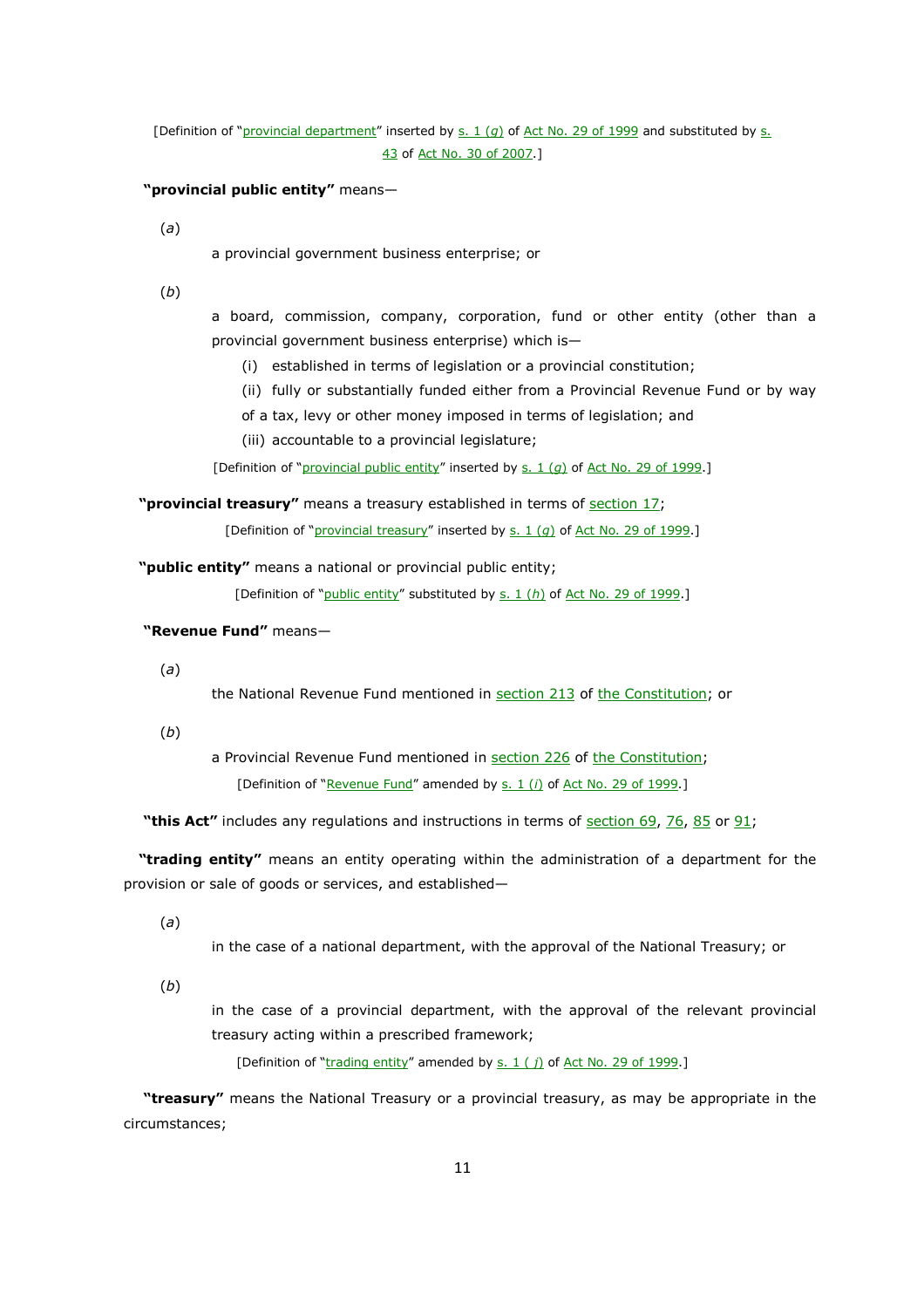[Definition of "provincial department" inserted by s. 1 (*g*) of Act No. 29 of 1999 and substituted by s. 43 of Act No. 30 of 2007.]

**"provincial public entity"** means—

(*a*)

a provincial government business enterprise; or

(*b*)

a board, commission, company, corporation, fund or other entity (other than a provincial government business enterprise) which is—

(i) established in terms of legislation or a provincial constitution;

(ii) fully or substantially funded either from a Provincial Revenue Fund or by way of a tax, levy or other money imposed in terms of legislation; and

(iii) accountable to a provincial legislature;

[Definition of "provincial public entity" inserted by s. 1 (*g*) of Act No. 29 of 1999.]

**"provincial treasury"** means a treasury established in terms of section 17;

[Definition of "provincial treasury" inserted by s. 1 (*g*) of Act No. 29 of 1999.]

**"public entity"** means a national or provincial public entity;

[Definition of "public entity" substituted by s. 1 (*h*) of Act No. 29 of 1999.]

**"Revenue Fund"** means—

(*a*)

the National Revenue Fund mentioned in section 213 of the Constitution; or

(*b*)

a Provincial Revenue Fund mentioned in section 226 of the Constitution;

[Definition of "Revenue Fund" amended by s. 1 (*i*) of Act No. 29 of 1999.]

**"this Act"** includes any regulations and instructions in terms of section 69, 76, 85 or 91;

**"trading entity"** means an entity operating within the administration of a department for the provision or sale of goods or services, and established—

(*a*)

in the case of a national department, with the approval of the National Treasury; or

(*b*)

in the case of a provincial department, with the approval of the relevant provincial treasury acting within a prescribed framework;

[Definition of "trading entity" amended by s. 1 ( *j*) of Act No. 29 of 1999.]

**"treasury"** means the National Treasury or a provincial treasury, as may be appropriate in the circumstances;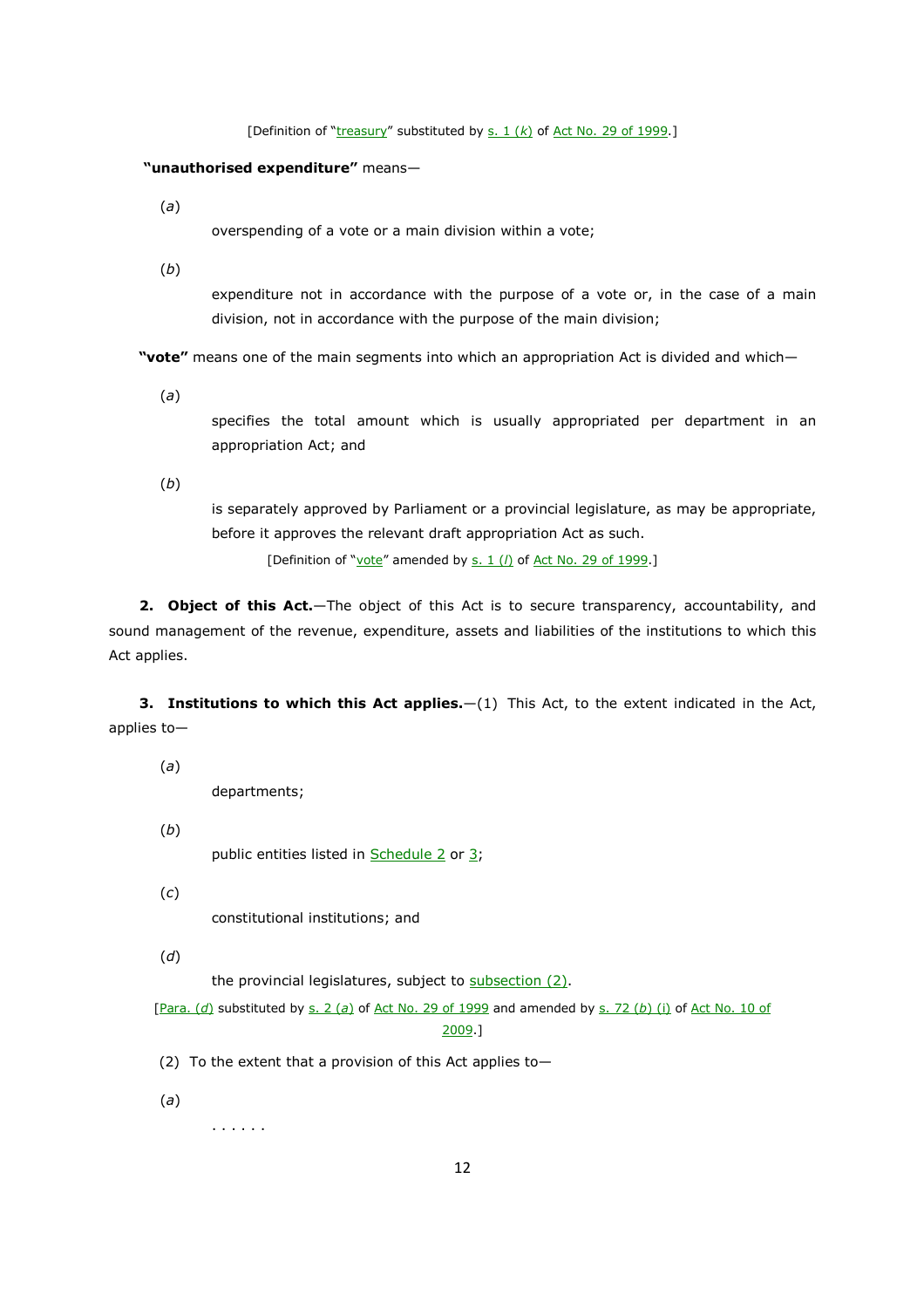[Definition of "treasury" substituted by s. 1 (*k*) of Act No. 29 of 1999.]

**"unauthorised expenditure"** means—

(*a*) overspending of a vote or a main division within a vote;

(*b*) expenditure not in accordance with the purpose of a vote or, in the case of a main division, not in accordance with the purpose of the main division;

**"vote"** means one of the main segments into which an appropriation Act is divided and which—

(*a*) specifies the total amount which is usually appropriated per department in an appropriation Act; and

(*b*) is separately approved by Parliament or a provincial legislature, as may be appropriate, before it approves the relevant draft appropriation Act as such.

[Definition of "vote" amended by s. 1 (*l*) of Act No. 29 of 1999.]

**2. Object of this Act.**—The object of this Act is to secure transparency, accountability, and sound management of the revenue, expenditure, assets and liabilities of the institutions to which this Act applies.

**3. Institutions to which this Act applies.**—(1) This Act, to the extent indicated in the Act, applies to—

(*a*) departments;

(*b*) public entities listed in Schedule 2 or 3;

(*c*) constitutional institutions; and

(*d*) the provincial legislatures, subject to subsection (2).

[Para. (*d*) substituted by s. 2 (*a*) of Act No. 29 of 1999 and amended by s. 72 (*b*) (i) of Act No. 10 of 2009.]

(2) To the extent that a provision of this Act applies to—

(*a*) . . . . . .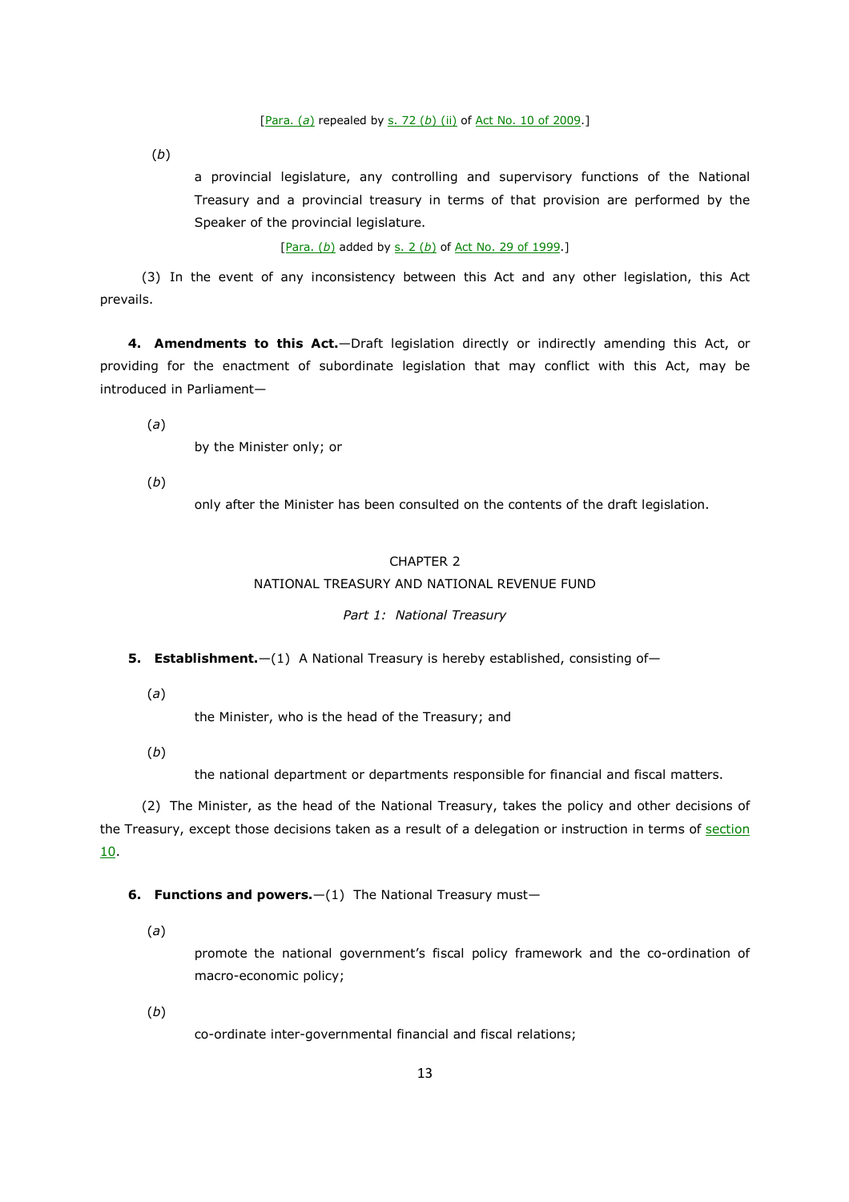[Para. (*a*) repealed by s. 72 (*b*) (ii) of Act No. 10 of 2009.]

(*b*) a provincial legislature, any controlling and supervisory functions of the National Treasury and a provincial treasury in terms of that provision are performed by the Speaker of the provincial legislature.

[Para. (*b*) added by s. 2 (*b*) of Act No. 29 of 1999.]

(3) In the event of any inconsistency between this Act and any other legislation, this Act prevails.

**4. Amendments to this Act.**—Draft legislation directly or indirectly amending this Act, or providing for the enactment of subordinate legislation that may conflict with this Act, may be introduced in Parliament—

(*a*) by the Minister only; or

(*b*) only after the Minister has been consulted on the contents of the draft legislation.

## CHAPTER 2
## NATIONAL TREASURY AND NATIONAL REVENUE FUND

### *Part 1: National Treasury*

**5. Establishment.**—(1) A National Treasury is hereby established, consisting of—

(*a*) the Minister, who is the head of the Treasury; and

(*b*) the national department or departments responsible for financial and fiscal matters.

(2) The Minister, as the head of the National Treasury, takes the policy and other decisions of the Treasury, except those decisions taken as a result of a delegation or instruction in terms of section 10.

**6. Functions and powers.**—(1) The National Treasury must—

(*a*) promote the national government's fiscal policy framework and the co-ordination of macro-economic policy;

(*b*) co-ordinate inter-governmental financial and fiscal relations;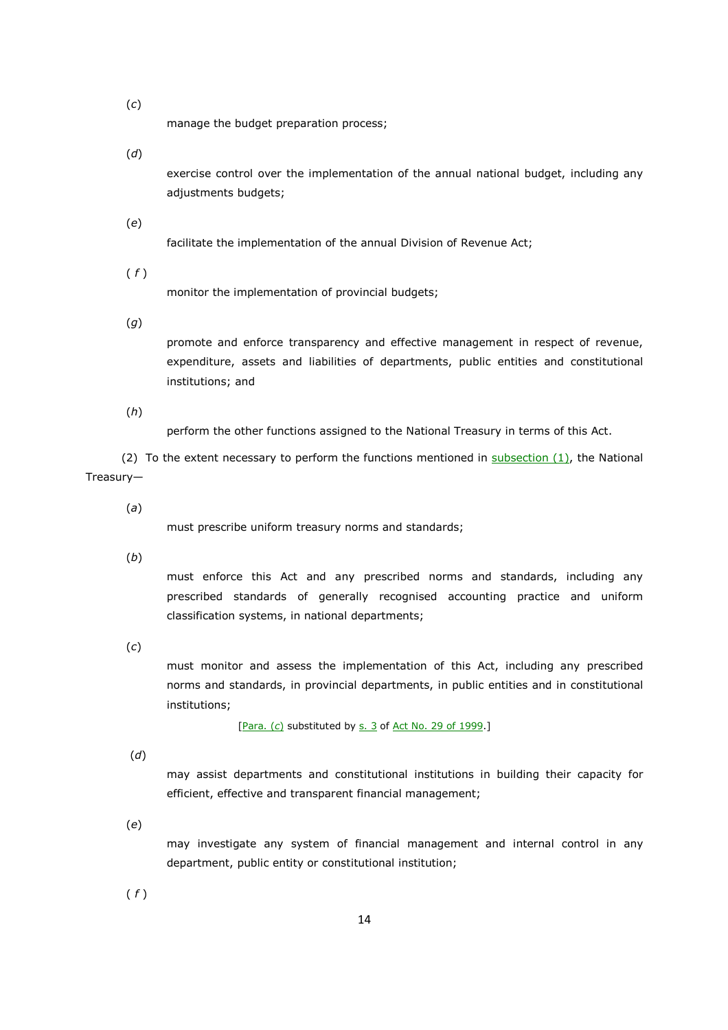(*c*) manage the budget preparation process;

(*d*) exercise control over the implementation of the annual national budget, including any adjustments budgets;

(*e*) facilitate the implementation of the annual Division of Revenue Act;

(*f*) monitor the implementation of provincial budgets;

(*g*) promote and enforce transparency and effective management in respect of revenue, expenditure, assets and liabilities of departments, public entities and constitutional institutions; and

(*h*) perform the other functions assigned to the National Treasury in terms of this Act.

(2) To the extent necessary to perform the functions mentioned in subsection (1), the National Treasury—

(*a*) must prescribe uniform treasury norms and standards;

(*b*) must enforce this Act and any prescribed norms and standards, including any prescribed standards of generally recognised accounting practice and uniform classification systems, in national departments;

(*c*) must monitor and assess the implementation of this Act, including any prescribed norms and standards, in provincial departments, in public entities and in constitutional institutions;

[Para. (*c*) substituted by s. 3 of Act No. 29 of 1999.]

(*d*) may assist departments and constitutional institutions in building their capacity for efficient, effective and transparent financial management;

(*e*) may investigate any system of financial management and internal control in any department, public entity or constitutional institution;

(*f*)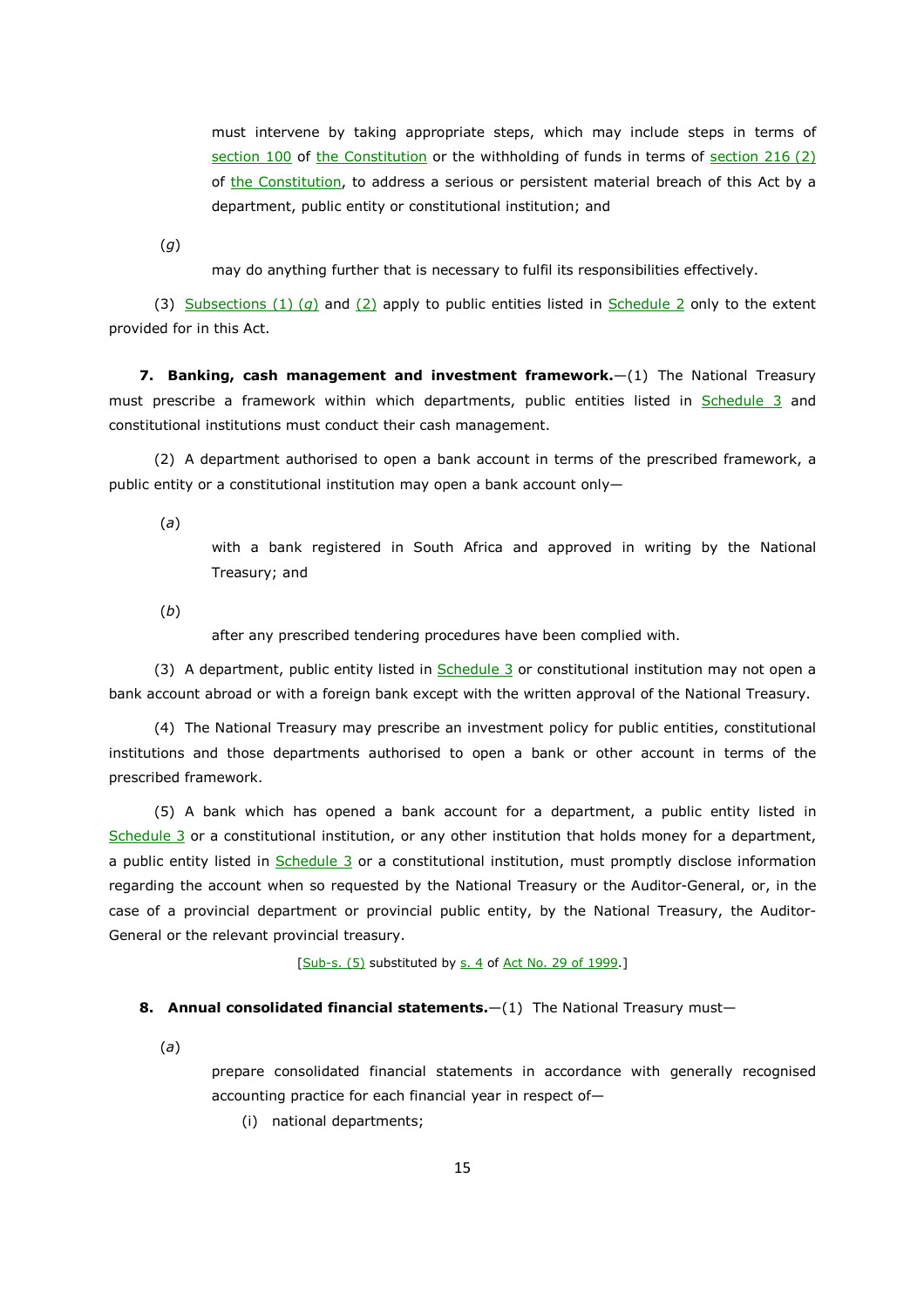must intervene by taking appropriate steps, which may include steps in terms of section 100 of the Constitution or the withholding of funds in terms of section 216 (2) of the Constitution, to address a serious or persistent material breach of this Act by a department, public entity or constitutional institution; and

(*g*)

may do anything further that is necessary to fulfil its responsibilities effectively.

(3) Subsections (1) (*g*) and (2) apply to public entities listed in Schedule 2 only to the extent provided for in this Act.

**7. Banking, cash management and investment framework.**—(1) The National Treasury must prescribe a framework within which departments, public entities listed in Schedule 3 and constitutional institutions must conduct their cash management.

(2) A department authorised to open a bank account in terms of the prescribed framework, a public entity or a constitutional institution may open a bank account only—

(*a*)

with a bank registered in South Africa and approved in writing by the National Treasury; and

(*b*)

after any prescribed tendering procedures have been complied with.

(3) A department, public entity listed in Schedule 3 or constitutional institution may not open a bank account abroad or with a foreign bank except with the written approval of the National Treasury.

(4) The National Treasury may prescribe an investment policy for public entities, constitutional institutions and those departments authorised to open a bank or other account in terms of the prescribed framework.

(5) A bank which has opened a bank account for a department, a public entity listed in Schedule 3 or a constitutional institution, or any other institution that holds money for a department, a public entity listed in Schedule 3 or a constitutional institution, must promptly disclose information regarding the account when so requested by the National Treasury or the Auditor-General, or, in the case of a provincial department or provincial public entity, by the National Treasury, the Auditor-General or the relevant provincial treasury.

[Sub-s. (5) substituted by s. 4 of Act No. 29 of 1999.]

**8. Annual consolidated financial statements.**—(1) The National Treasury must—

(*a*)

prepare consolidated financial statements in accordance with generally recognised accounting practice for each financial year in respect of—

(i) national departments;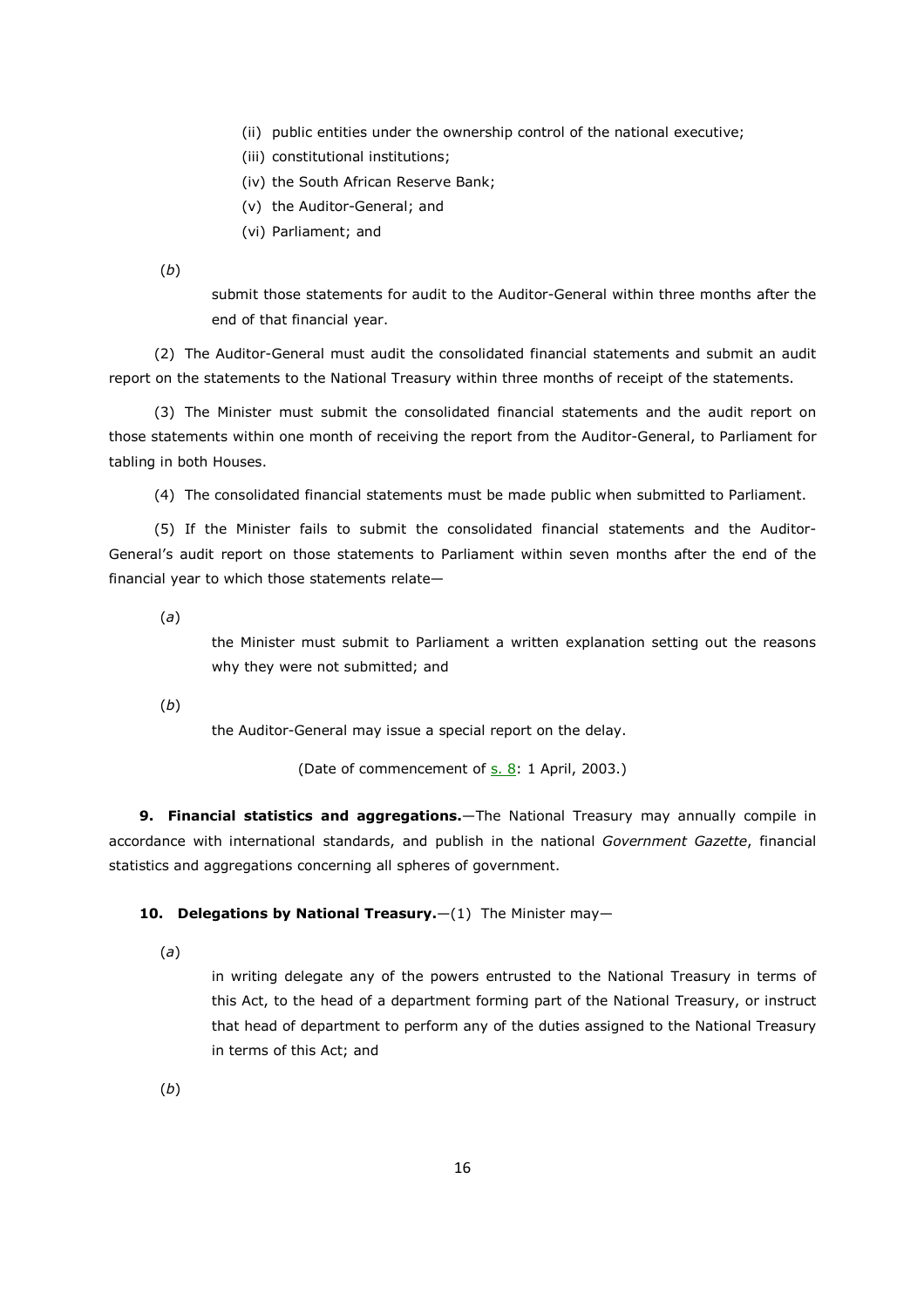(ii) public entities under the ownership control of the national executive;

(iii) constitutional institutions;

(iv) the South African Reserve Bank;

(v) the Auditor-General; and

(vi) Parliament; and

(*b*) submit those statements for audit to the Auditor-General within three months after the end of that financial year.

(2) The Auditor-General must audit the consolidated financial statements and submit an audit report on the statements to the National Treasury within three months of receipt of the statements.

(3) The Minister must submit the consolidated financial statements and the audit report on those statements within one month of receiving the report from the Auditor-General, to Parliament for tabling in both Houses.

(4) The consolidated financial statements must be made public when submitted to Parliament.

(5) If the Minister fails to submit the consolidated financial statements and the Auditor-General's audit report on those statements to Parliament within seven months after the end of the financial year to which those statements relate—

(*a*) the Minister must submit to Parliament a written explanation setting out the reasons why they were not submitted; and

(*b*) the Auditor-General may issue a special report on the delay.

(Date of commencement of s. 8: 1 April, 2003.)

**9. Financial statistics and aggregations.**—The National Treasury may annually compile in accordance with international standards, and publish in the national *Government Gazette*, financial statistics and aggregations concerning all spheres of government.

**10. Delegations by National Treasury.**—(1) The Minister may—

(*a*) in writing delegate any of the powers entrusted to the National Treasury in terms of this Act, to the head of a department forming part of the National Treasury, or instruct that head of department to perform any of the duties assigned to the National Treasury in terms of this Act; and

(*b*)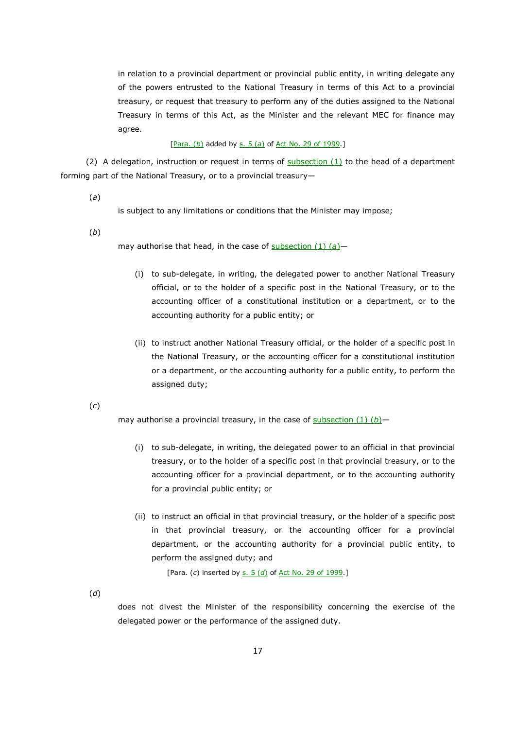in relation to a provincial department or provincial public entity, in writing delegate any of the powers entrusted to the National Treasury in terms of this Act to a provincial treasury, or request that treasury to perform any of the duties assigned to the National Treasury in terms of this Act, as the Minister and the relevant MEC for finance may agree.

[Para. (*b*) added by s. 5 (*a*) of Act No. 29 of 1999.]

(2) A delegation, instruction or request in terms of subsection (1) to the head of a department forming part of the National Treasury, or to a provincial treasury—

(*a*) is subject to any limitations or conditions that the Minister may impose;

(*b*) may authorise that head, in the case of subsection (1) (*a*)—

(i) to sub-delegate, in writing, the delegated power to another National Treasury official, or to the holder of a specific post in the National Treasury, or to the accounting officer of a constitutional institution or a department, or to the accounting authority for a public entity; or

(ii) to instruct another National Treasury official, or the holder of a specific post in the National Treasury, or the accounting officer for a constitutional institution or a department, or the accounting authority for a public entity, to perform the assigned duty;

(*c*) may authorise a provincial treasury, in the case of subsection (1) (*b*)—

(i) to sub-delegate, in writing, the delegated power to an official in that provincial treasury, or to the holder of a specific post in that provincial treasury, or to the accounting officer for a provincial department, or to the accounting authority for a provincial public entity; or

(ii) to instruct an official in that provincial treasury, or the holder of a specific post in that provincial treasury, or the accounting officer for a provincial department, or the accounting authority for a provincial public entity, to perform the assigned duty; and

[Para. (*c*) inserted by s. 5 (*d*) of Act No. 29 of 1999.]

(*d*) does not divest the Minister of the responsibility concerning the exercise of the delegated power or the performance of the assigned duty.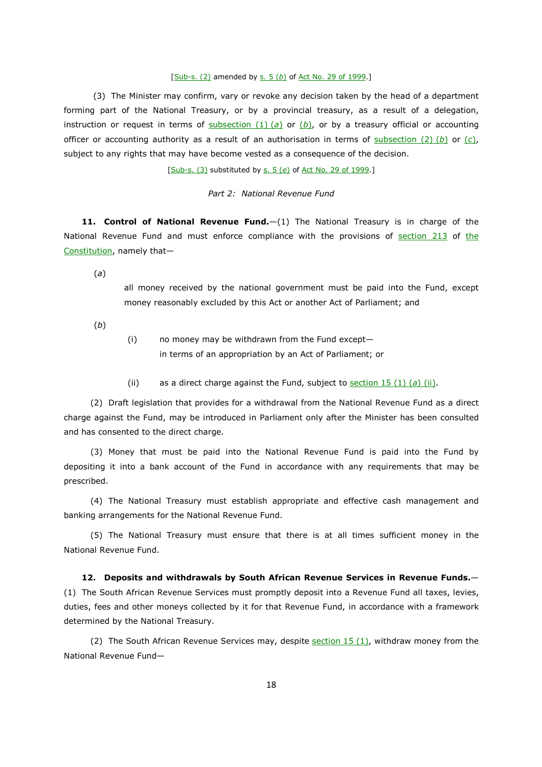[Sub-s. (2) amended by s. 5 (*b*) of Act No. 29 of 1999.]

(3) The Minister may confirm, vary or revoke any decision taken by the head of a department forming part of the National Treasury, or by a provincial treasury, as a result of a delegation, instruction or request in terms of subsection (1) (*a*) or (*b*), or by a treasury official or accounting officer or accounting authority as a result of an authorisation in terms of subsection (2) (*b*) or (*c*), subject to any rights that may have become vested as a consequence of the decision.

[Sub-s. (3) substituted by s. 5 (*e*) of Act No. 29 of 1999.]

*Part 2: National Revenue Fund*

**11. Control of National Revenue Fund.**—(1) The National Treasury is in charge of the National Revenue Fund and must enforce compliance with the provisions of section 213 of the Constitution, namely that—

(*a*) all money received by the national government must be paid into the Fund, except money reasonably excluded by this Act or another Act of Parliament; and

(*b*)

(i) no money may be withdrawn from the Fund except— in terms of an appropriation by an Act of Parliament; or

(ii) as a direct charge against the Fund, subject to section 15 (1) (*a*) (ii).

(2) Draft legislation that provides for a withdrawal from the National Revenue Fund as a direct charge against the Fund, may be introduced in Parliament only after the Minister has been consulted and has consented to the direct charge.

(3) Money that must be paid into the National Revenue Fund is paid into the Fund by depositing it into a bank account of the Fund in accordance with any requirements that may be prescribed.

(4) The National Treasury must establish appropriate and effective cash management and banking arrangements for the National Revenue Fund.

(5) The National Treasury must ensure that there is at all times sufficient money in the National Revenue Fund.

**12. Deposits and withdrawals by South African Revenue Services in Revenue Funds.**—(1) The South African Revenue Services must promptly deposit into a Revenue Fund all taxes, levies, duties, fees and other moneys collected by it for that Revenue Fund, in accordance with a framework determined by the National Treasury.

(2) The South African Revenue Services may, despite section 15 (1), withdraw money from the National Revenue Fund—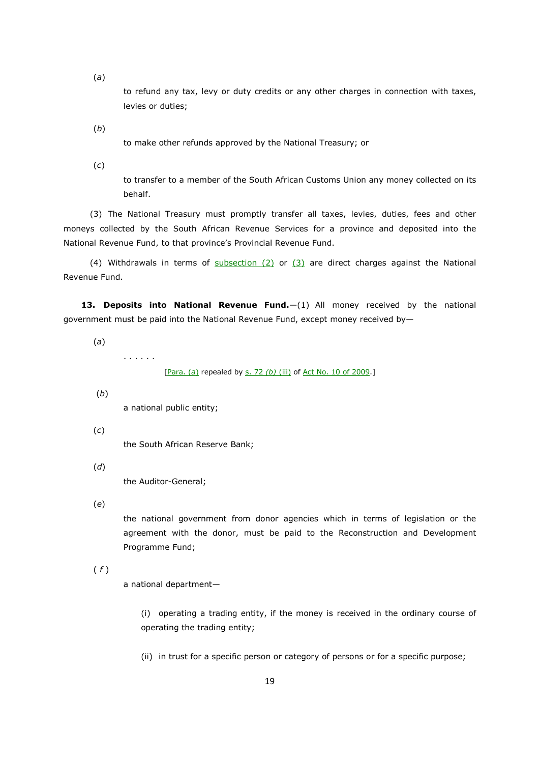(*a*)

to refund any tax, levy or duty credits or any other charges in connection with taxes, levies or duties;

(*b*)

to make other refunds approved by the National Treasury; or

(*c*)

to transfer to a member of the South African Customs Union any money collected on its behalf.

(3) The National Treasury must promptly transfer all taxes, levies, duties, fees and other moneys collected by the South African Revenue Services for a province and deposited into the National Revenue Fund, to that province's Provincial Revenue Fund.

(4) Withdrawals in terms of subsection (2) or (3) are direct charges against the National Revenue Fund.

**13. Deposits into National Revenue Fund.**—(1) All money received by the national government must be paid into the National Revenue Fund, except money received by—

(*a*)

. . . . . .

[Para. (*a*) repealed by s. 72 *(b)* (iii) of Act No. 10 of 2009.]

(*b*)

a national public entity;

(*c*)

the South African Reserve Bank;

(*d*)

the Auditor-General;

(*e*)

the national government from donor agencies which in terms of legislation or the agreement with the donor, must be paid to the Reconstruction and Development Programme Fund;

(*f*)

a national department—

(i) operating a trading entity, if the money is received in the ordinary course of operating the trading entity;

(ii) in trust for a specific person or category of persons or for a specific purpose;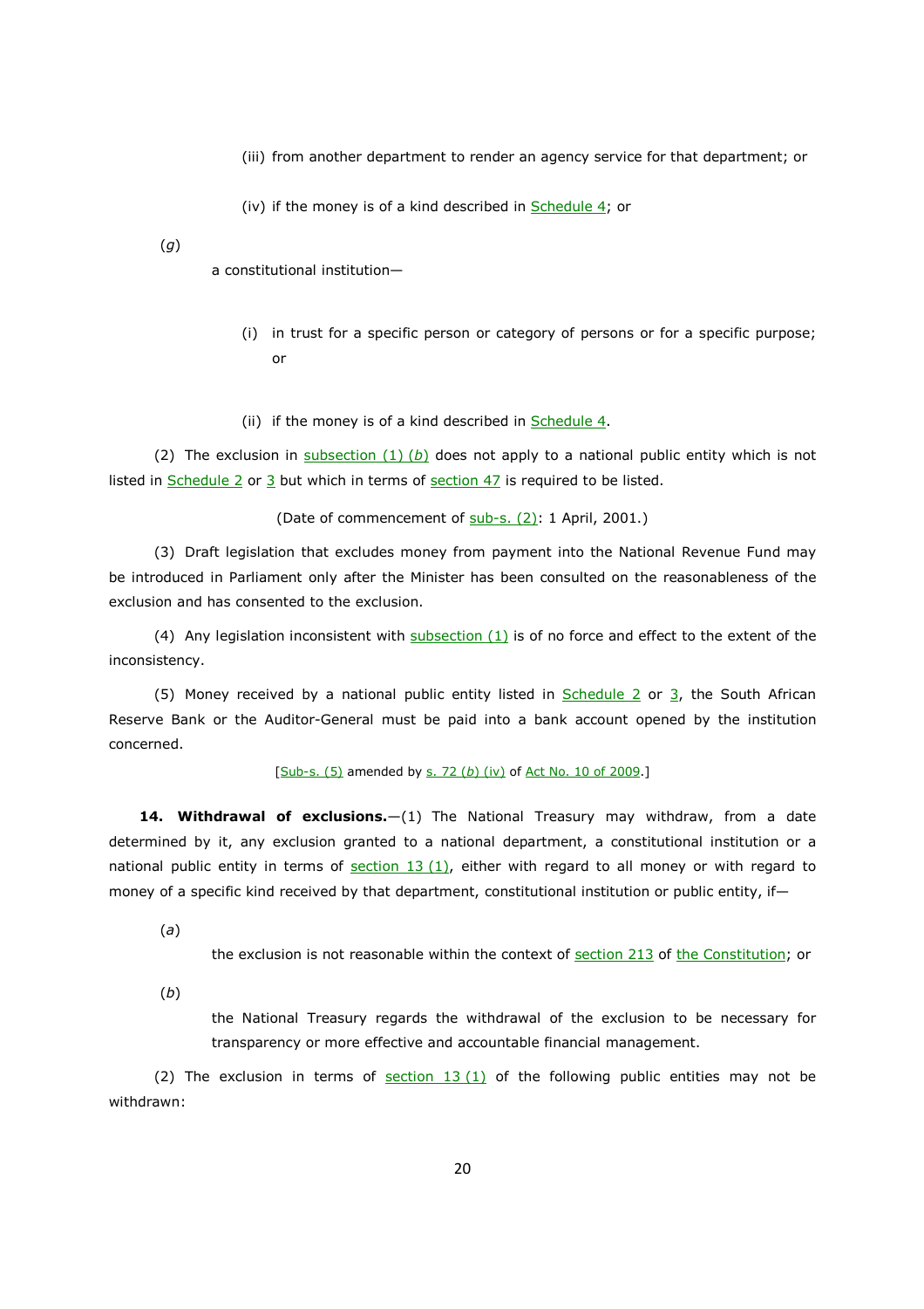(iii) from another department to render an agency service for that department; or

(iv) if the money is of a kind described in Schedule 4; or

(*g*) a constitutional institution—

(i) in trust for a specific person or category of persons or for a specific purpose; or

(ii) if the money is of a kind described in Schedule 4.

(2) The exclusion in subsection (1) (*b*) does not apply to a national public entity which is not listed in Schedule 2 or 3 but which in terms of section 47 is required to be listed.

(Date of commencement of sub-s. (2): 1 April, 2001.)

(3) Draft legislation that excludes money from payment into the National Revenue Fund may be introduced in Parliament only after the Minister has been consulted on the reasonableness of the exclusion and has consented to the exclusion.

(4) Any legislation inconsistent with subsection (1) is of no force and effect to the extent of the inconsistency.

(5) Money received by a national public entity listed in Schedule 2 or 3, the South African Reserve Bank or the Auditor-General must be paid into a bank account opened by the institution concerned.

[Sub-s. (5) amended by s. 72 (*b*) (iv) of Act No. 10 of 2009.]

**14. Withdrawal of exclusions.**—(1) The National Treasury may withdraw, from a date determined by it, any exclusion granted to a national department, a constitutional institution or a national public entity in terms of section 13 (1), either with regard to all money or with regard to money of a specific kind received by that department, constitutional institution or public entity, if—

(*a*) the exclusion is not reasonable within the context of section 213 of the Constitution; or

(*b*) the National Treasury regards the withdrawal of the exclusion to be necessary for transparency or more effective and accountable financial management.

(2) The exclusion in terms of section 13 (1) of the following public entities may not be withdrawn: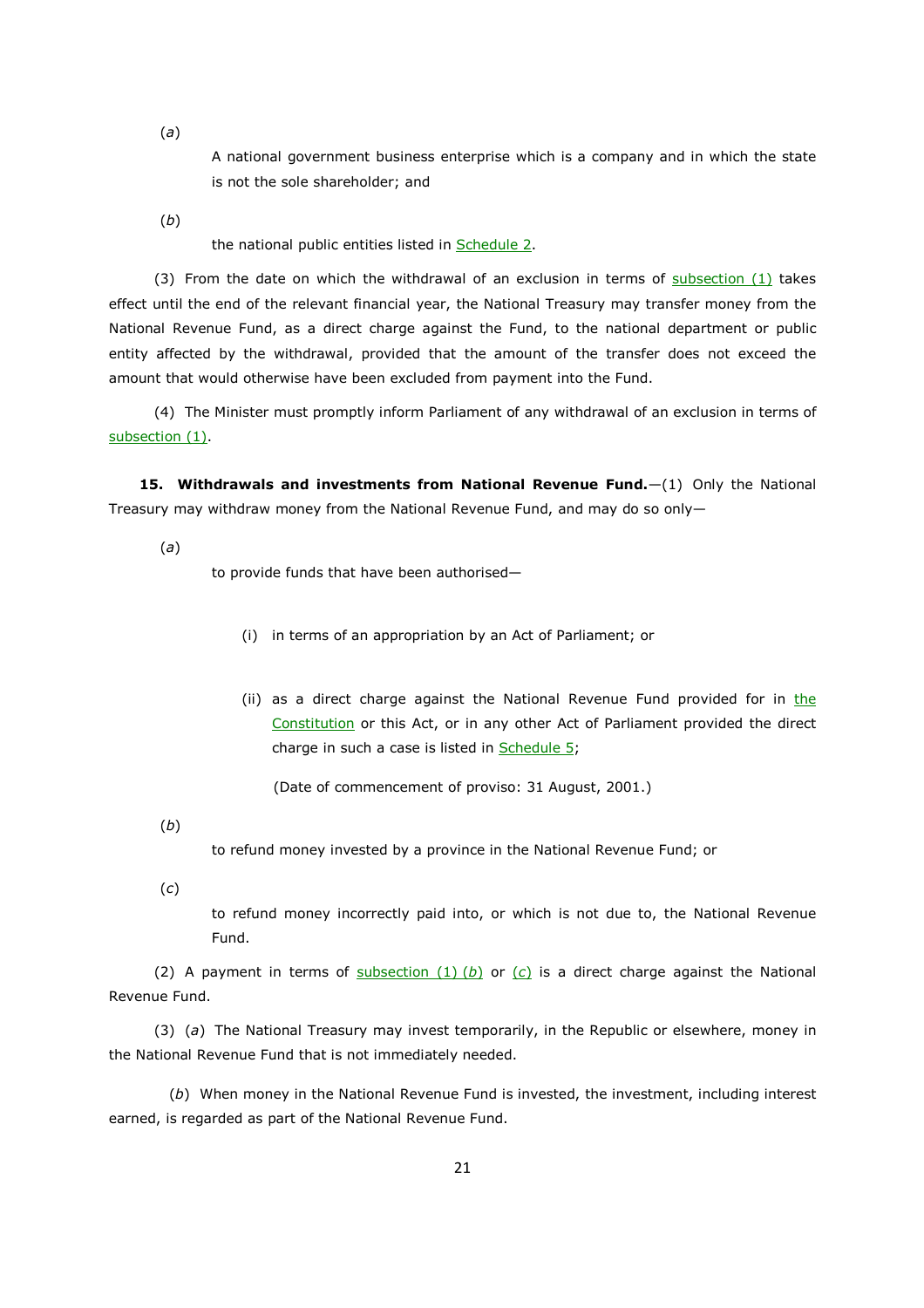(*a*)

A national government business enterprise which is a company and in which the state is not the sole shareholder; and

(*b*)

the national public entities listed in Schedule 2.

(3) From the date on which the withdrawal of an exclusion in terms of subsection (1) takes effect until the end of the relevant financial year, the National Treasury may transfer money from the National Revenue Fund, as a direct charge against the Fund, to the national department or public entity affected by the withdrawal, provided that the amount of the transfer does not exceed the amount that would otherwise have been excluded from payment into the Fund.

(4) The Minister must promptly inform Parliament of any withdrawal of an exclusion in terms of subsection (1).

**15. Withdrawals and investments from National Revenue Fund.**—(1) Only the National Treasury may withdraw money from the National Revenue Fund, and may do so only—

(*a*)

to provide funds that have been authorised—

(i) in terms of an appropriation by an Act of Parliament; or

(ii) as a direct charge against the National Revenue Fund provided for in the Constitution or this Act, or in any other Act of Parliament provided the direct charge in such a case is listed in Schedule 5;

(Date of commencement of proviso: 31 August, 2001.)

(*b*)

to refund money invested by a province in the National Revenue Fund; or

(*c*)

to refund money incorrectly paid into, or which is not due to, the National Revenue Fund.

(2) A payment in terms of subsection (1) (*b*) or (*c*) is a direct charge against the National Revenue Fund.

(3) (*a*) The National Treasury may invest temporarily, in the Republic or elsewhere, money in the National Revenue Fund that is not immediately needed.

(*b*) When money in the National Revenue Fund is invested, the investment, including interest earned, is regarded as part of the National Revenue Fund.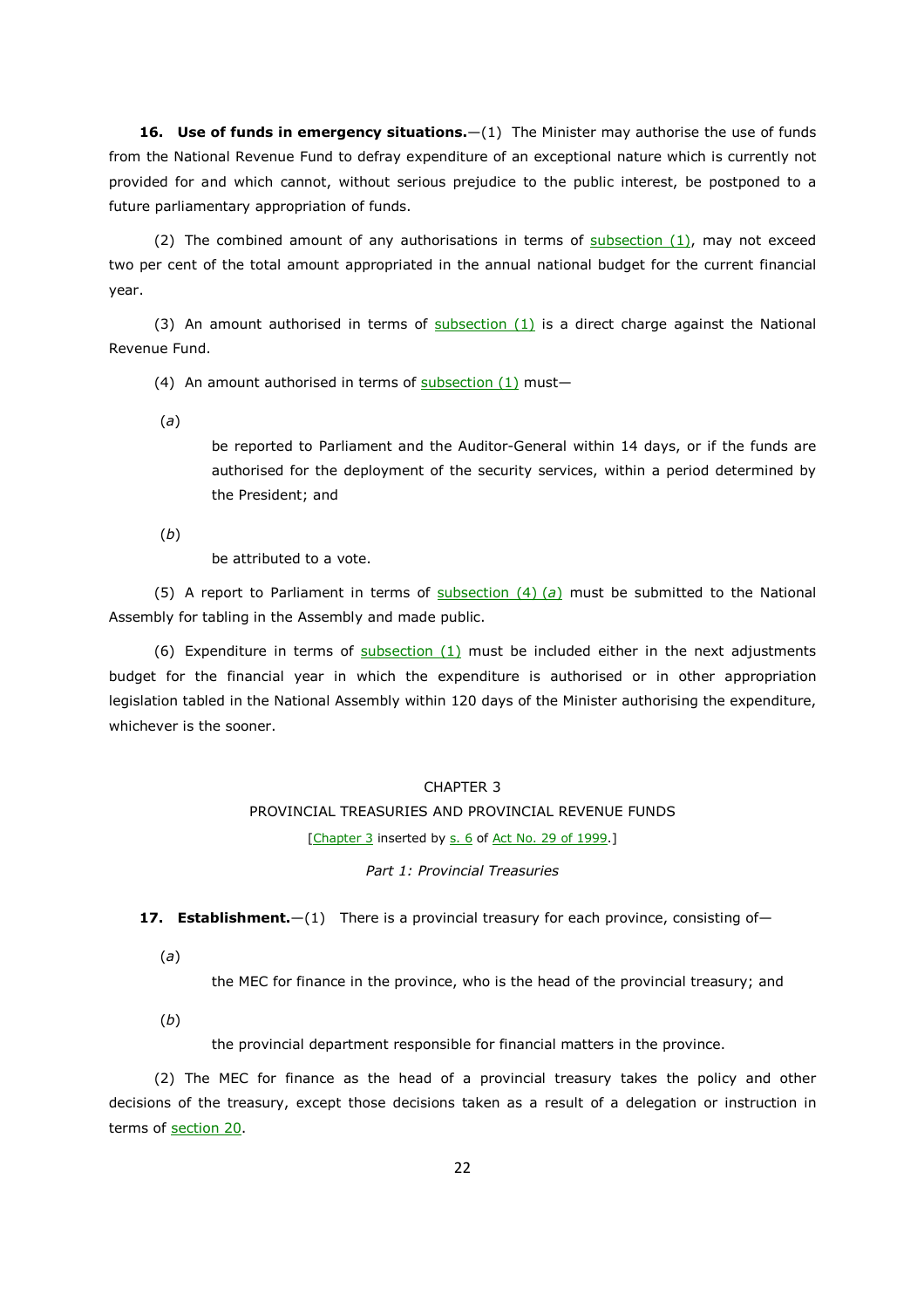**16. Use of funds in emergency situations.**—(1) The Minister may authorise the use of funds from the National Revenue Fund to defray expenditure of an exceptional nature which is currently not provided for and which cannot, without serious prejudice to the public interest, be postponed to a future parliamentary appropriation of funds.

(2) The combined amount of any authorisations in terms of subsection (1), may not exceed two per cent of the total amount appropriated in the annual national budget for the current financial year.

(3) An amount authorised in terms of subsection (1) is a direct charge against the National Revenue Fund.

(4) An amount authorised in terms of subsection (1) must—

(*a*) be reported to Parliament and the Auditor-General within 14 days, or if the funds are authorised for the deployment of the security services, within a period determined by the President; and

(*b*) be attributed to a vote.

(5) A report to Parliament in terms of subsection (4) (*a*) must be submitted to the National Assembly for tabling in the Assembly and made public.

(6) Expenditure in terms of subsection (1) must be included either in the next adjustments budget for the financial year in which the expenditure is authorised or in other appropriation legislation tabled in the National Assembly within 120 days of the Minister authorising the expenditure, whichever is the sooner.

## CHAPTER 3
## PROVINCIAL TREASURIES AND PROVINCIAL REVENUE FUNDS

[Chapter 3 inserted by s. 6 of Act No. 29 of 1999.]

### *Part 1: Provincial Treasuries*

**17. Establishment.**—(1) There is a provincial treasury for each province, consisting of—

(*a*) the MEC for finance in the province, who is the head of the provincial treasury; and

(*b*) the provincial department responsible for financial matters in the province.

(2) The MEC for finance as the head of a provincial treasury takes the policy and other decisions of the treasury, except those decisions taken as a result of a delegation or instruction in terms of section 20.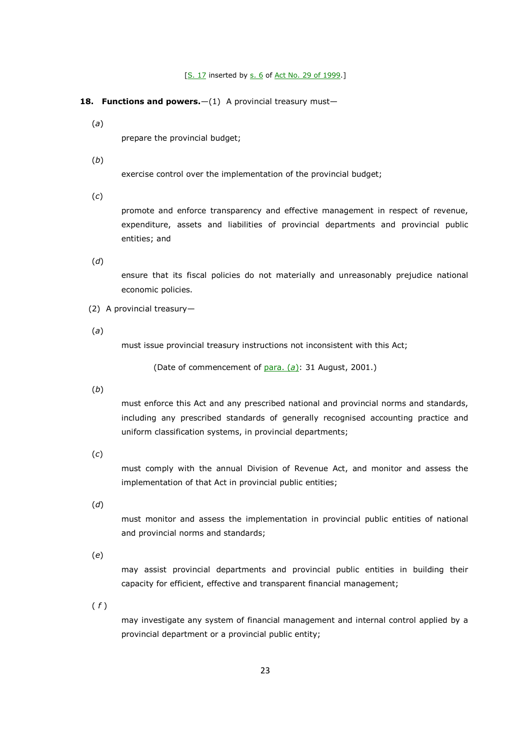[S. 17 inserted by s. 6 of Act No. 29 of 1999.]

**18. Functions and powers.**—(1) A provincial treasury must—

(*a*) prepare the provincial budget;

(*b*) exercise control over the implementation of the provincial budget;

(*c*) promote and enforce transparency and effective management in respect of revenue, expenditure, assets and liabilities of provincial departments and provincial public entities; and

(*d*) ensure that its fiscal policies do not materially and unreasonably prejudice national economic policies.

(2) A provincial treasury—

(*a*) must issue provincial treasury instructions not inconsistent with this Act;

(Date of commencement of para. (*a*): 31 August, 2001.)

(*b*) must enforce this Act and any prescribed national and provincial norms and standards, including any prescribed standards of generally recognised accounting practice and uniform classification systems, in provincial departments;

(*c*) must comply with the annual Division of Revenue Act, and monitor and assess the implementation of that Act in provincial public entities;

(*d*) must monitor and assess the implementation in provincial public entities of national and provincial norms and standards;

(*e*) may assist provincial departments and provincial public entities in building their capacity for efficient, effective and transparent financial management;

(*f*) may investigate any system of financial management and internal control applied by a provincial department or a provincial public entity;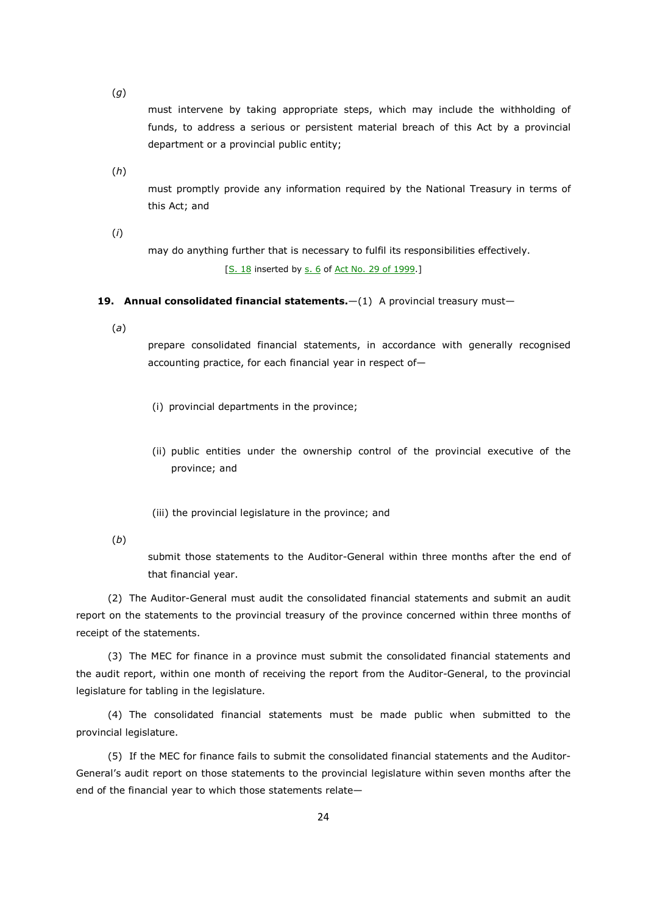(*g*) must intervene by taking appropriate steps, which may include the withholding of funds, to address a serious or persistent material breach of this Act by a provincial department or a provincial public entity;

(*h*) must promptly provide any information required by the National Treasury in terms of this Act; and

(*i*) may do anything further that is necessary to fulfil its responsibilities effectively.

[S. 18 inserted by s. 6 of Act No. 29 of 1999.]

**19. Annual consolidated financial statements.**—(1) A provincial treasury must—

(*a*) prepare consolidated financial statements, in accordance with generally recognised accounting practice, for each financial year in respect of—

(i) provincial departments in the province;

(ii) public entities under the ownership control of the provincial executive of the province; and

(iii) the provincial legislature in the province; and

(*b*) submit those statements to the Auditor-General within three months after the end of that financial year.

(2) The Auditor-General must audit the consolidated financial statements and submit an audit report on the statements to the provincial treasury of the province concerned within three months of receipt of the statements.

(3) The MEC for finance in a province must submit the consolidated financial statements and the audit report, within one month of receiving the report from the Auditor-General, to the provincial legislature for tabling in the legislature.

(4) The consolidated financial statements must be made public when submitted to the provincial legislature.

(5) If the MEC for finance fails to submit the consolidated financial statements and the Auditor-General's audit report on those statements to the provincial legislature within seven months after the end of the financial year to which those statements relate—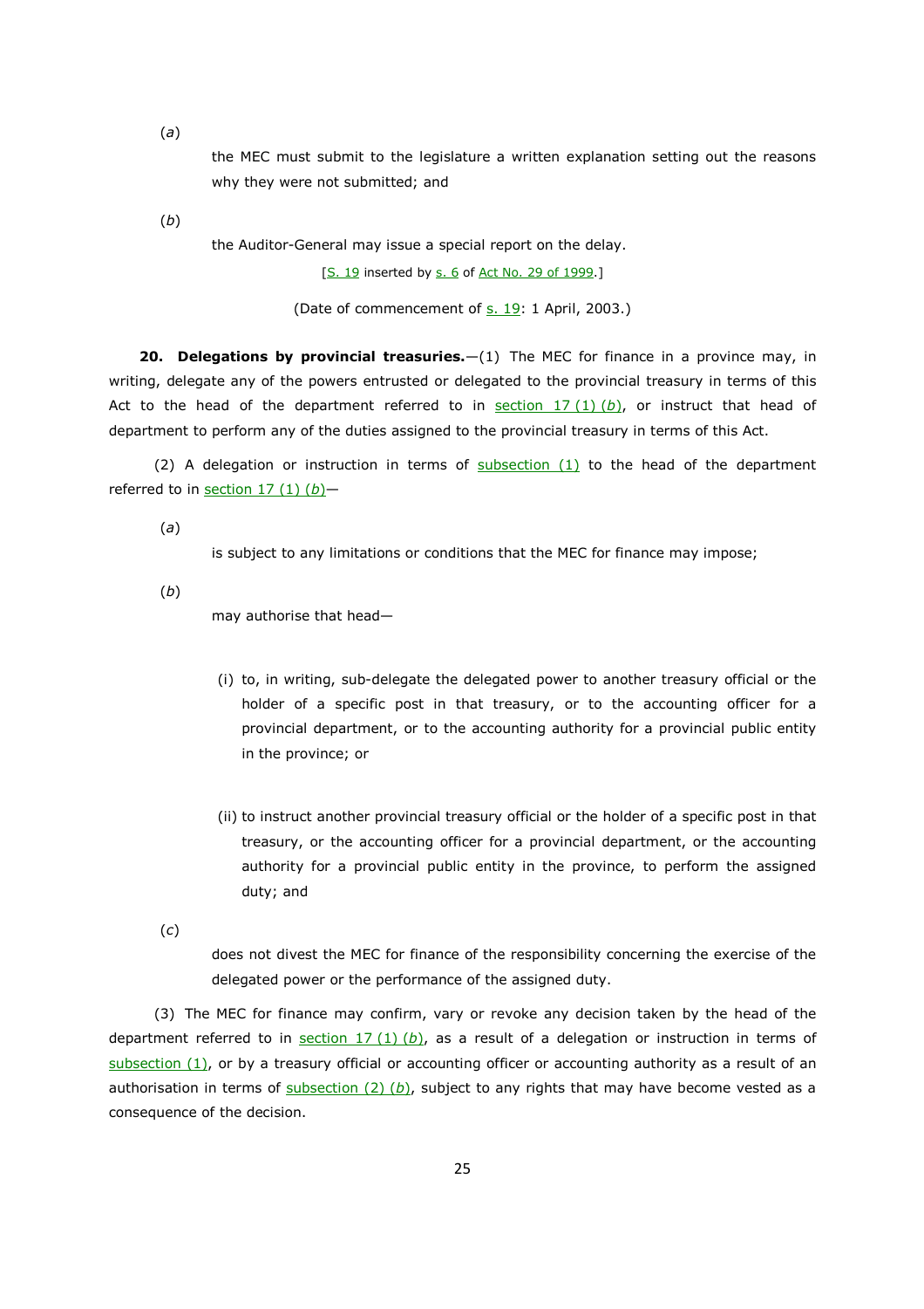(*a*) the MEC must submit to the legislature a written explanation setting out the reasons why they were not submitted; and

(*b*) the Auditor-General may issue a special report on the delay.

[S. 19 inserted by s. 6 of Act No. 29 of 1999.]

(Date of commencement of s. 19: 1 April, 2003.)

**20. Delegations by provincial treasuries.**—(1) The MEC for finance in a province may, in writing, delegate any of the powers entrusted or delegated to the provincial treasury in terms of this Act to the head of the department referred to in section 17 (1) (*b*), or instruct that head of department to perform any of the duties assigned to the provincial treasury in terms of this Act.

(2) A delegation or instruction in terms of subsection (1) to the head of the department referred to in section 17 (1) (*b*)—

(*a*) is subject to any limitations or conditions that the MEC for finance may impose;

(*b*) may authorise that head—

(i) to, in writing, sub-delegate the delegated power to another treasury official or the holder of a specific post in that treasury, or to the accounting officer for a provincial department, or to the accounting authority for a provincial public entity in the province; or

(ii) to instruct another provincial treasury official or the holder of a specific post in that treasury, or the accounting officer for a provincial department, or the accounting authority for a provincial public entity in the province, to perform the assigned duty; and

(*c*) does not divest the MEC for finance of the responsibility concerning the exercise of the delegated power or the performance of the assigned duty.

(3) The MEC for finance may confirm, vary or revoke any decision taken by the head of the department referred to in section 17 (1) (*b*), as a result of a delegation or instruction in terms of subsection (1), or by a treasury official or accounting officer or accounting authority as a result of an authorisation in terms of subsection (2) (*b*), subject to any rights that may have become vested as a consequence of the decision.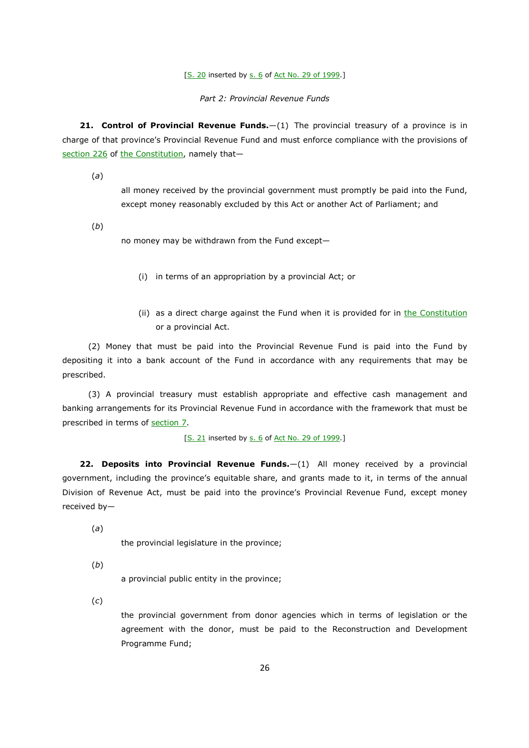[S. 20 inserted by s. 6 of Act No. 29 of 1999.]

*Part 2: Provincial Revenue Funds*

**21. Control of Provincial Revenue Funds.**—(1) The provincial treasury of a province is in charge of that province's Provincial Revenue Fund and must enforce compliance with the provisions of section 226 of the Constitution, namely that—

(*a*) all money received by the provincial government must promptly be paid into the Fund, except money reasonably excluded by this Act or another Act of Parliament; and

(*b*) no money may be withdrawn from the Fund except—

(i) in terms of an appropriation by a provincial Act; or

(ii) as a direct charge against the Fund when it is provided for in the Constitution or a provincial Act.

(2) Money that must be paid into the Provincial Revenue Fund is paid into the Fund by depositing it into a bank account of the Fund in accordance with any requirements that may be prescribed.

(3) A provincial treasury must establish appropriate and effective cash management and banking arrangements for its Provincial Revenue Fund in accordance with the framework that must be prescribed in terms of section 7.

[S. 21 inserted by s. 6 of Act No. 29 of 1999.]

**22. Deposits into Provincial Revenue Funds.**—(1) All money received by a provincial government, including the province's equitable share, and grants made to it, in terms of the annual Division of Revenue Act, must be paid into the province's Provincial Revenue Fund, except money received by—

(*a*) the provincial legislature in the province;

(*b*) a provincial public entity in the province;

(*c*) the provincial government from donor agencies which in terms of legislation or the agreement with the donor, must be paid to the Reconstruction and Development Programme Fund;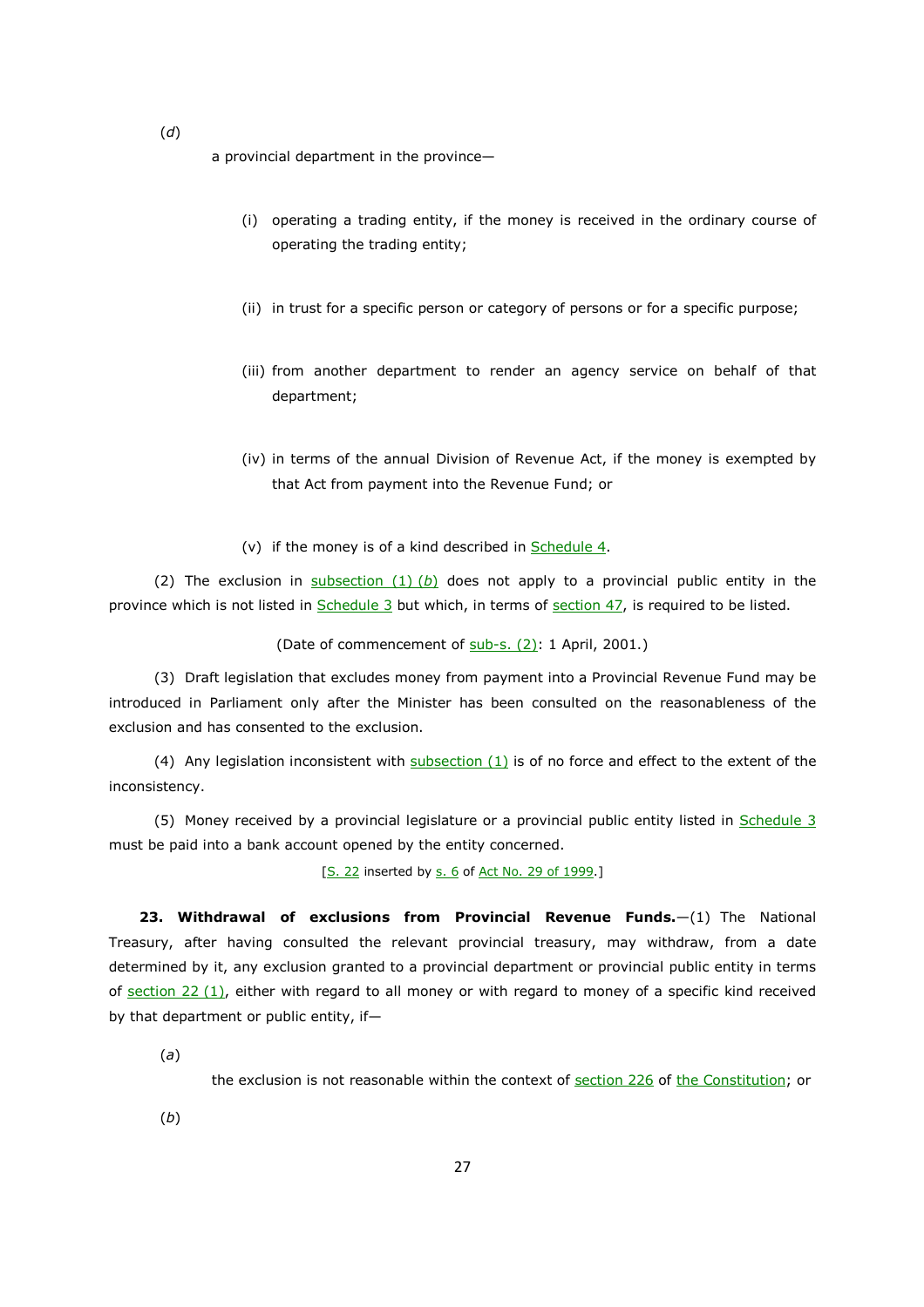(*d*)

a provincial department in the province—

(i) operating a trading entity, if the money is received in the ordinary course of operating the trading entity;

(ii) in trust for a specific person or category of persons or for a specific purpose;

(iii) from another department to render an agency service on behalf of that department;

(iv) in terms of the annual Division of Revenue Act, if the money is exempted by that Act from payment into the Revenue Fund; or

(v) if the money is of a kind described in Schedule 4.

(2) The exclusion in subsection (1) (*b*) does not apply to a provincial public entity in the province which is not listed in Schedule 3 but which, in terms of section 47, is required to be listed.

(Date of commencement of sub-s. (2): 1 April, 2001.)

(3) Draft legislation that excludes money from payment into a Provincial Revenue Fund may be introduced in Parliament only after the Minister has been consulted on the reasonableness of the exclusion and has consented to the exclusion.

(4) Any legislation inconsistent with subsection (1) is of no force and effect to the extent of the inconsistency.

(5) Money received by a provincial legislature or a provincial public entity listed in Schedule 3 must be paid into a bank account opened by the entity concerned.

[S. 22 inserted by s. 6 of Act No. 29 of 1999.]

**23. Withdrawal of exclusions from Provincial Revenue Funds.**—(1) The National Treasury, after having consulted the relevant provincial treasury, may withdraw, from a date determined by it, any exclusion granted to a provincial department or provincial public entity in terms of section 22 (1), either with regard to all money or with regard to money of a specific kind received by that department or public entity, if—

(*a*)

the exclusion is not reasonable within the context of section 226 of the Constitution; or

(*b*)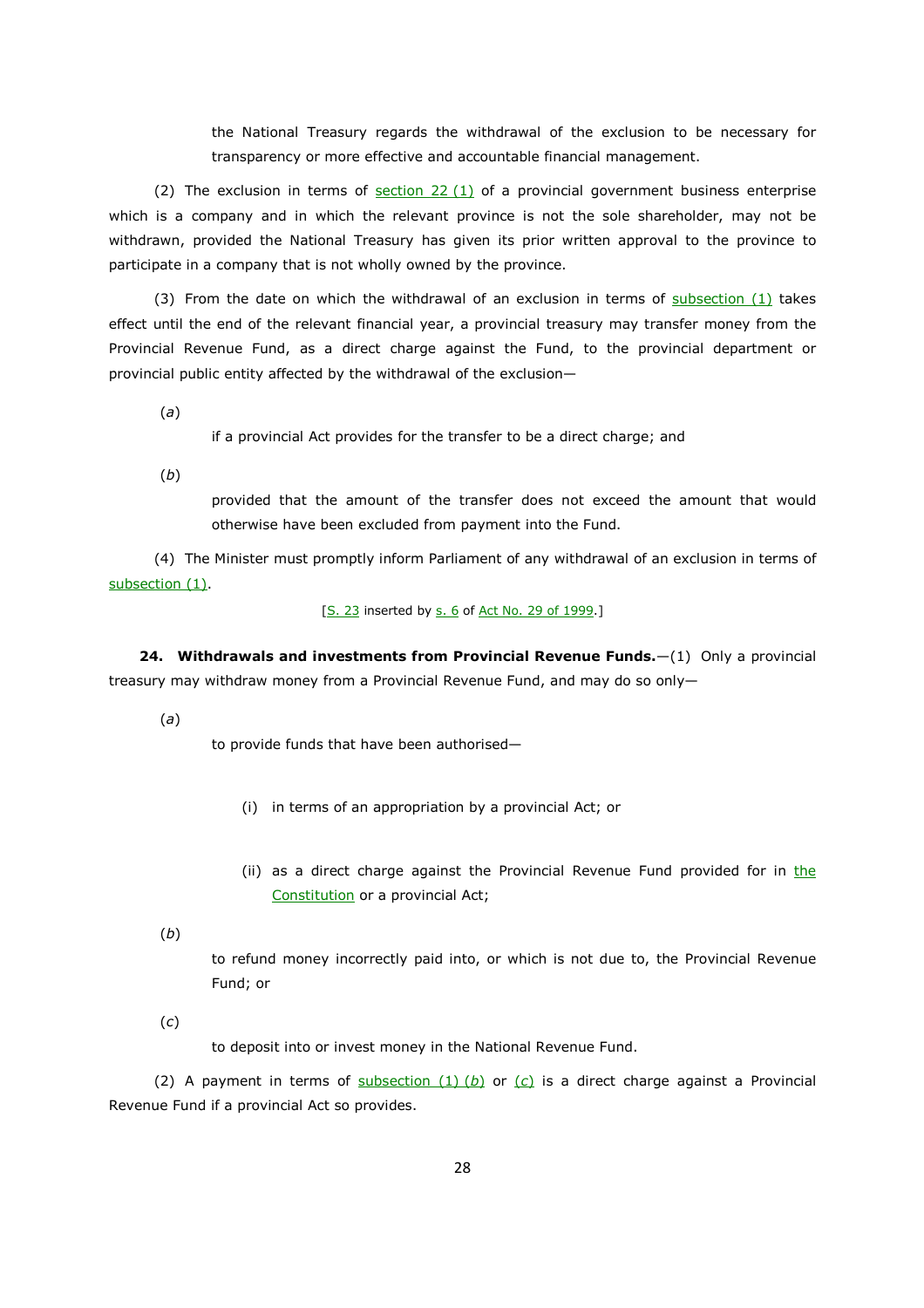the National Treasury regards the withdrawal of the exclusion to be necessary for transparency or more effective and accountable financial management.

(2) The exclusion in terms of section 22 (1) of a provincial government business enterprise which is a company and in which the relevant province is not the sole shareholder, may not be withdrawn, provided the National Treasury has given its prior written approval to the province to participate in a company that is not wholly owned by the province.

(3) From the date on which the withdrawal of an exclusion in terms of subsection (1) takes effect until the end of the relevant financial year, a provincial treasury may transfer money from the Provincial Revenue Fund, as a direct charge against the Fund, to the provincial department or provincial public entity affected by the withdrawal of the exclusion—

(*a*) if a provincial Act provides for the transfer to be a direct charge; and

(*b*) provided that the amount of the transfer does not exceed the amount that would otherwise have been excluded from payment into the Fund.

(4) The Minister must promptly inform Parliament of any withdrawal of an exclusion in terms of subsection (1).

[S. 23 inserted by s. 6 of Act No. 29 of 1999.]

**24. Withdrawals and investments from Provincial Revenue Funds.**—(1) Only a provincial treasury may withdraw money from a Provincial Revenue Fund, and may do so only—

(*a*) to provide funds that have been authorised—

(i) in terms of an appropriation by a provincial Act; or

(ii) as a direct charge against the Provincial Revenue Fund provided for in the Constitution or a provincial Act;

(*b*) to refund money incorrectly paid into, or which is not due to, the Provincial Revenue Fund; or

(*c*) to deposit into or invest money in the National Revenue Fund.

(2) A payment in terms of subsection (1) (*b*) or (*c*) is a direct charge against a Provincial Revenue Fund if a provincial Act so provides.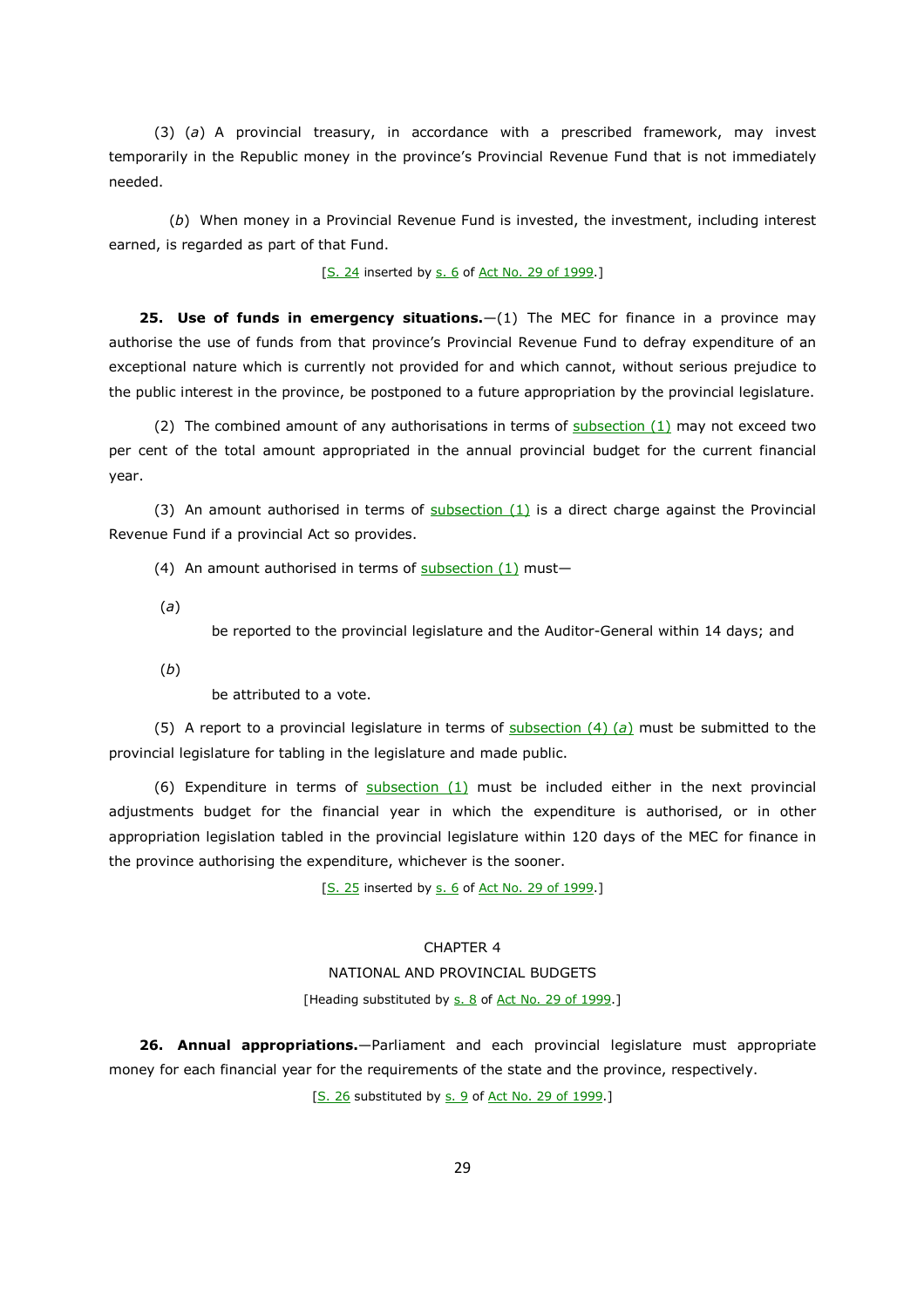(3) (*a*) A provincial treasury, in accordance with a prescribed framework, may invest temporarily in the Republic money in the province's Provincial Revenue Fund that is not immediately needed.

(*b*) When money in a Provincial Revenue Fund is invested, the investment, including interest earned, is regarded as part of that Fund.

[S. 24 inserted by s. 6 of Act No. 29 of 1999.]

**25. Use of funds in emergency situations.**—(1) The MEC for finance in a province may authorise the use of funds from that province's Provincial Revenue Fund to defray expenditure of an exceptional nature which is currently not provided for and which cannot, without serious prejudice to the public interest in the province, be postponed to a future appropriation by the provincial legislature.

(2) The combined amount of any authorisations in terms of subsection (1) may not exceed two per cent of the total amount appropriated in the annual provincial budget for the current financial year.

(3) An amount authorised in terms of subsection (1) is a direct charge against the Provincial Revenue Fund if a provincial Act so provides.

(4) An amount authorised in terms of subsection (1) must—

(*a*) be reported to the provincial legislature and the Auditor-General within 14 days; and

(*b*) be attributed to a vote.

(5) A report to a provincial legislature in terms of subsection (4) (*a*) must be submitted to the provincial legislature for tabling in the legislature and made public.

(6) Expenditure in terms of subsection (1) must be included either in the next provincial adjustments budget for the financial year in which the expenditure is authorised, or in other appropriation legislation tabled in the provincial legislature within 120 days of the MEC for finance in the province authorising the expenditure, whichever is the sooner.

[S. 25 inserted by s. 6 of Act No. 29 of 1999.]

## CHAPTER 4
## NATIONAL AND PROVINCIAL BUDGETS

[Heading substituted by s. 8 of Act No. 29 of 1999.]

**26. Annual appropriations.**—Parliament and each provincial legislature must appropriate money for each financial year for the requirements of the state and the province, respectively.

[S. 26 substituted by s. 9 of Act No. 29 of 1999.]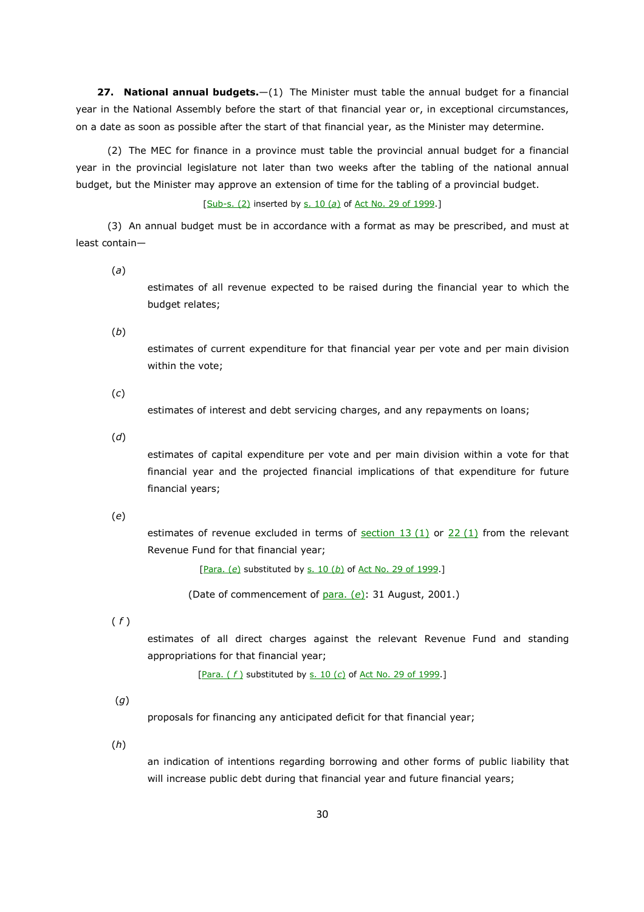**27. National annual budgets.**—(1) The Minister must table the annual budget for a financial year in the National Assembly before the start of that financial year or, in exceptional circumstances, on a date as soon as possible after the start of that financial year, as the Minister may determine.

(2) The MEC for finance in a province must table the provincial annual budget for a financial year in the provincial legislature not later than two weeks after the tabling of the national annual budget, but the Minister may approve an extension of time for the tabling of a provincial budget.

[Sub-s. (2) inserted by s. 10 (*a*) of Act No. 29 of 1999.]

(3) An annual budget must be in accordance with a format as may be prescribed, and must at least contain—

(*a*) estimates of all revenue expected to be raised during the financial year to which the budget relates;

(*b*) estimates of current expenditure for that financial year per vote and per main division within the vote;

(*c*) estimates of interest and debt servicing charges, and any repayments on loans;

(*d*) estimates of capital expenditure per vote and per main division within a vote for that financial year and the projected financial implications of that expenditure for future financial years;

(*e*) estimates of revenue excluded in terms of section 13 (1) or 22 (1) from the relevant Revenue Fund for that financial year;

[Para. (*e*) substituted by s. 10 (*b*) of Act No. 29 of 1999.]

(Date of commencement of para. (*e*): 31 August, 2001.)

(*f*) estimates of all direct charges against the relevant Revenue Fund and standing appropriations for that financial year;

[Para. (*f*) substituted by s. 10 (*c*) of Act No. 29 of 1999.]

(*g*) proposals for financing any anticipated deficit for that financial year;

(*h*) an indication of intentions regarding borrowing and other forms of public liability that will increase public debt during that financial year and future financial years;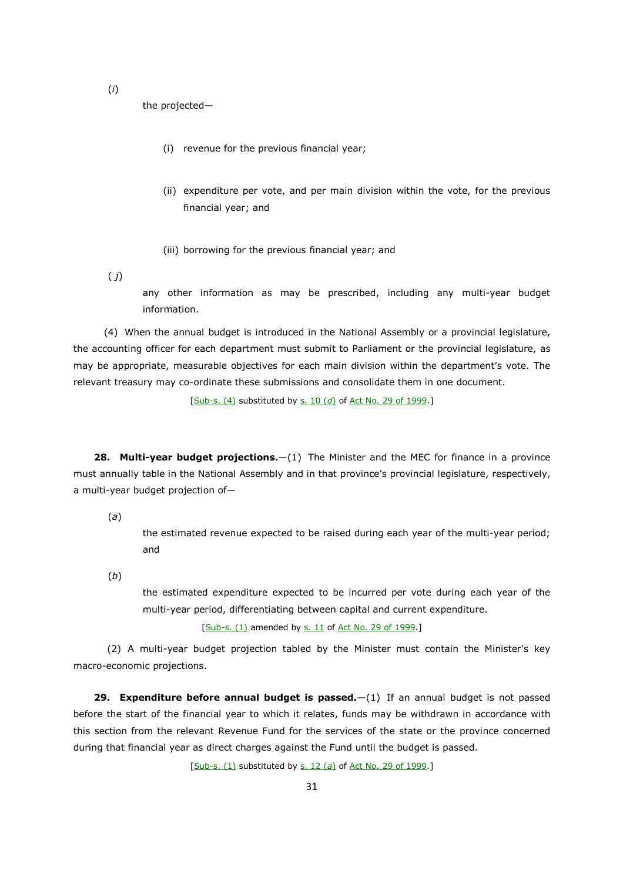(*i*) the projected—

(i) revenue for the previous financial year;

(ii) expenditure per vote, and per main division within the vote, for the previous financial year; and

(iii) borrowing for the previous financial year; and

(*j*) any other information as may be prescribed, including any multi-year budget information.

(4) When the annual budget is introduced in the National Assembly or a provincial legislature, the accounting officer for each department must submit to Parliament or the provincial legislature, as may be appropriate, measurable objectives for each main division within the department's vote. The relevant treasury may co-ordinate these submissions and consolidate them in one document.

[Sub-s. (4) substituted by s. 10 (*d*) of Act No. 29 of 1999.]

**28. Multi-year budget projections.**—(1) The Minister and the MEC for finance in a province must annually table in the National Assembly and in that province's provincial legislature, respectively, a multi-year budget projection of—

(*a*) the estimated revenue expected to be raised during each year of the multi-year period; and

(*b*) the estimated expenditure expected to be incurred per vote during each year of the multi-year period, differentiating between capital and current expenditure.

[Sub-s. (1) amended by s. 11 of Act No. 29 of 1999.]

(2) A multi-year budget projection tabled by the Minister must contain the Minister's key macro-economic projections.

**29. Expenditure before annual budget is passed.**—(1) If an annual budget is not passed before the start of the financial year to which it relates, funds may be withdrawn in accordance with this section from the relevant Revenue Fund for the services of the state or the province concerned during that financial year as direct charges against the Fund until the budget is passed.

[Sub-s. (1) substituted by s. 12 (*a*) of Act No. 29 of 1999.]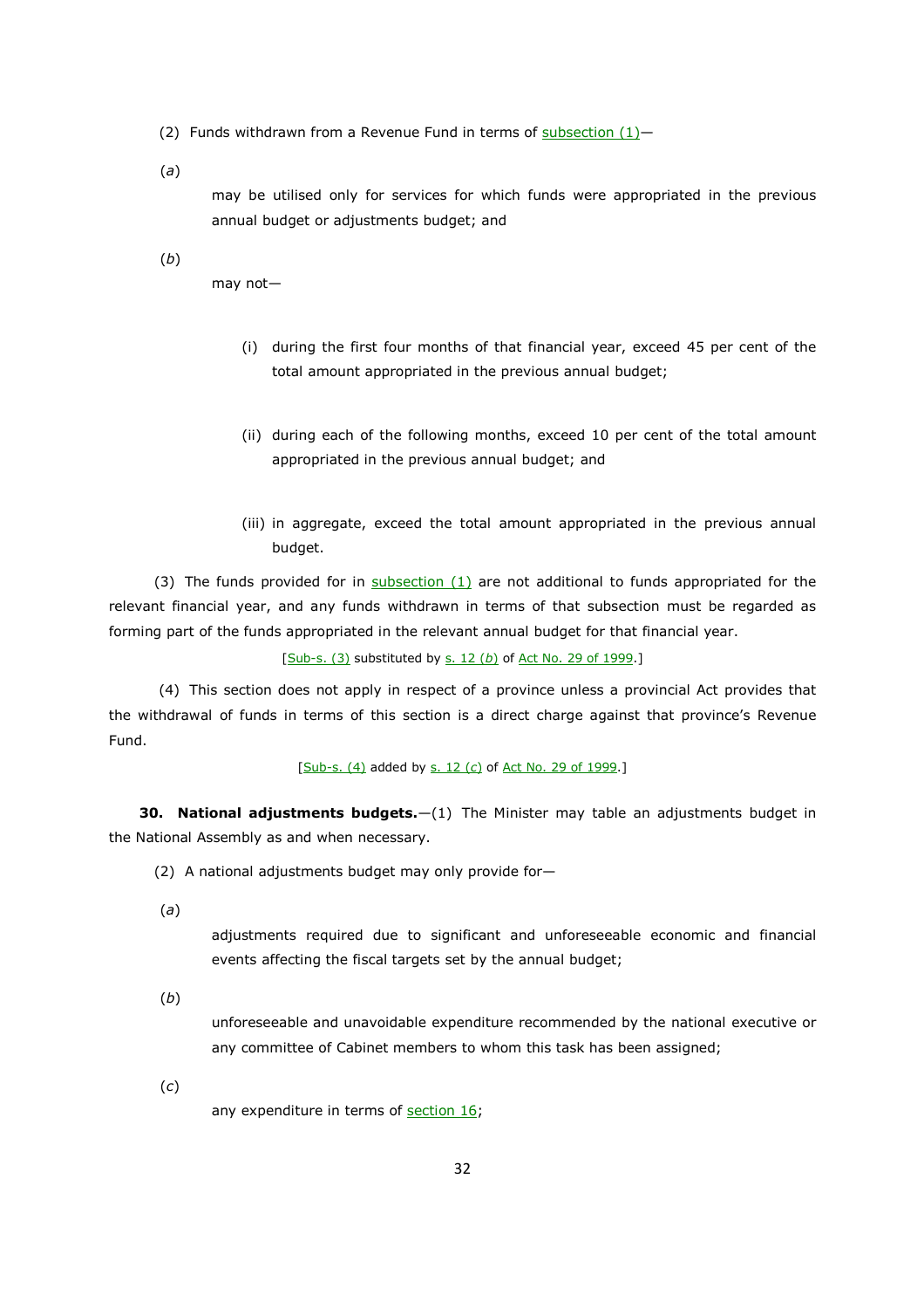(2) Funds withdrawn from a Revenue Fund in terms of subsection (1)—

(*a*) may be utilised only for services for which funds were appropriated in the previous annual budget or adjustments budget; and

(*b*) may not—

(i) during the first four months of that financial year, exceed 45 per cent of the total amount appropriated in the previous annual budget;

(ii) during each of the following months, exceed 10 per cent of the total amount appropriated in the previous annual budget; and

(iii) in aggregate, exceed the total amount appropriated in the previous annual budget.

(3) The funds provided for in subsection (1) are not additional to funds appropriated for the relevant financial year, and any funds withdrawn in terms of that subsection must be regarded as forming part of the funds appropriated in the relevant annual budget for that financial year.

[Sub-s. (3) substituted by s. 12 (*b*) of Act No. 29 of 1999.]

(4) This section does not apply in respect of a province unless a provincial Act provides that the withdrawal of funds in terms of this section is a direct charge against that province's Revenue Fund.

[Sub-s. (4) added by s. 12 (*c*) of Act No. 29 of 1999.]

**30. National adjustments budgets.**—(1) The Minister may table an adjustments budget in the National Assembly as and when necessary.

(2) A national adjustments budget may only provide for—

(*a*) adjustments required due to significant and unforeseeable economic and financial events affecting the fiscal targets set by the annual budget;

(*b*) unforeseeable and unavoidable expenditure recommended by the national executive or any committee of Cabinet members to whom this task has been assigned;

(*c*) any expenditure in terms of section 16;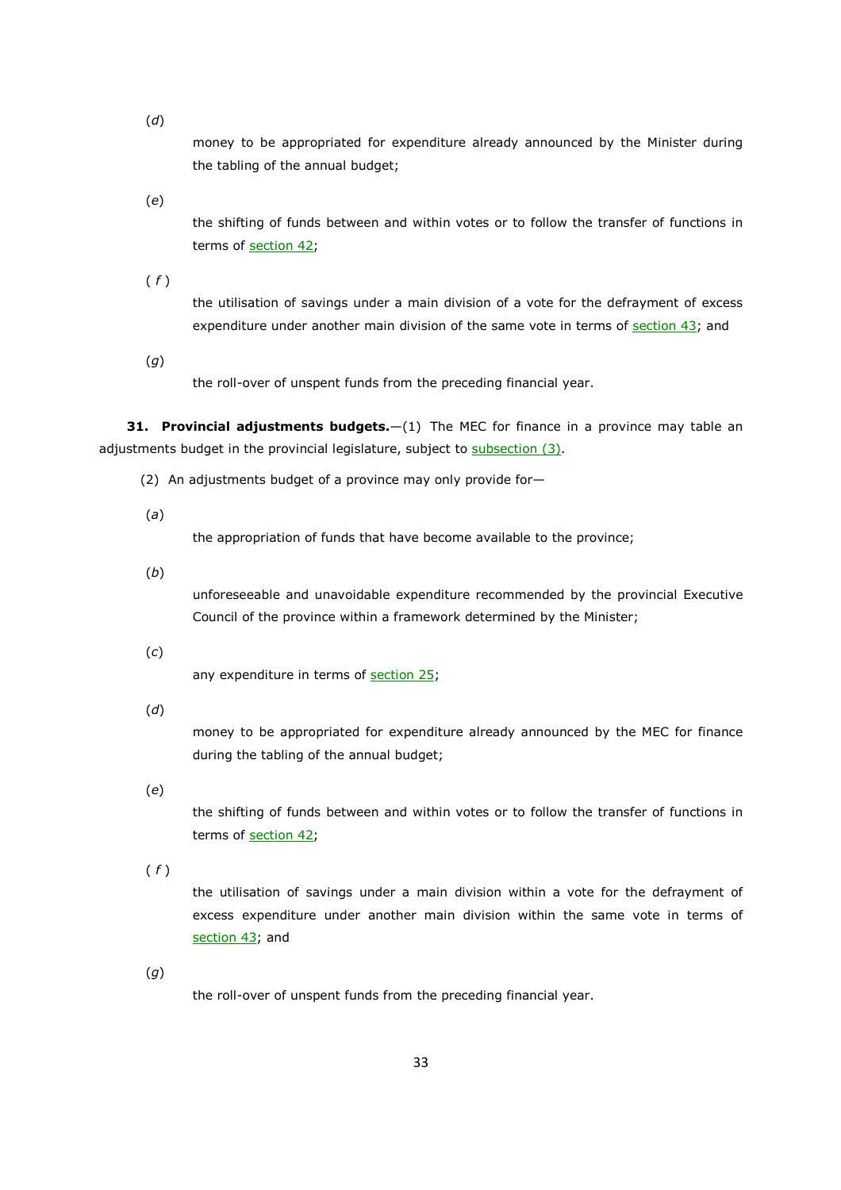(*d*) money to be appropriated for expenditure already announced by the Minister during the tabling of the annual budget;

(*e*) the shifting of funds between and within votes or to follow the transfer of functions in terms of section 42;

(*f*) the utilisation of savings under a main division of a vote for the defrayment of excess expenditure under another main division of the same vote in terms of section 43; and

(*g*) the roll-over of unspent funds from the preceding financial year.

**31. Provincial adjustments budgets.**—(1) The MEC for finance in a province may table an adjustments budget in the provincial legislature, subject to subsection (3).

(2) An adjustments budget of a province may only provide for—

(*a*) the appropriation of funds that have become available to the province;

(*b*) unforeseeable and unavoidable expenditure recommended by the provincial Executive Council of the province within a framework determined by the Minister;

(*c*) any expenditure in terms of section 25;

(*d*) money to be appropriated for expenditure already announced by the MEC for finance during the tabling of the annual budget;

(*e*) the shifting of funds between and within votes or to follow the transfer of functions in terms of section 42;

(*f*) the utilisation of savings under a main division within a vote for the defrayment of excess expenditure under another main division within the same vote in terms of section 43; and

(*g*) the roll-over of unspent funds from the preceding financial year.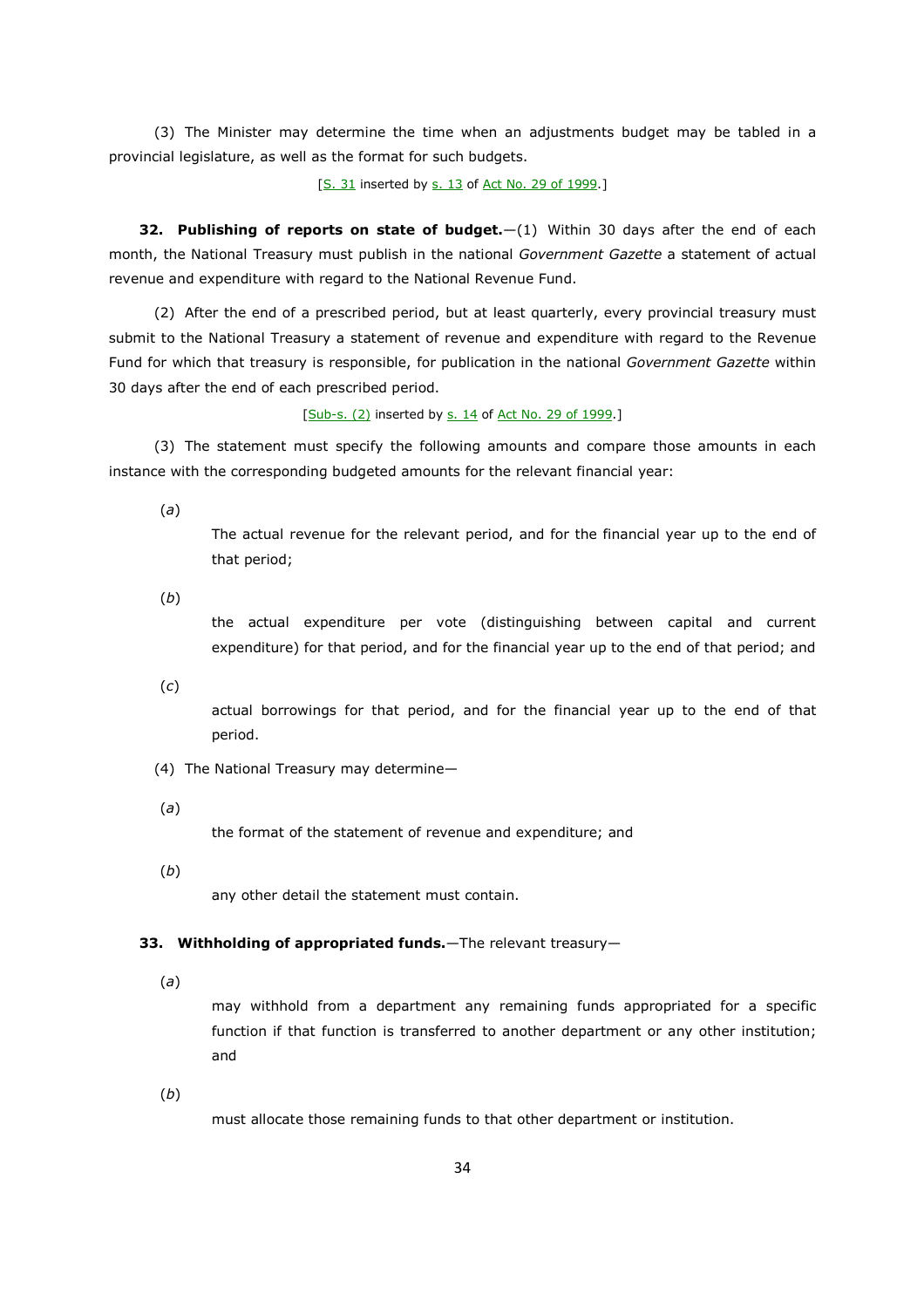(3) The Minister may determine the time when an adjustments budget may be tabled in a provincial legislature, as well as the format for such budgets.

[S. 31 inserted by s. 13 of Act No. 29 of 1999.]

**32. Publishing of reports on state of budget.**—(1) Within 30 days after the end of each month, the National Treasury must publish in the national *Government Gazette* a statement of actual revenue and expenditure with regard to the National Revenue Fund.

(2) After the end of a prescribed period, but at least quarterly, every provincial treasury must submit to the National Treasury a statement of revenue and expenditure with regard to the Revenue Fund for which that treasury is responsible, for publication in the national *Government Gazette* within 30 days after the end of each prescribed period.

[Sub-s. (2) inserted by s. 14 of Act No. 29 of 1999.]

(3) The statement must specify the following amounts and compare those amounts in each instance with the corresponding budgeted amounts for the relevant financial year:

(*a*) The actual revenue for the relevant period, and for the financial year up to the end of that period;

(*b*) the actual expenditure per vote (distinguishing between capital and current expenditure) for that period, and for the financial year up to the end of that period; and

(*c*) actual borrowings for that period, and for the financial year up to the end of that period.

(4) The National Treasury may determine—

(*a*) the format of the statement of revenue and expenditure; and

(*b*) any other detail the statement must contain.

**33. Withholding of appropriated funds.**—The relevant treasury—

(*a*) may withhold from a department any remaining funds appropriated for a specific function if that function is transferred to another department or any other institution; and

(*b*) must allocate those remaining funds to that other department or institution.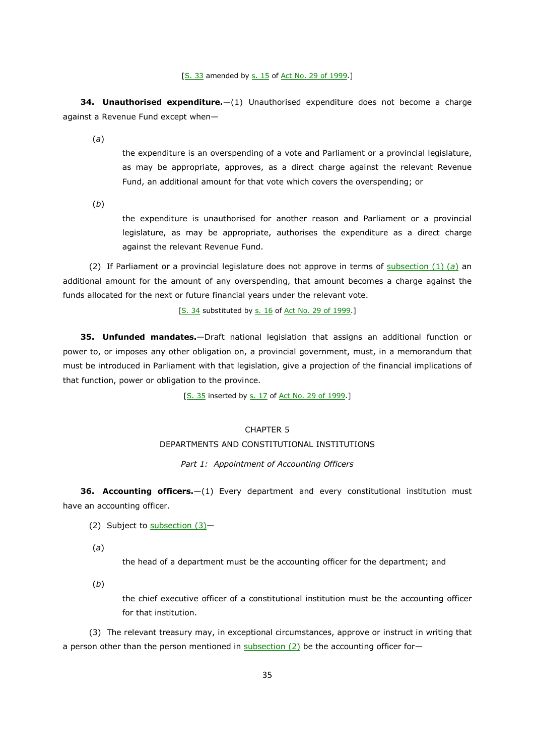[S. 33 amended by s. 15 of Act No. 29 of 1999.]

**34. Unauthorised expenditure.**—(1) Unauthorised expenditure does not become a charge against a Revenue Fund except when—

(*a*) the expenditure is an overspending of a vote and Parliament or a provincial legislature, as may be appropriate, approves, as a direct charge against the relevant Revenue Fund, an additional amount for that vote which covers the overspending; or

(*b*) the expenditure is unauthorised for another reason and Parliament or a provincial legislature, as may be appropriate, authorises the expenditure as a direct charge against the relevant Revenue Fund.

(2) If Parliament or a provincial legislature does not approve in terms of subsection (1) (*a*) an additional amount for the amount of any overspending, that amount becomes a charge against the funds allocated for the next or future financial years under the relevant vote.

[S. 34 substituted by s. 16 of Act No. 29 of 1999.]

**35. Unfunded mandates.**—Draft national legislation that assigns an additional function or power to, or imposes any other obligation on, a provincial government, must, in a memorandum that must be introduced in Parliament with that legislation, give a projection of the financial implications of that function, power or obligation to the province.

[S. 35 inserted by s. 17 of Act No. 29 of 1999.]

## CHAPTER 5
## DEPARTMENTS AND CONSTITUTIONAL INSTITUTIONS

### *Part 1: Appointment of Accounting Officers*

**36. Accounting officers.**—(1) Every department and every constitutional institution must have an accounting officer.

(2) Subject to subsection (3)—

(*a*) the head of a department must be the accounting officer for the department; and

(*b*) the chief executive officer of a constitutional institution must be the accounting officer for that institution.

(3) The relevant treasury may, in exceptional circumstances, approve or instruct in writing that a person other than the person mentioned in subsection (2) be the accounting officer for—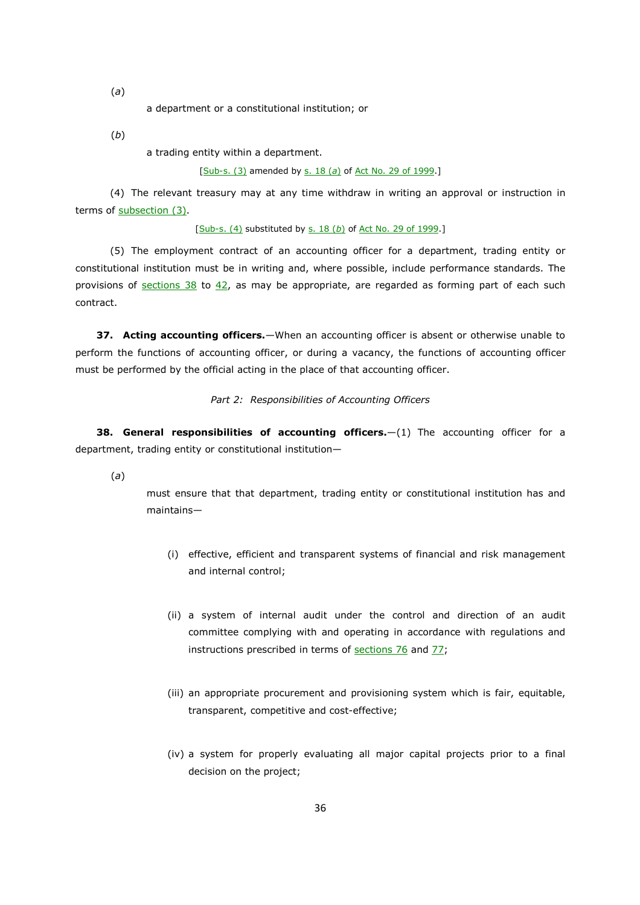(*a*)

a department or a constitutional institution; or

(*b*)

a trading entity within a department.

[Sub-s. (3) amended by s. 18 (*a*) of Act No. 29 of 1999.]

(4) The relevant treasury may at any time withdraw in writing an approval or instruction in terms of subsection (3).

[Sub-s. (4) substituted by s. 18 (*b*) of Act No. 29 of 1999.]

(5) The employment contract of an accounting officer for a department, trading entity or constitutional institution must be in writing and, where possible, include performance standards. The provisions of sections 38 to 42, as may be appropriate, are regarded as forming part of each such contract.

**37. Acting accounting officers.**—When an accounting officer is absent or otherwise unable to perform the functions of accounting officer, or during a vacancy, the functions of accounting officer must be performed by the official acting in the place of that accounting officer.

*Part 2: Responsibilities of Accounting Officers*

**38. General responsibilities of accounting officers.**—(1) The accounting officer for a department, trading entity or constitutional institution—

(*a*)

must ensure that that department, trading entity or constitutional institution has and maintains—

(i) effective, efficient and transparent systems of financial and risk management and internal control;

(ii) a system of internal audit under the control and direction of an audit committee complying with and operating in accordance with regulations and instructions prescribed in terms of sections 76 and 77;

(iii) an appropriate procurement and provisioning system which is fair, equitable, transparent, competitive and cost-effective;

(iv) a system for properly evaluating all major capital projects prior to a final decision on the project;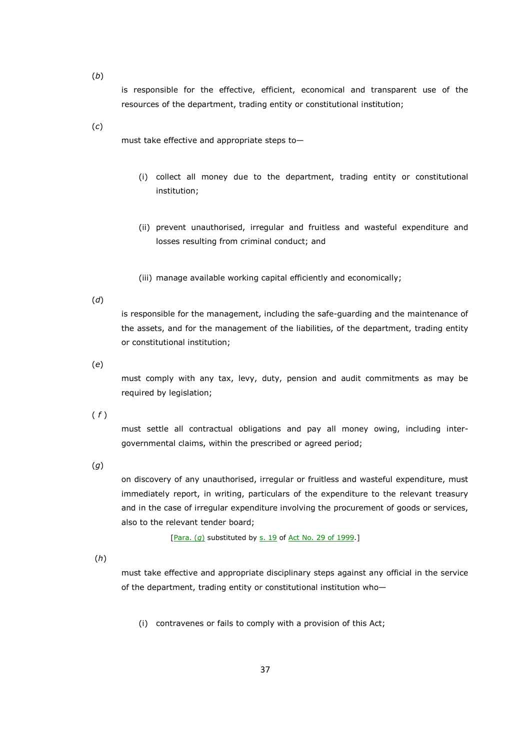(*b*) is responsible for the effective, efficient, economical and transparent use of the resources of the department, trading entity or constitutional institution;

(*c*) must take effective and appropriate steps to—

(i) collect all money due to the department, trading entity or constitutional institution;

(ii) prevent unauthorised, irregular and fruitless and wasteful expenditure and losses resulting from criminal conduct; and

(iii) manage available working capital efficiently and economically;

(*d*) is responsible for the management, including the safe-guarding and the maintenance of the assets, and for the management of the liabilities, of the department, trading entity or constitutional institution;

(*e*) must comply with any tax, levy, duty, pension and audit commitments as may be required by legislation;

(*f*) must settle all contractual obligations and pay all money owing, including intergovernmental claims, within the prescribed or agreed period;

(*g*) on discovery of any unauthorised, irregular or fruitless and wasteful expenditure, must immediately report, in writing, particulars of the expenditure to the relevant treasury and in the case of irregular expenditure involving the procurement of goods or services, also to the relevant tender board;

[Para. (*g*) substituted by s. 19 of Act No. 29 of 1999.]

(*h*) must take effective and appropriate disciplinary steps against any official in the service of the department, trading entity or constitutional institution who—

(i) contravenes or fails to comply with a provision of this Act;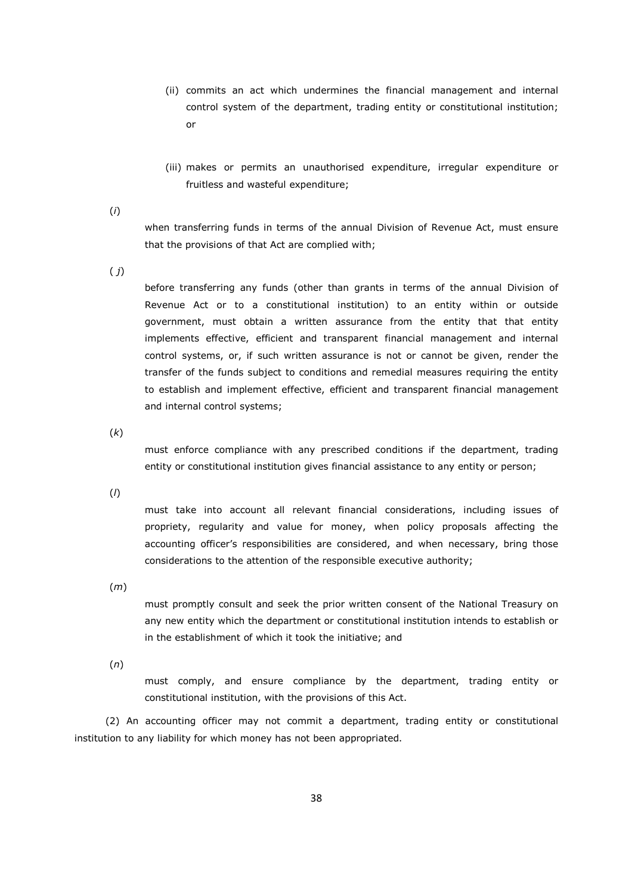(ii) commits an act which undermines the financial management and internal control system of the department, trading entity or constitutional institution; or

(iii) makes or permits an unauthorised expenditure, irregular expenditure or fruitless and wasteful expenditure;

(*i*) when transferring funds in terms of the annual Division of Revenue Act, must ensure that the provisions of that Act are complied with;

(*j*) before transferring any funds (other than grants in terms of the annual Division of Revenue Act or to a constitutional institution) to an entity within or outside government, must obtain a written assurance from the entity that that entity implements effective, efficient and transparent financial management and internal control systems, or, if such written assurance is not or cannot be given, render the transfer of the funds subject to conditions and remedial measures requiring the entity to establish and implement effective, efficient and transparent financial management and internal control systems;

(*k*) must enforce compliance with any prescribed conditions if the department, trading entity or constitutional institution gives financial assistance to any entity or person;

(*l*) must take into account all relevant financial considerations, including issues of propriety, regularity and value for money, when policy proposals affecting the accounting officer's responsibilities are considered, and when necessary, bring those considerations to the attention of the responsible executive authority;

(*m*) must promptly consult and seek the prior written consent of the National Treasury on any new entity which the department or constitutional institution intends to establish or in the establishment of which it took the initiative; and

(*n*) must comply, and ensure compliance by the department, trading entity or constitutional institution, with the provisions of this Act.

(2) An accounting officer may not commit a department, trading entity or constitutional institution to any liability for which money has not been appropriated.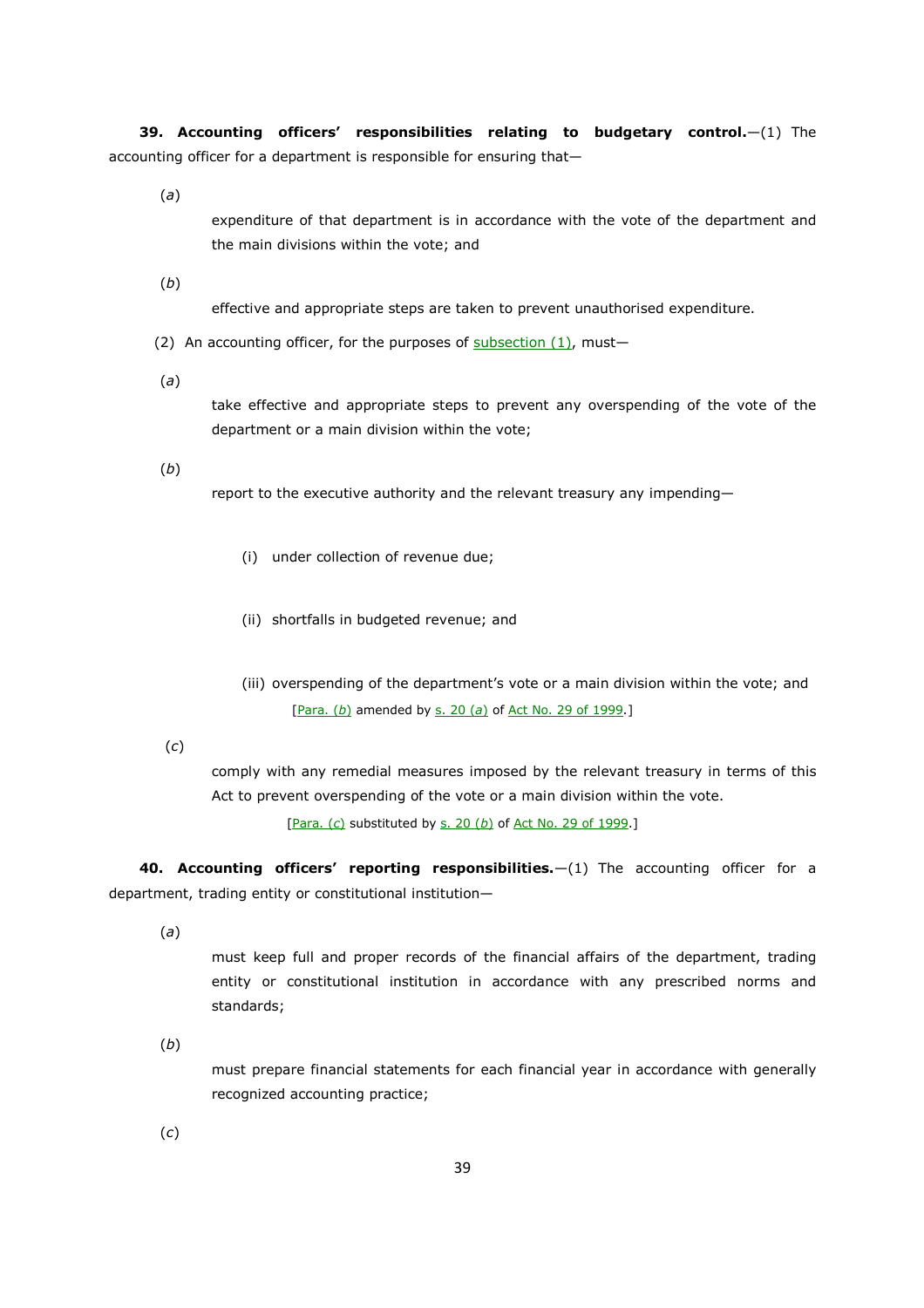**39. Accounting officers' responsibilities relating to budgetary control.**—(1) The accounting officer for a department is responsible for ensuring that—

(*a*) expenditure of that department is in accordance with the vote of the department and the main divisions within the vote; and

(*b*) effective and appropriate steps are taken to prevent unauthorised expenditure.

(2) An accounting officer, for the purposes of subsection (1), must—

(*a*) take effective and appropriate steps to prevent any overspending of the vote of the department or a main division within the vote;

(*b*) report to the executive authority and the relevant treasury any impending—

(i) under collection of revenue due;

(ii) shortfalls in budgeted revenue; and

(iii) overspending of the department's vote or a main division within the vote; and

[Para. (*b*) amended by s. 20 (*a*) of Act No. 29 of 1999.]

(*c*) comply with any remedial measures imposed by the relevant treasury in terms of this Act to prevent overspending of the vote or a main division within the vote.

[Para. (*c*) substituted by s. 20 (*b*) of Act No. 29 of 1999.]

**40. Accounting officers' reporting responsibilities.**—(1) The accounting officer for a department, trading entity or constitutional institution—

(*a*) must keep full and proper records of the financial affairs of the department, trading entity or constitutional institution in accordance with any prescribed norms and standards;

(*b*) must prepare financial statements for each financial year in accordance with generally recognized accounting practice;

(*c*)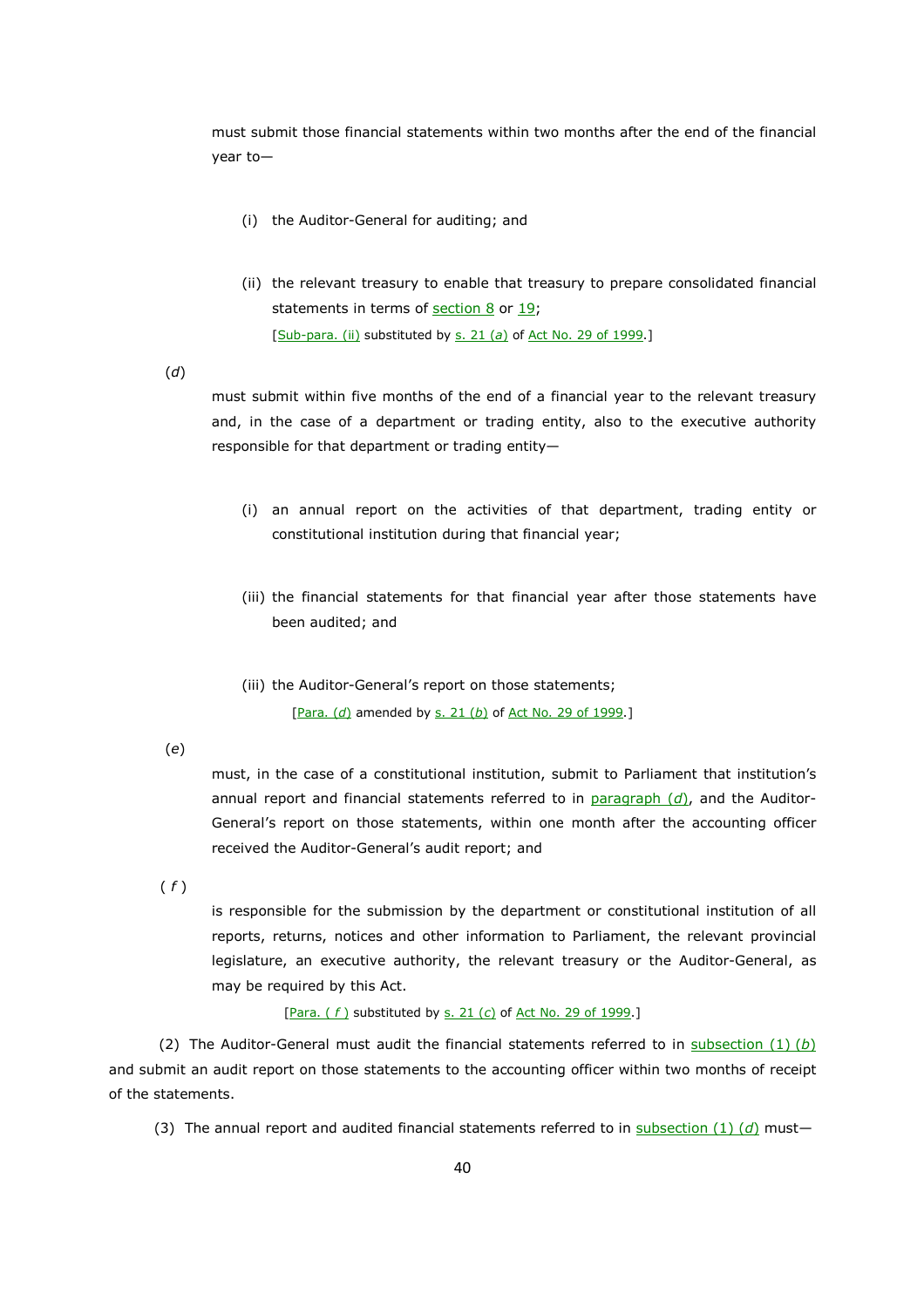must submit those financial statements within two months after the end of the financial year to—

(i) the Auditor-General for auditing; and

(ii) the relevant treasury to enable that treasury to prepare consolidated financial statements in terms of section 8 or 19;

[Sub-para. (ii) substituted by s. 21 (*a*) of Act No. 29 of 1999.]

(*d*)

must submit within five months of the end of a financial year to the relevant treasury and, in the case of a department or trading entity, also to the executive authority responsible for that department or trading entity—

(i) an annual report on the activities of that department, trading entity or constitutional institution during that financial year;

(iii) the financial statements for that financial year after those statements have been audited; and

(iii) the Auditor-General's report on those statements;

[Para. (*d*) amended by s. 21 (*b*) of Act No. 29 of 1999.]

(*e*)

must, in the case of a constitutional institution, submit to Parliament that institution's annual report and financial statements referred to in paragraph (*d*), and the Auditor-General's report on those statements, within one month after the accounting officer received the Auditor-General's audit report; and

(*f*)

is responsible for the submission by the department or constitutional institution of all reports, returns, notices and other information to Parliament, the relevant provincial legislature, an executive authority, the relevant treasury or the Auditor-General, as may be required by this Act.

[Para. (*f*) substituted by s. 21 (*c*) of Act No. 29 of 1999.]

(2) The Auditor-General must audit the financial statements referred to in subsection (1) (*b*) and submit an audit report on those statements to the accounting officer within two months of receipt of the statements.

(3) The annual report and audited financial statements referred to in subsection (1) (*d*) must—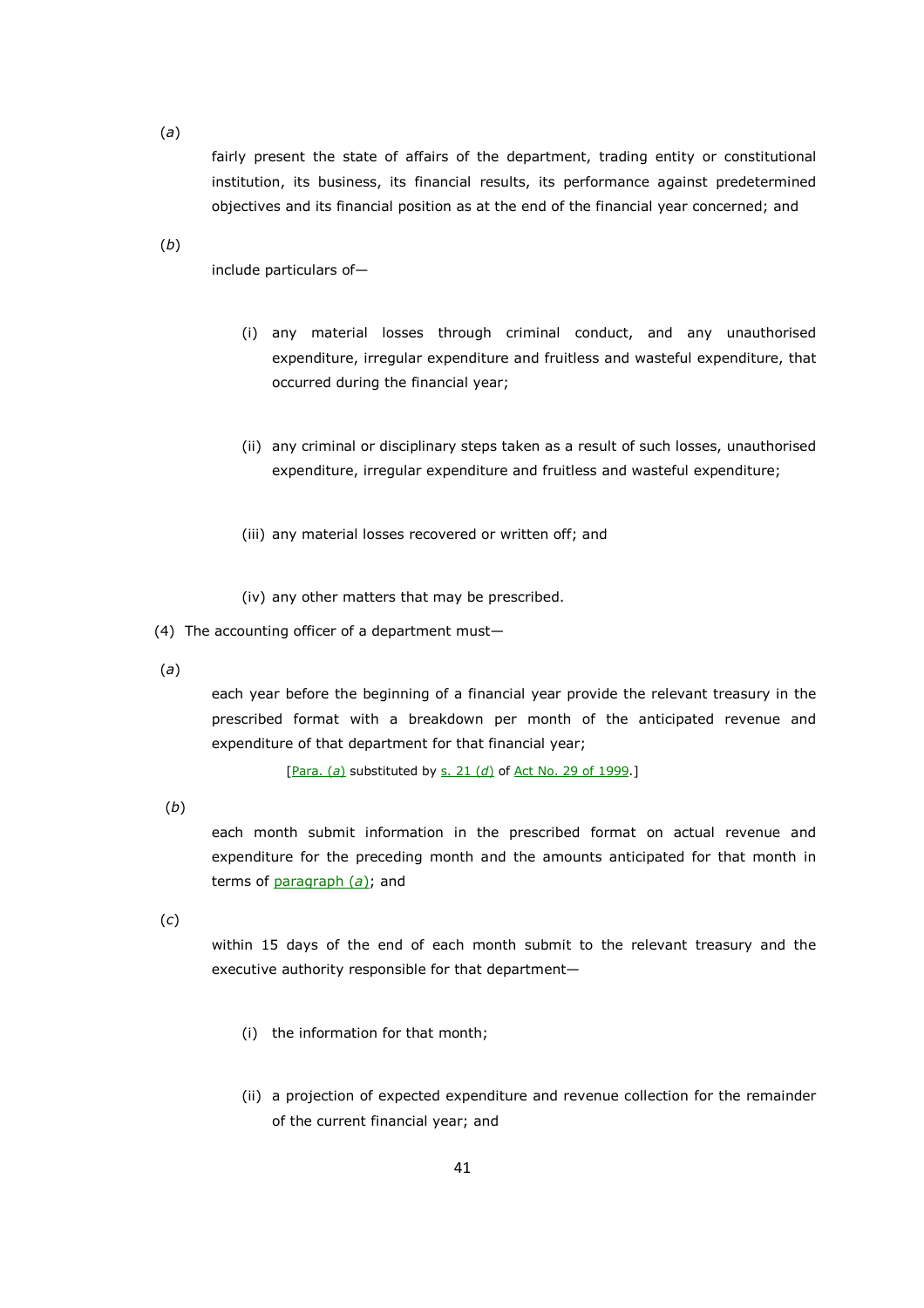(*a*)

fairly present the state of affairs of the department, trading entity or constitutional institution, its business, its financial results, its performance against predetermined objectives and its financial position as at the end of the financial year concerned; and

(*b*)

include particulars of—

(i) any material losses through criminal conduct, and any unauthorised expenditure, irregular expenditure and fruitless and wasteful expenditure, that occurred during the financial year;

(ii) any criminal or disciplinary steps taken as a result of such losses, unauthorised expenditure, irregular expenditure and fruitless and wasteful expenditure;

(iii) any material losses recovered or written off; and

(iv) any other matters that may be prescribed.

(4) The accounting officer of a department must—

(*a*)

each year before the beginning of a financial year provide the relevant treasury in the prescribed format with a breakdown per month of the anticipated revenue and expenditure of that department for that financial year;

[Para. (*a*) substituted by s. 21 (*d*) of Act No. 29 of 1999.]

(*b*)

each month submit information in the prescribed format on actual revenue and expenditure for the preceding month and the amounts anticipated for that month in terms of paragraph (*a*); and

(*c*)

within 15 days of the end of each month submit to the relevant treasury and the executive authority responsible for that department—

(i) the information for that month;

(ii) a projection of expected expenditure and revenue collection for the remainder of the current financial year; and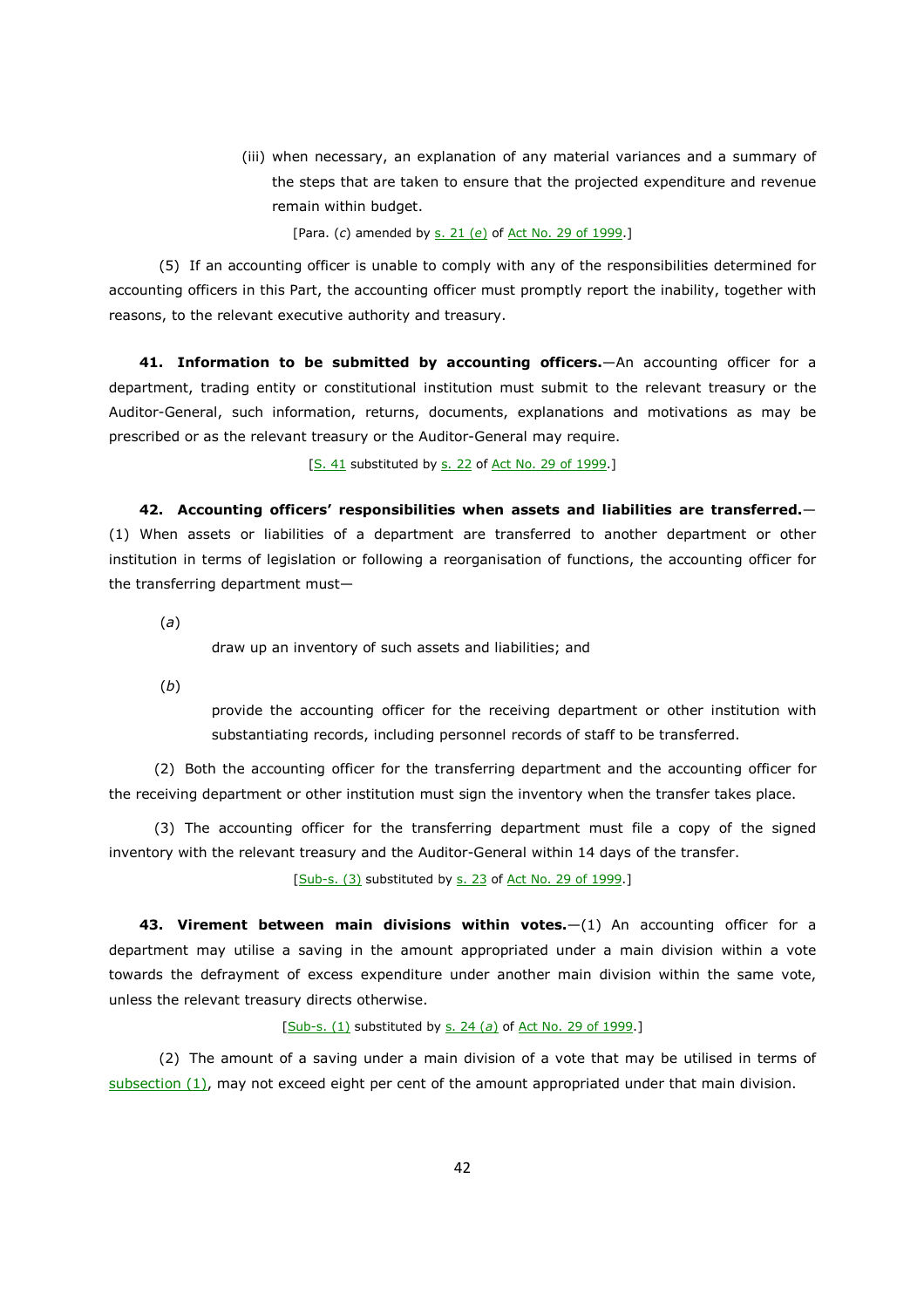(iii) when necessary, an explanation of any material variances and a summary of the steps that are taken to ensure that the projected expenditure and revenue remain within budget.

[Para. (*c*) amended by s. 21 (*e*) of Act No. 29 of 1999.]

(5) If an accounting officer is unable to comply with any of the responsibilities determined for accounting officers in this Part, the accounting officer must promptly report the inability, together with reasons, to the relevant executive authority and treasury.

**41. Information to be submitted by accounting officers.**—An accounting officer for a department, trading entity or constitutional institution must submit to the relevant treasury or the Auditor-General, such information, returns, documents, explanations and motivations as may be prescribed or as the relevant treasury or the Auditor-General may require.

[S. 41 substituted by s. 22 of Act No. 29 of 1999.]

**42. Accounting officers' responsibilities when assets and liabilities are transferred.**—(1) When assets or liabilities of a department are transferred to another department or other institution in terms of legislation or following a reorganisation of functions, the accounting officer for the transferring department must—

(*a*) draw up an inventory of such assets and liabilities; and

(*b*) provide the accounting officer for the receiving department or other institution with substantiating records, including personnel records of staff to be transferred.

(2) Both the accounting officer for the transferring department and the accounting officer for the receiving department or other institution must sign the inventory when the transfer takes place.

(3) The accounting officer for the transferring department must file a copy of the signed inventory with the relevant treasury and the Auditor-General within 14 days of the transfer.

[Sub-s. (3) substituted by s. 23 of Act No. 29 of 1999.]

**43. Virement between main divisions within votes.**—(1) An accounting officer for a department may utilise a saving in the amount appropriated under a main division within a vote towards the defrayment of excess expenditure under another main division within the same vote, unless the relevant treasury directs otherwise.

[Sub-s. (1) substituted by s. 24 (*a*) of Act No. 29 of 1999.]

(2) The amount of a saving under a main division of a vote that may be utilised in terms of subsection (1), may not exceed eight per cent of the amount appropriated under that main division.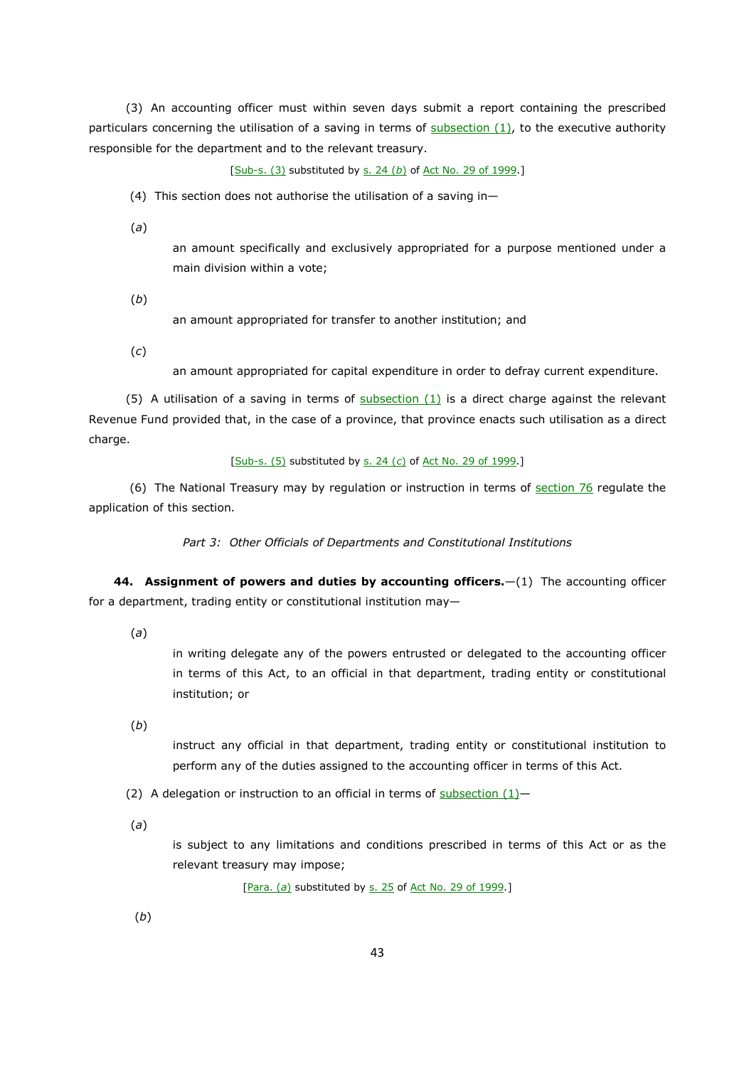(3) An accounting officer must within seven days submit a report containing the prescribed particulars concerning the utilisation of a saving in terms of subsection (1), to the executive authority responsible for the department and to the relevant treasury.

[Sub-s. (3) substituted by s. 24 (*b*) of Act No. 29 of 1999.]

(4) This section does not authorise the utilisation of a saving in—

(*a*) an amount specifically and exclusively appropriated for a purpose mentioned under a main division within a vote;

(*b*) an amount appropriated for transfer to another institution; and

(*c*) an amount appropriated for capital expenditure in order to defray current expenditure.

(5) A utilisation of a saving in terms of subsection (1) is a direct charge against the relevant Revenue Fund provided that, in the case of a province, that province enacts such utilisation as a direct charge.

[Sub-s. (5) substituted by s. 24 (*c*) of Act No. 29 of 1999.]

(6) The National Treasury may by regulation or instruction in terms of section 76 regulate the application of this section.

*Part 3: Other Officials of Departments and Constitutional Institutions*

**44. Assignment of powers and duties by accounting officers.**—(1) The accounting officer for a department, trading entity or constitutional institution may—

(*a*) in writing delegate any of the powers entrusted or delegated to the accounting officer in terms of this Act, to an official in that department, trading entity or constitutional institution; or

(*b*) instruct any official in that department, trading entity or constitutional institution to perform any of the duties assigned to the accounting officer in terms of this Act.

(2) A delegation or instruction to an official in terms of subsection (1)—

(*a*) is subject to any limitations and conditions prescribed in terms of this Act or as the relevant treasury may impose;

[Para. (*a*) substituted by s. 25 of Act No. 29 of 1999.]

(*b*)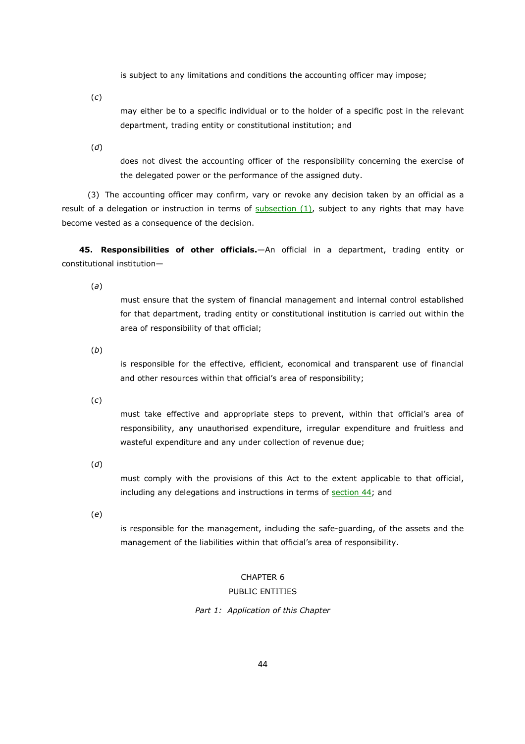is subject to any limitations and conditions the accounting officer may impose;

(*c*) may either be to a specific individual or to the holder of a specific post in the relevant department, trading entity or constitutional institution; and

(*d*) does not divest the accounting officer of the responsibility concerning the exercise of the delegated power or the performance of the assigned duty.

(3) The accounting officer may confirm, vary or revoke any decision taken by an official as a result of a delegation or instruction in terms of subsection (1), subject to any rights that may have become vested as a consequence of the decision.

**45. Responsibilities of other officials.**—An official in a department, trading entity or constitutional institution—

(*a*) must ensure that the system of financial management and internal control established for that department, trading entity or constitutional institution is carried out within the area of responsibility of that official;

(*b*) is responsible for the effective, efficient, economical and transparent use of financial and other resources within that official's area of responsibility;

(*c*) must take effective and appropriate steps to prevent, within that official's area of responsibility, any unauthorised expenditure, irregular expenditure and fruitless and wasteful expenditure and any under collection of revenue due;

(*d*) must comply with the provisions of this Act to the extent applicable to that official, including any delegations and instructions in terms of section 44; and

(*e*) is responsible for the management, including the safe-guarding, of the assets and the management of the liabilities within that official's area of responsibility.

## CHAPTER 6
## PUBLIC ENTITIES

### *Part 1: Application of this Chapter*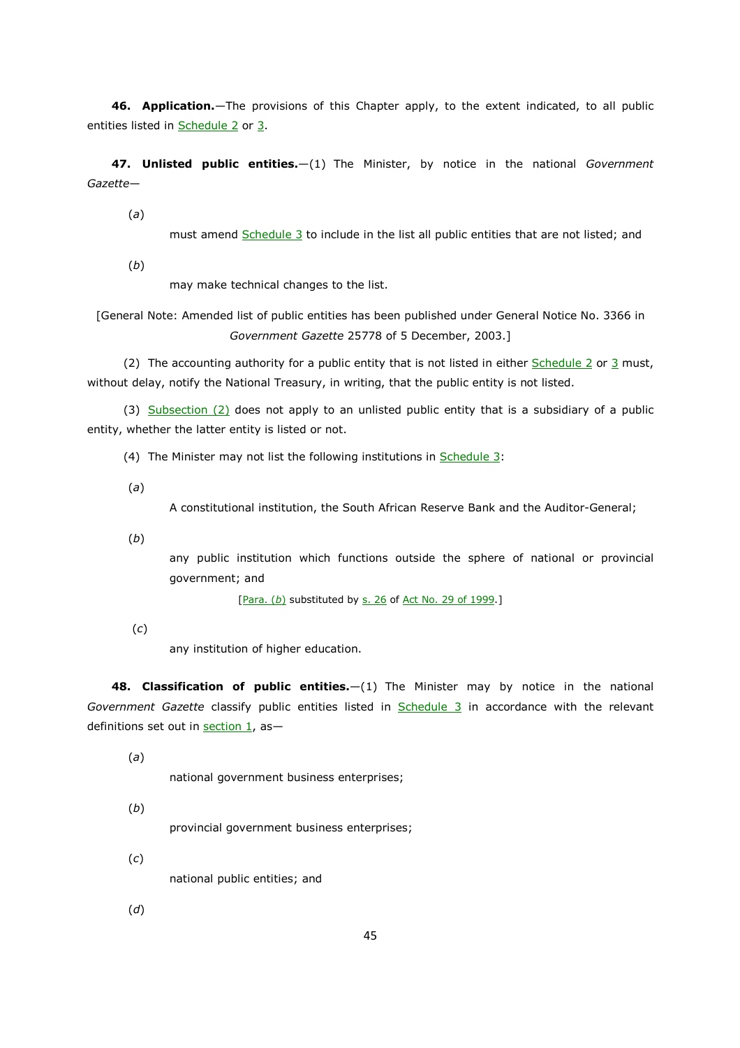**46. Application.**—The provisions of this Chapter apply, to the extent indicated, to all public entities listed in Schedule 2 or 3.

**47. Unlisted public entities.**—(1) The Minister, by notice in the national *Government Gazette*—

(*a*) must amend Schedule 3 to include in the list all public entities that are not listed; and

(*b*) may make technical changes to the list.

[General Note: Amended list of public entities has been published under General Notice No. 3366 in *Government Gazette* 25778 of 5 December, 2003.]

(2) The accounting authority for a public entity that is not listed in either Schedule 2 or 3 must, without delay, notify the National Treasury, in writing, that the public entity is not listed.

(3) Subsection (2) does not apply to an unlisted public entity that is a subsidiary of a public entity, whether the latter entity is listed or not.

(4) The Minister may not list the following institutions in Schedule 3:

(*a*) A constitutional institution, the South African Reserve Bank and the Auditor-General;

(*b*) any public institution which functions outside the sphere of national or provincial government; and

[Para. (*b*) substituted by s. 26 of Act No. 29 of 1999.]

(*c*) any institution of higher education.

**48. Classification of public entities.**—(1) The Minister may by notice in the national *Government Gazette* classify public entities listed in Schedule 3 in accordance with the relevant definitions set out in section 1, as—

(*a*) national government business enterprises;

(*b*) provincial government business enterprises;

(*c*) national public entities; and

(*d*)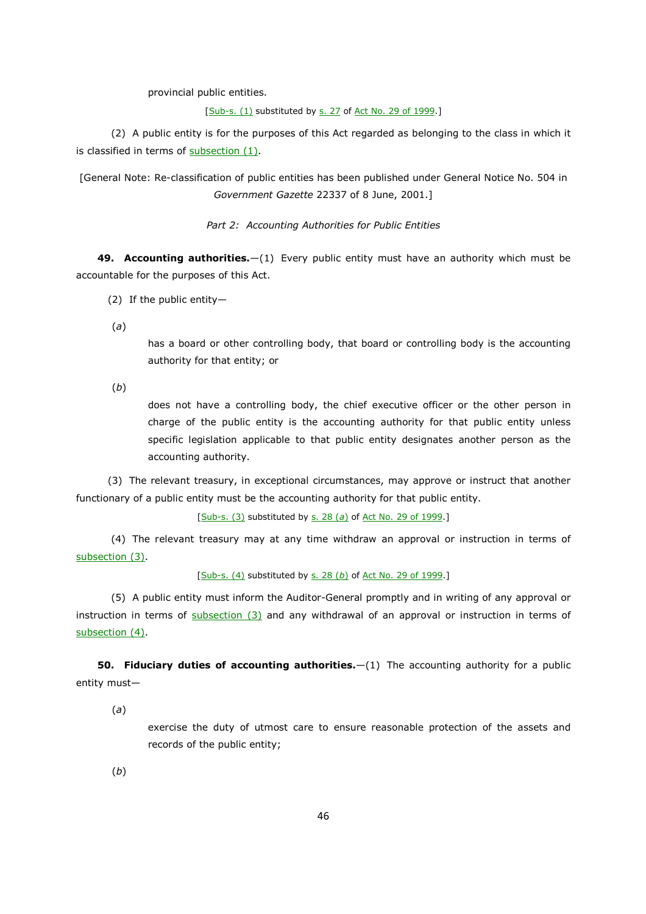provincial public entities.

[Sub-s. (1) substituted by s. 27 of Act No. 29 of 1999.]

(2) A public entity is for the purposes of this Act regarded as belonging to the class in which it is classified in terms of subsection (1).

[General Note: Re-classification of public entities has been published under General Notice No. 504 in *Government Gazette* 22337 of 8 June, 2001.]

*Part 2: Accounting Authorities for Public Entities*

**49. Accounting authorities.**—(1) Every public entity must have an authority which must be accountable for the purposes of this Act.

(2) If the public entity—

(*a*) has a board or other controlling body, that board or controlling body is the accounting authority for that entity; or

(*b*) does not have a controlling body, the chief executive officer or the other person in charge of the public entity is the accounting authority for that public entity unless specific legislation applicable to that public entity designates another person as the accounting authority.

(3) The relevant treasury, in exceptional circumstances, may approve or instruct that another functionary of a public entity must be the accounting authority for that public entity.

[Sub-s. (3) substituted by s. 28 (*a*) of Act No. 29 of 1999.]

(4) The relevant treasury may at any time withdraw an approval or instruction in terms of subsection (3).

[Sub-s. (4) substituted by s. 28 (*b*) of Act No. 29 of 1999.]

(5) A public entity must inform the Auditor-General promptly and in writing of any approval or instruction in terms of subsection (3) and any withdrawal of an approval or instruction in terms of subsection (4).

**50. Fiduciary duties of accounting authorities.**—(1) The accounting authority for a public entity must—

(*a*) exercise the duty of utmost care to ensure reasonable protection of the assets and records of the public entity;

(*b*)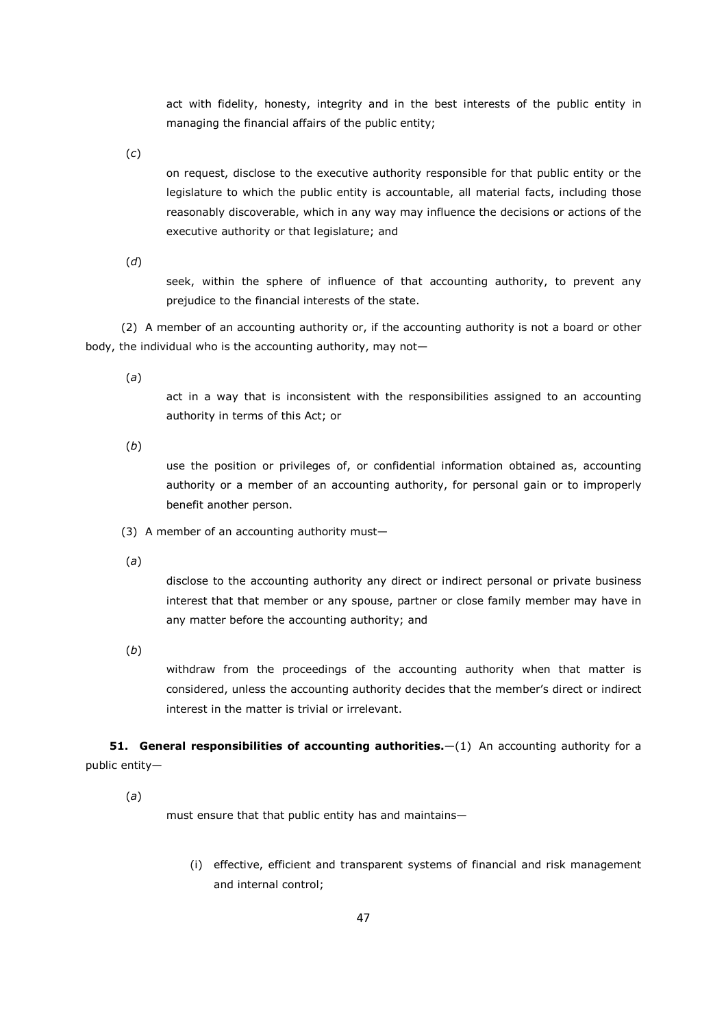act with fidelity, honesty, integrity and in the best interests of the public entity in managing the financial affairs of the public entity;

(*c*) on request, disclose to the executive authority responsible for that public entity or the legislature to which the public entity is accountable, all material facts, including those reasonably discoverable, which in any way may influence the decisions or actions of the executive authority or that legislature; and

(*d*) seek, within the sphere of influence of that accounting authority, to prevent any prejudice to the financial interests of the state.

(2) A member of an accounting authority or, if the accounting authority is not a board or other body, the individual who is the accounting authority, may not—

(*a*) act in a way that is inconsistent with the responsibilities assigned to an accounting authority in terms of this Act; or

(*b*) use the position or privileges of, or confidential information obtained as, accounting authority or a member of an accounting authority, for personal gain or to improperly benefit another person.

(3) A member of an accounting authority must—

(*a*) disclose to the accounting authority any direct or indirect personal or private business interest that that member or any spouse, partner or close family member may have in any matter before the accounting authority; and

(*b*) withdraw from the proceedings of the accounting authority when that matter is considered, unless the accounting authority decides that the member's direct or indirect interest in the matter is trivial or irrelevant.

**51. General responsibilities of accounting authorities.**—(1) An accounting authority for a public entity—

(*a*) must ensure that that public entity has and maintains—

(i) effective, efficient and transparent systems of financial and risk management and internal control;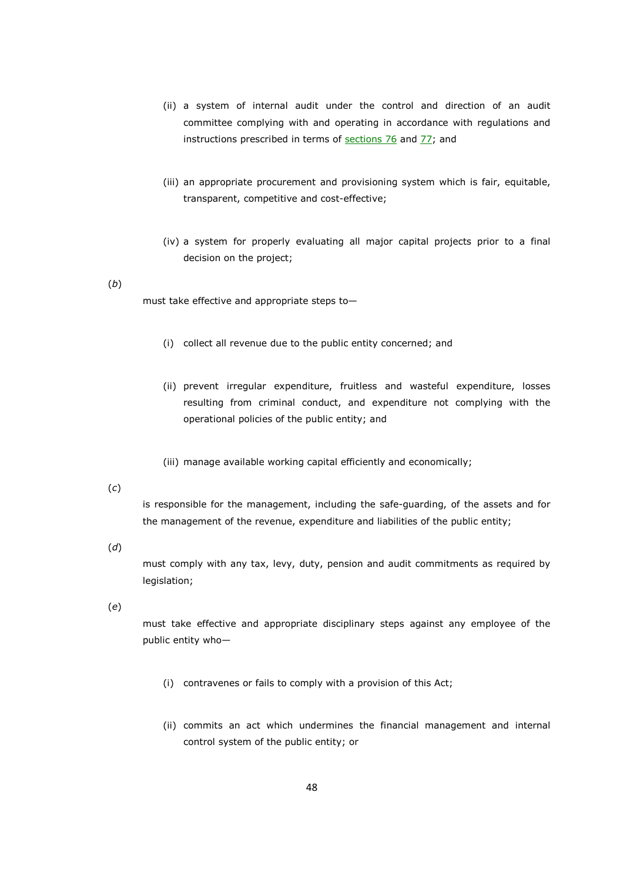(ii) a system of internal audit under the control and direction of an audit committee complying with and operating in accordance with regulations and instructions prescribed in terms of sections 76 and 77; and

(iii) an appropriate procurement and provisioning system which is fair, equitable, transparent, competitive and cost-effective;

(iv) a system for properly evaluating all major capital projects prior to a final decision on the project;

(*b*)

must take effective and appropriate steps to—

(i) collect all revenue due to the public entity concerned; and

(ii) prevent irregular expenditure, fruitless and wasteful expenditure, losses resulting from criminal conduct, and expenditure not complying with the operational policies of the public entity; and

(iii) manage available working capital efficiently and economically;

(*c*)

is responsible for the management, including the safe-guarding, of the assets and for the management of the revenue, expenditure and liabilities of the public entity;

(*d*)

must comply with any tax, levy, duty, pension and audit commitments as required by legislation;

(*e*)

must take effective and appropriate disciplinary steps against any employee of the public entity who—

(i) contravenes or fails to comply with a provision of this Act;

(ii) commits an act which undermines the financial management and internal control system of the public entity; or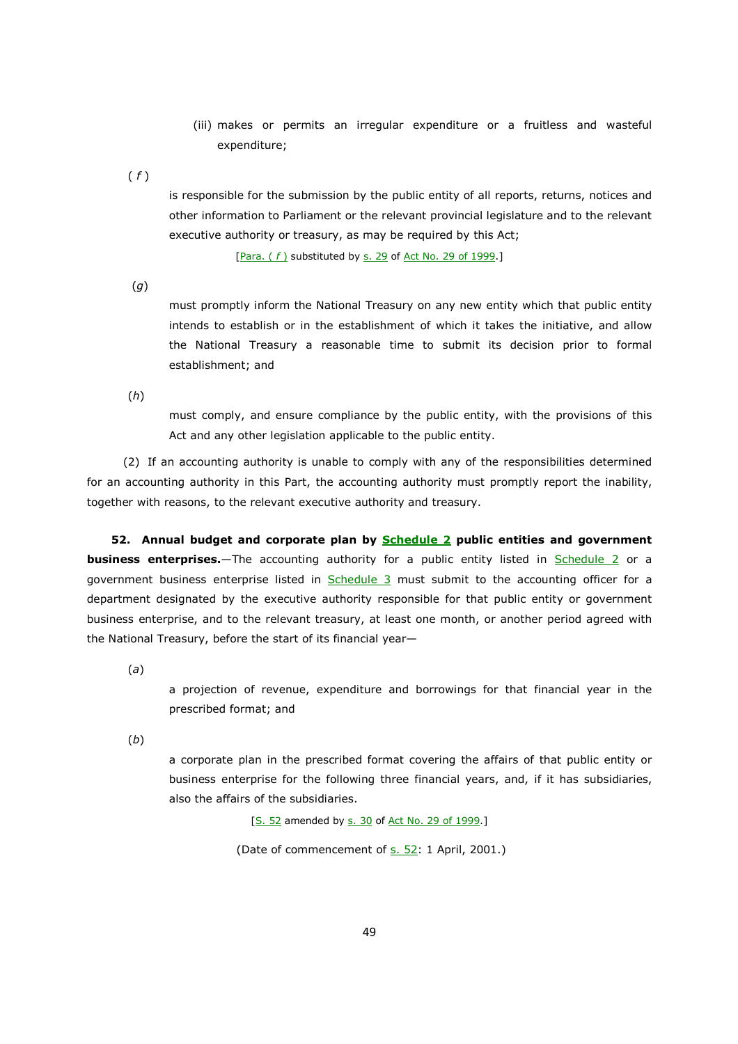(iii) makes or permits an irregular expenditure or a fruitless and wasteful expenditure;

(*f*) is responsible for the submission by the public entity of all reports, returns, notices and other information to Parliament or the relevant provincial legislature and to the relevant executive authority or treasury, as may be required by this Act;

[Para. (*f*) substituted by s. 29 of Act No. 29 of 1999.]

(*g*) must promptly inform the National Treasury on any new entity which that public entity intends to establish or in the establishment of which it takes the initiative, and allow the National Treasury a reasonable time to submit its decision prior to formal establishment; and

(*h*) must comply, and ensure compliance by the public entity, with the provisions of this Act and any other legislation applicable to the public entity.

(2) If an accounting authority is unable to comply with any of the responsibilities determined for an accounting authority in this Part, the accounting authority must promptly report the inability, together with reasons, to the relevant executive authority and treasury.

**52. Annual budget and corporate plan by Schedule 2 public entities and government business enterprises.**—The accounting authority for a public entity listed in Schedule 2 or a government business enterprise listed in Schedule 3 must submit to the accounting officer for a department designated by the executive authority responsible for that public entity or government business enterprise, and to the relevant treasury, at least one month, or another period agreed with the National Treasury, before the start of its financial year—

(*a*) a projection of revenue, expenditure and borrowings for that financial year in the prescribed format; and

(*b*) a corporate plan in the prescribed format covering the affairs of that public entity or business enterprise for the following three financial years, and, if it has subsidiaries, also the affairs of the subsidiaries.

[S. 52 amended by s. 30 of Act No. 29 of 1999.]

(Date of commencement of s. 52: 1 April, 2001.)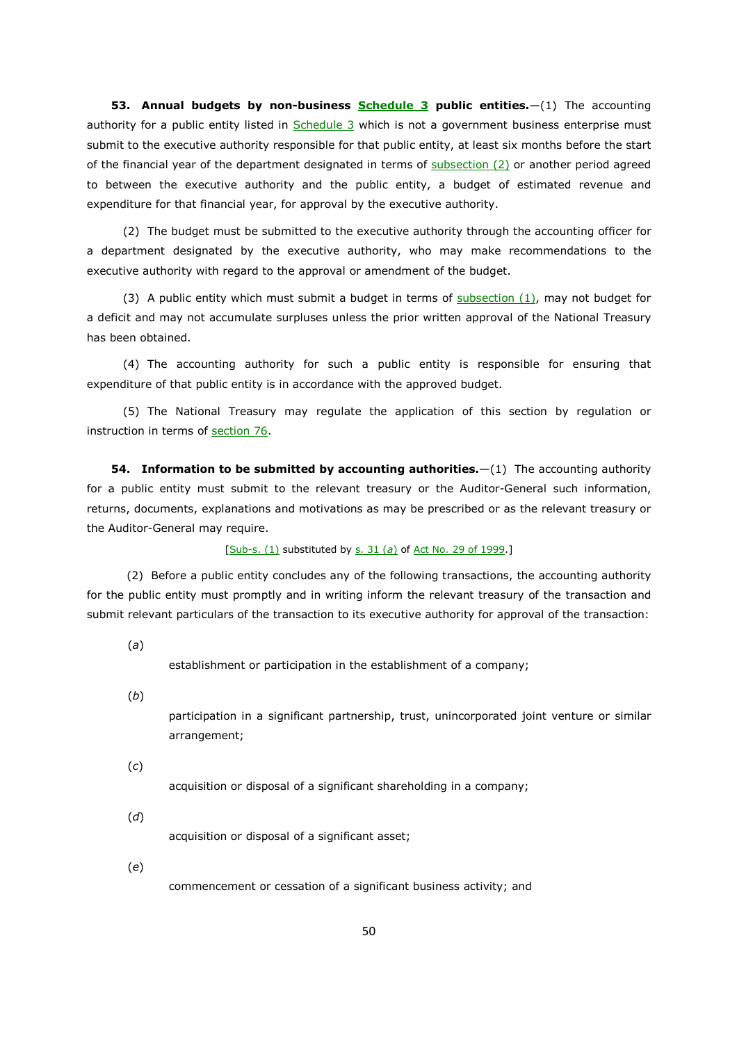**53. Annual budgets by non-business Schedule 3 public entities.**—(1) The accounting authority for a public entity listed in Schedule 3 which is not a government business enterprise must submit to the executive authority responsible for that public entity, at least six months before the start of the financial year of the department designated in terms of subsection (2) or another period agreed to between the executive authority and the public entity, a budget of estimated revenue and expenditure for that financial year, for approval by the executive authority.

(2) The budget must be submitted to the executive authority through the accounting officer for a department designated by the executive authority, who may make recommendations to the executive authority with regard to the approval or amendment of the budget.

(3) A public entity which must submit a budget in terms of subsection (1), may not budget for a deficit and may not accumulate surpluses unless the prior written approval of the National Treasury has been obtained.

(4) The accounting authority for such a public entity is responsible for ensuring that expenditure of that public entity is in accordance with the approved budget.

(5) The National Treasury may regulate the application of this section by regulation or instruction in terms of section 76.

**54. Information to be submitted by accounting authorities.**—(1) The accounting authority for a public entity must submit to the relevant treasury or the Auditor-General such information, returns, documents, explanations and motivations as may be prescribed or as the relevant treasury or the Auditor-General may require.

[Sub-s. (1) substituted by s. 31 (*a*) of Act No. 29 of 1999.]

(2) Before a public entity concludes any of the following transactions, the accounting authority for the public entity must promptly and in writing inform the relevant treasury of the transaction and submit relevant particulars of the transaction to its executive authority for approval of the transaction:

(*a*) establishment or participation in the establishment of a company;

(*b*) participation in a significant partnership, trust, unincorporated joint venture or similar arrangement;

(*c*) acquisition or disposal of a significant shareholding in a company;

(*d*) acquisition or disposal of a significant asset;

(*e*) commencement or cessation of a significant business activity; and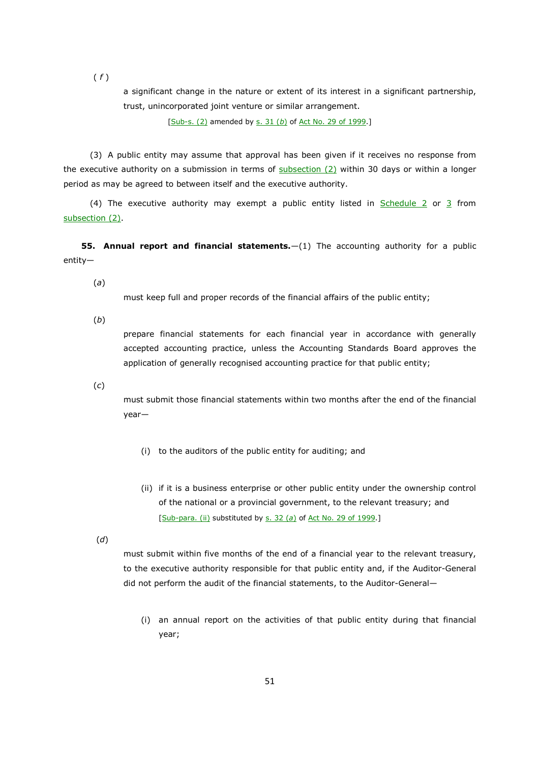( *f* )

a significant change in the nature or extent of its interest in a significant partnership, trust, unincorporated joint venture or similar arrangement.

[Sub-s. (2) amended by s. 31 (*b*) of Act No. 29 of 1999.]

(3) A public entity may assume that approval has been given if it receives no response from the executive authority on a submission in terms of subsection (2) within 30 days or within a longer period as may be agreed to between itself and the executive authority.

(4) The executive authority may exempt a public entity listed in Schedule 2 or 3 from subsection (2).

**55. Annual report and financial statements.**—(1) The accounting authority for a public entity—

(*a*)

must keep full and proper records of the financial affairs of the public entity;

(*b*)

prepare financial statements for each financial year in accordance with generally accepted accounting practice, unless the Accounting Standards Board approves the application of generally recognised accounting practice for that public entity;

(*c*)

must submit those financial statements within two months after the end of the financial year—

(i) to the auditors of the public entity for auditing; and

(ii) if it is a business enterprise or other public entity under the ownership control of the national or a provincial government, to the relevant treasury; and

[Sub-para. (ii) substituted by s. 32 (*a*) of Act No. 29 of 1999.]

(*d*)

must submit within five months of the end of a financial year to the relevant treasury, to the executive authority responsible for that public entity and, if the Auditor-General did not perform the audit of the financial statements, to the Auditor-General—

(i) an annual report on the activities of that public entity during that financial year;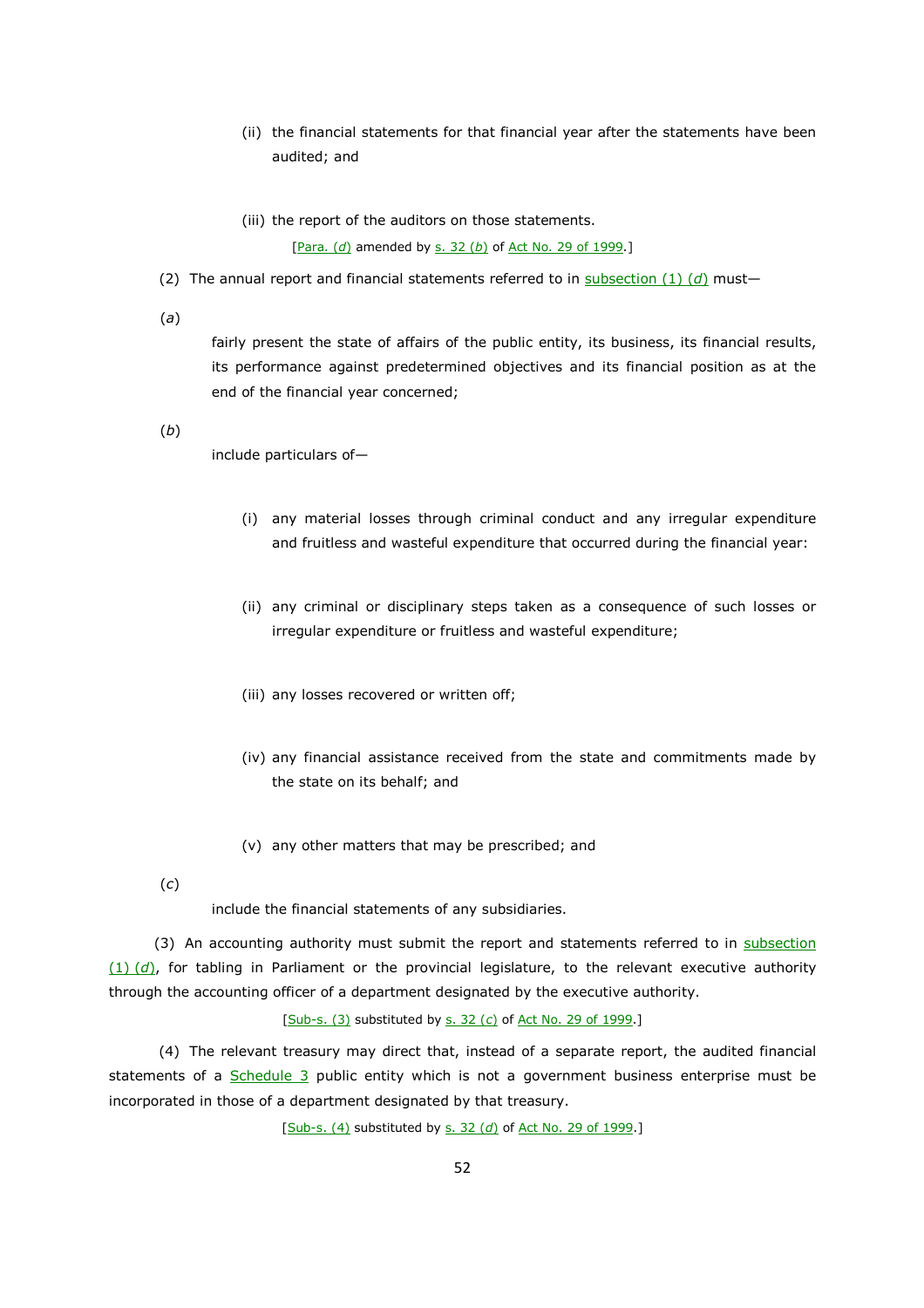(ii) the financial statements for that financial year after the statements have been audited; and

(iii) the report of the auditors on those statements.

[Para. (*d*) amended by s. 32 (*b*) of Act No. 29 of 1999.]

(2) The annual report and financial statements referred to in subsection (1) (*d*) must—

(*a*) fairly present the state of affairs of the public entity, its business, its financial results, its performance against predetermined objectives and its financial position as at the end of the financial year concerned;

(*b*) include particulars of—

(i) any material losses through criminal conduct and any irregular expenditure and fruitless and wasteful expenditure that occurred during the financial year:

(ii) any criminal or disciplinary steps taken as a consequence of such losses or irregular expenditure or fruitless and wasteful expenditure;

(iii) any losses recovered or written off;

(iv) any financial assistance received from the state and commitments made by the state on its behalf; and

(v) any other matters that may be prescribed; and

(*c*) include the financial statements of any subsidiaries.

(3) An accounting authority must submit the report and statements referred to in subsection (1) (*d*), for tabling in Parliament or the provincial legislature, to the relevant executive authority through the accounting officer of a department designated by the executive authority.

[Sub-s. (3) substituted by s. 32 (*c*) of Act No. 29 of 1999.]

(4) The relevant treasury may direct that, instead of a separate report, the audited financial statements of a Schedule 3 public entity which is not a government business enterprise must be incorporated in those of a department designated by that treasury.

[Sub-s. (4) substituted by s. 32 (*d*) of Act No. 29 of 1999.]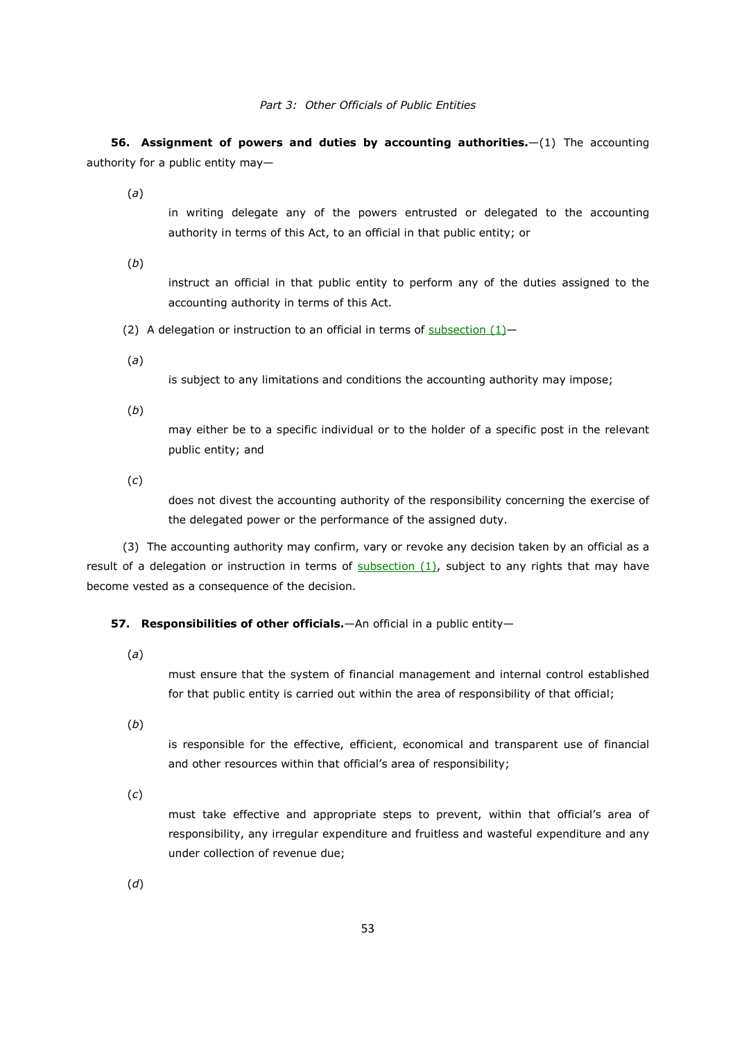*Part 3: Other Officials of Public Entities*

**56. Assignment of powers and duties by accounting authorities.**—(1) The accounting authority for a public entity may—

(*a*) in writing delegate any of the powers entrusted or delegated to the accounting authority in terms of this Act, to an official in that public entity; or

(*b*) instruct an official in that public entity to perform any of the duties assigned to the accounting authority in terms of this Act.

(2) A delegation or instruction to an official in terms of subsection (1)—

(*a*) is subject to any limitations and conditions the accounting authority may impose;

(*b*) may either be to a specific individual or to the holder of a specific post in the relevant public entity; and

(*c*) does not divest the accounting authority of the responsibility concerning the exercise of the delegated power or the performance of the assigned duty.

(3) The accounting authority may confirm, vary or revoke any decision taken by an official as a result of a delegation or instruction in terms of subsection (1), subject to any rights that may have become vested as a consequence of the decision.

**57. Responsibilities of other officials.**—An official in a public entity—

(*a*) must ensure that the system of financial management and internal control established for that public entity is carried out within the area of responsibility of that official;

(*b*) is responsible for the effective, efficient, economical and transparent use of financial and other resources within that official's area of responsibility;

(*c*) must take effective and appropriate steps to prevent, within that official's area of responsibility, any irregular expenditure and fruitless and wasteful expenditure and any under collection of revenue due;

(*d*)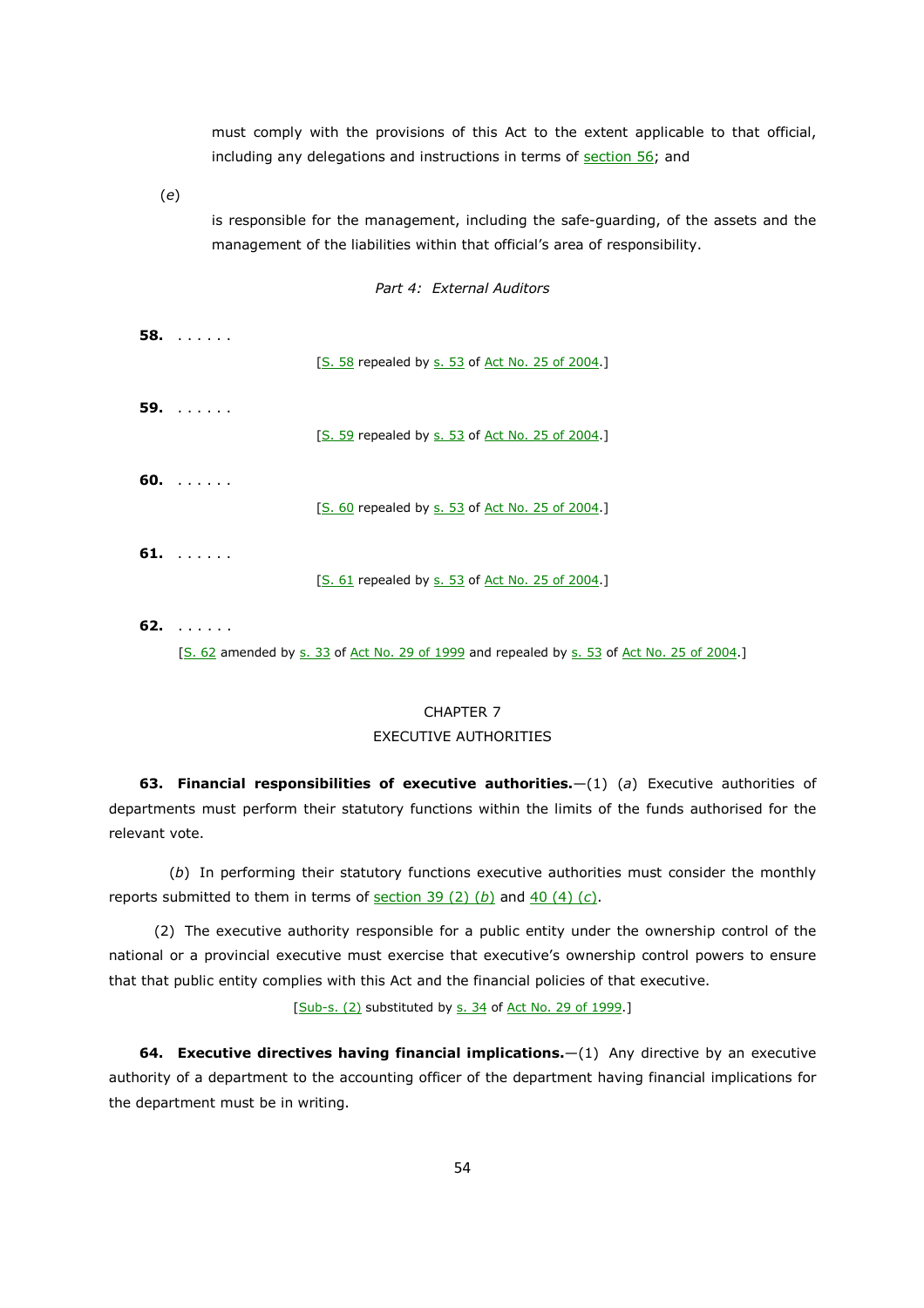must comply with the provisions of this Act to the extent applicable to that official, including any delegations and instructions in terms of section 56; and

(*e*) is responsible for the management, including the safe-guarding, of the assets and the management of the liabilities within that official's area of responsibility.

*Part 4: External Auditors*

**58.** . . . . . .

[S. 58 repealed by s. 53 of Act No. 25 of 2004.]

**59.** . . . . . .

[S. 59 repealed by s. 53 of Act No. 25 of 2004.]

**60.** . . . . . .

[S. 60 repealed by s. 53 of Act No. 25 of 2004.]

**61.** . . . . . .

[S. 61 repealed by s. 53 of Act No. 25 of 2004.]

**62.** . . . . . .

[S. 62 amended by s. 33 of Act No. 29 of 1999 and repealed by s. 53 of Act No. 25 of 2004.]

## CHAPTER 7
## EXECUTIVE AUTHORITIES

**63. Financial responsibilities of executive authorities.**—(1) (*a*) Executive authorities of departments must perform their statutory functions within the limits of the funds authorised for the relevant vote.

(*b*) In performing their statutory functions executive authorities must consider the monthly reports submitted to them in terms of section 39 (2) (*b*) and 40 (4) (*c*).

(2) The executive authority responsible for a public entity under the ownership control of the national or a provincial executive must exercise that executive's ownership control powers to ensure that that public entity complies with this Act and the financial policies of that executive.

[Sub-s. (2) substituted by s. 34 of Act No. 29 of 1999.]

**64. Executive directives having financial implications.**—(1) Any directive by an executive authority of a department to the accounting officer of the department having financial implications for the department must be in writing.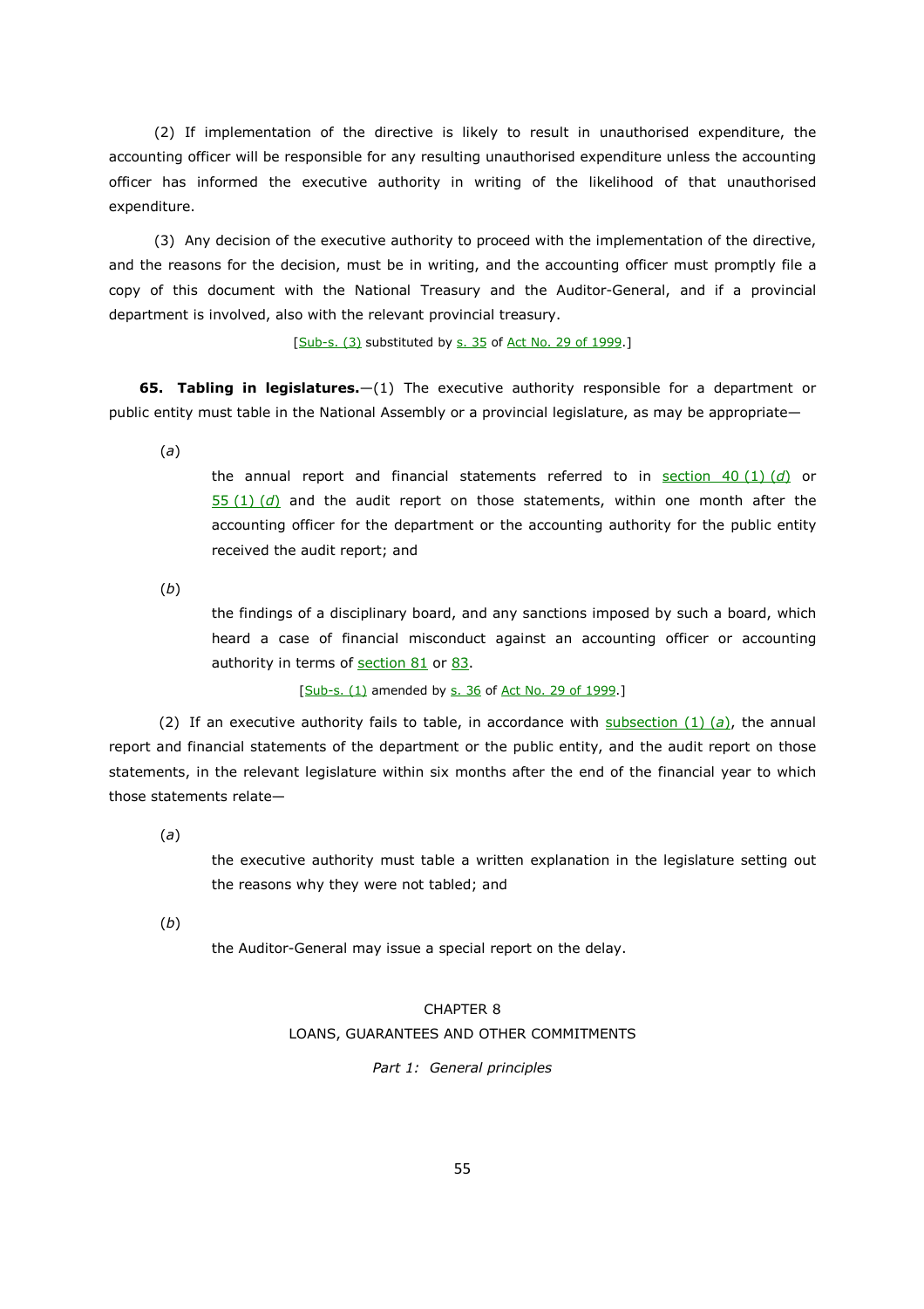(2) If implementation of the directive is likely to result in unauthorised expenditure, the accounting officer will be responsible for any resulting unauthorised expenditure unless the accounting officer has informed the executive authority in writing of the likelihood of that unauthorised expenditure.

(3) Any decision of the executive authority to proceed with the implementation of the directive, and the reasons for the decision, must be in writing, and the accounting officer must promptly file a copy of this document with the National Treasury and the Auditor-General, and if a provincial department is involved, also with the relevant provincial treasury.

[Sub-s. (3) substituted by s. 35 of Act No. 29 of 1999.]

**65. Tabling in legislatures.**—(1) The executive authority responsible for a department or public entity must table in the National Assembly or a provincial legislature, as may be appropriate—

(*a*) the annual report and financial statements referred to in section 40 (1) (*d*) or 55 (1) (*d*) and the audit report on those statements, within one month after the accounting officer for the department or the accounting authority for the public entity received the audit report; and

(*b*) the findings of a disciplinary board, and any sanctions imposed by such a board, which heard a case of financial misconduct against an accounting officer or accounting authority in terms of section 81 or 83.

[Sub-s. (1) amended by s. 36 of Act No. 29 of 1999.]

(2) If an executive authority fails to table, in accordance with subsection (1) (*a*), the annual report and financial statements of the department or the public entity, and the audit report on those statements, in the relevant legislature within six months after the end of the financial year to which those statements relate—

(*a*) the executive authority must table a written explanation in the legislature setting out the reasons why they were not tabled; and

(*b*) the Auditor-General may issue a special report on the delay.

## CHAPTER 8
## LOANS, GUARANTEES AND OTHER COMMITMENTS

*Part 1: General principles*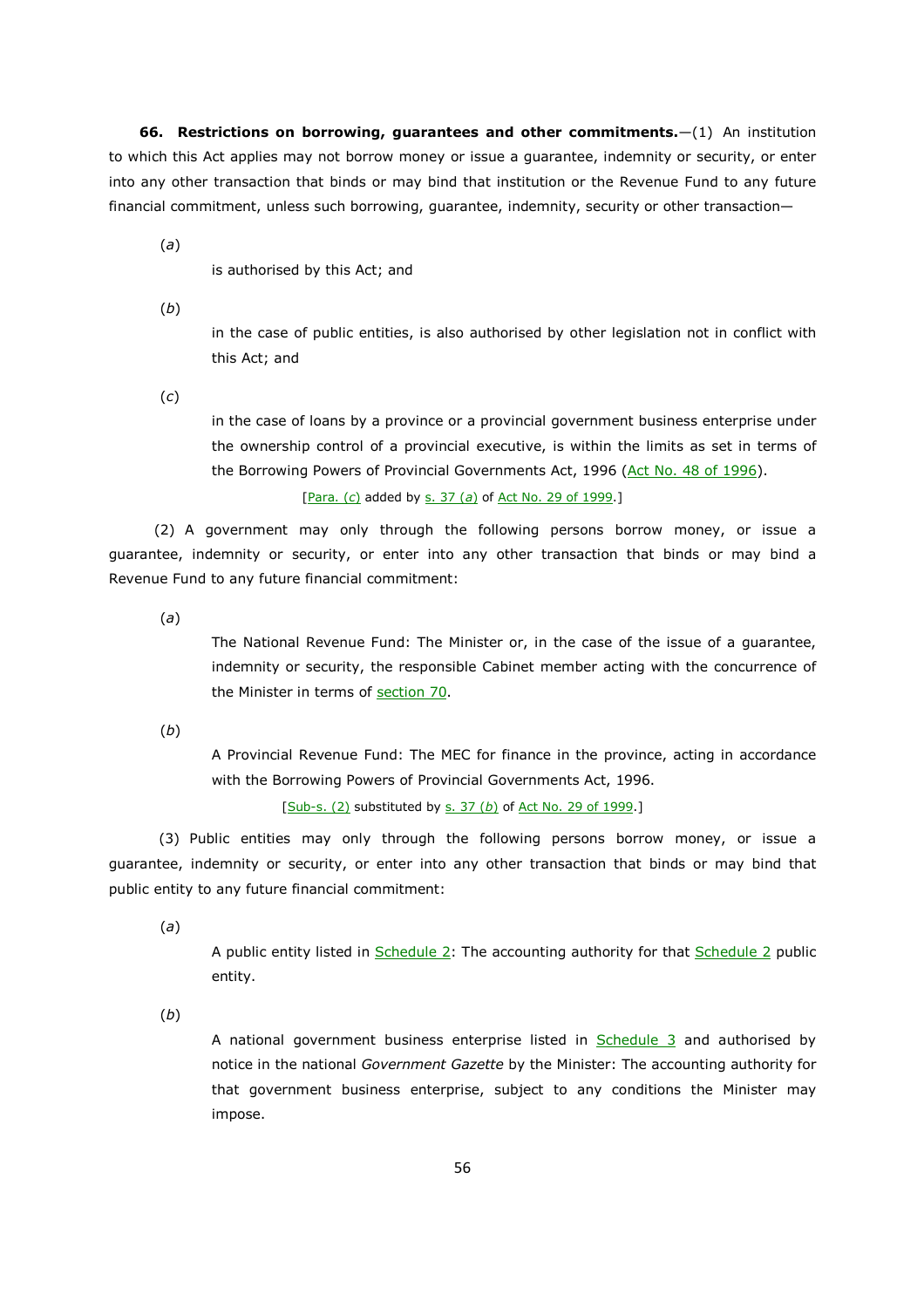**66. Restrictions on borrowing, guarantees and other commitments.**—(1) An institution to which this Act applies may not borrow money or issue a guarantee, indemnity or security, or enter into any other transaction that binds or may bind that institution or the Revenue Fund to any future financial commitment, unless such borrowing, guarantee, indemnity, security or other transaction—

(*a*) is authorised by this Act; and

(*b*) in the case of public entities, is also authorised by other legislation not in conflict with this Act; and

(*c*) in the case of loans by a province or a provincial government business enterprise under the ownership control of a provincial executive, is within the limits as set in terms of the Borrowing Powers of Provincial Governments Act, 1996 (Act No. 48 of 1996).

[Para. (*c*) added by s. 37 (*a*) of Act No. 29 of 1999.]

(2) A government may only through the following persons borrow money, or issue a guarantee, indemnity or security, or enter into any other transaction that binds or may bind a Revenue Fund to any future financial commitment:

(*a*) The National Revenue Fund: The Minister or, in the case of the issue of a guarantee, indemnity or security, the responsible Cabinet member acting with the concurrence of the Minister in terms of section 70.

(*b*) A Provincial Revenue Fund: The MEC for finance in the province, acting in accordance with the Borrowing Powers of Provincial Governments Act, 1996.

[Sub-s. (2) substituted by s. 37 (*b*) of Act No. 29 of 1999.]

(3) Public entities may only through the following persons borrow money, or issue a guarantee, indemnity or security, or enter into any other transaction that binds or may bind that public entity to any future financial commitment:

(*a*) A public entity listed in Schedule 2: The accounting authority for that Schedule 2 public entity.

(*b*) A national government business enterprise listed in Schedule 3 and authorised by notice in the national *Government Gazette* by the Minister: The accounting authority for that government business enterprise, subject to any conditions the Minister may impose.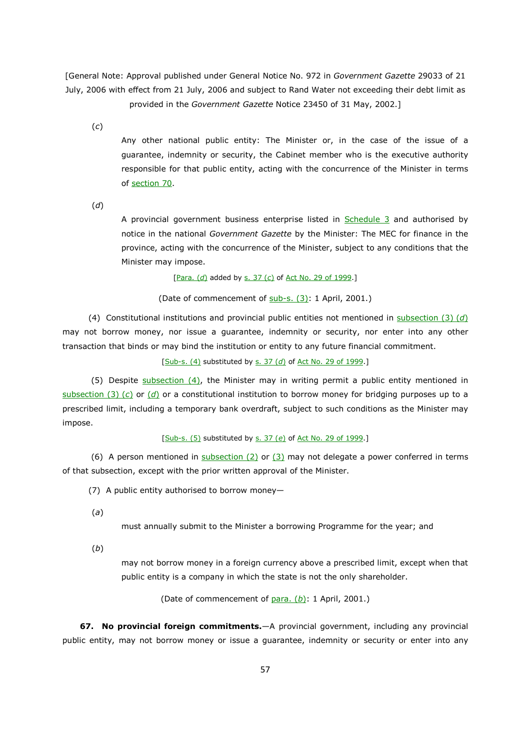[General Note: Approval published under General Notice No. 972 in *Government Gazette* 29033 of 21 July, 2006 with effect from 21 July, 2006 and subject to Rand Water not exceeding their debt limit as provided in the *Government Gazette* Notice 23450 of 31 May, 2002.]

(*c*) Any other national public entity: The Minister or, in the case of the issue of a guarantee, indemnity or security, the Cabinet member who is the executive authority responsible for that public entity, acting with the concurrence of the Minister in terms of section 70.

(*d*) A provincial government business enterprise listed in Schedule 3 and authorised by notice in the national *Government Gazette* by the Minister: The MEC for finance in the province, acting with the concurrence of the Minister, subject to any conditions that the Minister may impose.

[Para. (*d*) added by s. 37 (*c*) of Act No. 29 of 1999.]

(Date of commencement of sub-s. (3): 1 April, 2001.)

(4) Constitutional institutions and provincial public entities not mentioned in subsection (3) (*d*) may not borrow money, nor issue a guarantee, indemnity or security, nor enter into any other transaction that binds or may bind the institution or entity to any future financial commitment.

[Sub-s. (4) substituted by s. 37 (*d*) of Act No. 29 of 1999.]

(5) Despite subsection (4), the Minister may in writing permit a public entity mentioned in subsection (3) (*c*) or (*d*) or a constitutional institution to borrow money for bridging purposes up to a prescribed limit, including a temporary bank overdraft, subject to such conditions as the Minister may impose.

[Sub-s. (5) substituted by s. 37 (*e*) of Act No. 29 of 1999.]

(6) A person mentioned in subsection (2) or (3) may not delegate a power conferred in terms of that subsection, except with the prior written approval of the Minister.

(7) A public entity authorised to borrow money—

(*a*) must annually submit to the Minister a borrowing Programme for the year; and

(*b*) may not borrow money in a foreign currency above a prescribed limit, except when that public entity is a company in which the state is not the only shareholder.

(Date of commencement of para. (*b*): 1 April, 2001.)

**67. No provincial foreign commitments.**—A provincial government, including any provincial public entity, may not borrow money or issue a guarantee, indemnity or security or enter into any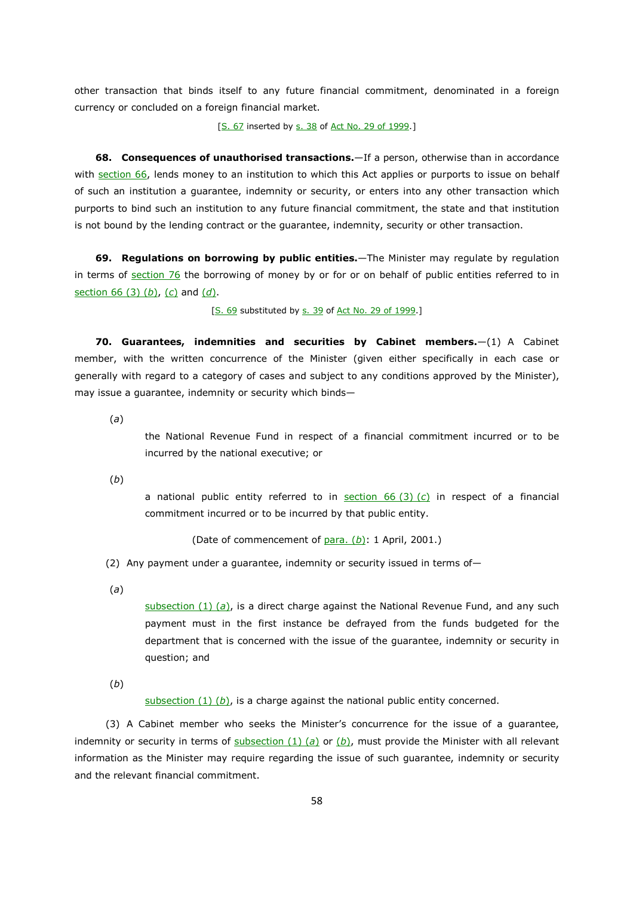other transaction that binds itself to any future financial commitment, denominated in a foreign currency or concluded on a foreign financial market.

[S. 67 inserted by s. 38 of Act No. 29 of 1999.]

**68. Consequences of unauthorised transactions.**—If a person, otherwise than in accordance with section 66, lends money to an institution to which this Act applies or purports to issue on behalf of such an institution a guarantee, indemnity or security, or enters into any other transaction which purports to bind such an institution to any future financial commitment, the state and that institution is not bound by the lending contract or the guarantee, indemnity, security or other transaction.

**69. Regulations on borrowing by public entities.**—The Minister may regulate by regulation in terms of section 76 the borrowing of money by or for or on behalf of public entities referred to in section 66 (3) (*b*), (*c*) and (*d*).

[S. 69 substituted by s. 39 of Act No. 29 of 1999.]

**70. Guarantees, indemnities and securities by Cabinet members.**—(1) A Cabinet member, with the written concurrence of the Minister (given either specifically in each case or generally with regard to a category of cases and subject to any conditions approved by the Minister), may issue a guarantee, indemnity or security which binds—

(*a*) the National Revenue Fund in respect of a financial commitment incurred or to be incurred by the national executive; or

(*b*) a national public entity referred to in section 66 (3) (*c*) in respect of a financial commitment incurred or to be incurred by that public entity.

(Date of commencement of para. (*b*): 1 April, 2001.)

(2) Any payment under a guarantee, indemnity or security issued in terms of—

(*a*) subsection (1) (*a*), is a direct charge against the National Revenue Fund, and any such payment must in the first instance be defrayed from the funds budgeted for the department that is concerned with the issue of the guarantee, indemnity or security in question; and

(*b*) subsection (1) (*b*), is a charge against the national public entity concerned.

(3) A Cabinet member who seeks the Minister's concurrence for the issue of a guarantee, indemnity or security in terms of subsection (1) (*a*) or (*b*), must provide the Minister with all relevant information as the Minister may require regarding the issue of such guarantee, indemnity or security and the relevant financial commitment.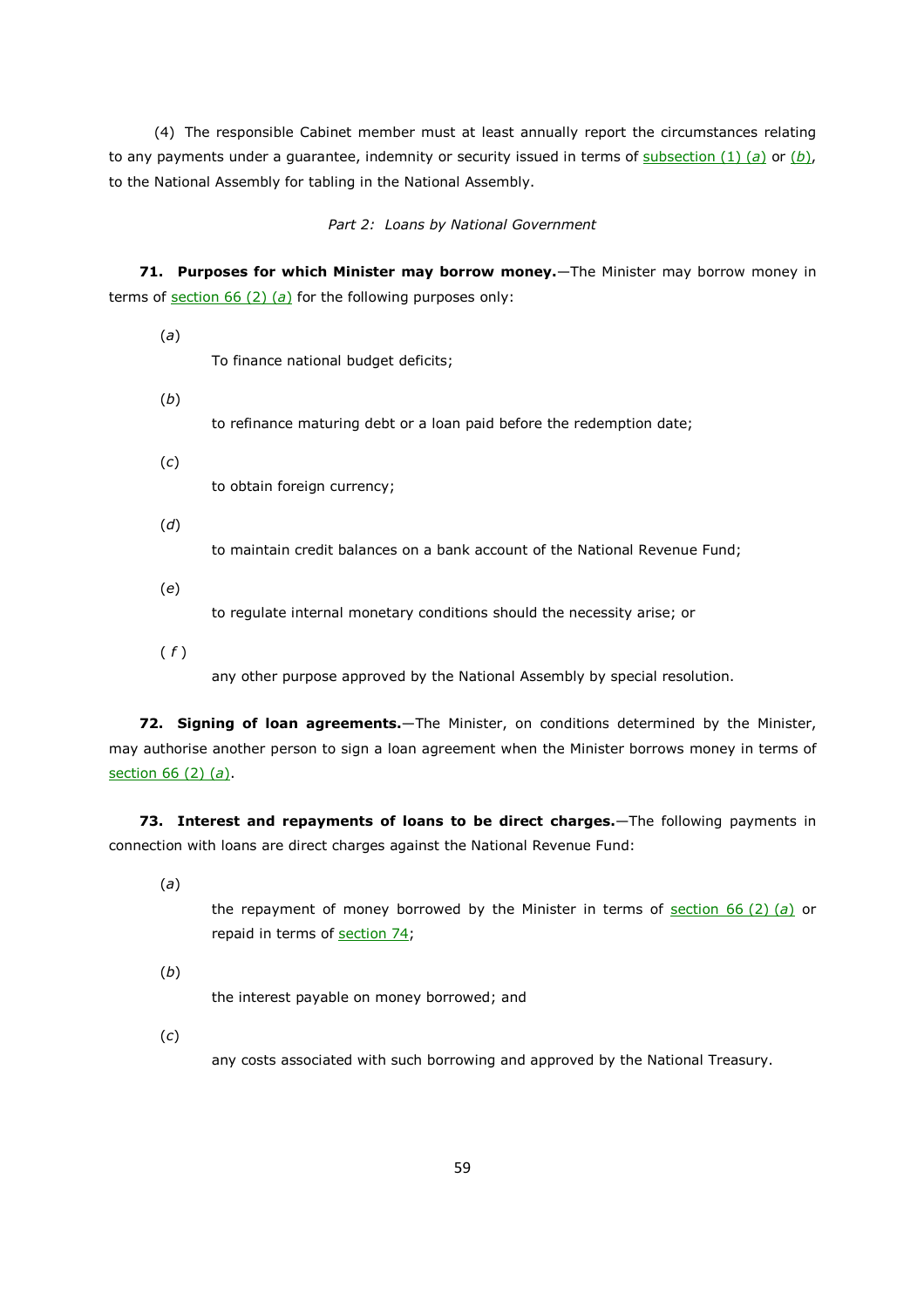(4) The responsible Cabinet member must at least annually report the circumstances relating to any payments under a guarantee, indemnity or security issued in terms of subsection (1) (*a*) or (*b*), to the National Assembly for tabling in the National Assembly.

*Part 2: Loans by National Government*

**71. Purposes for which Minister may borrow money.**—The Minister may borrow money in terms of section 66 (2) (*a*) for the following purposes only:

(*a*) To finance national budget deficits;

(*b*) to refinance maturing debt or a loan paid before the redemption date;

(*c*) to obtain foreign currency;

(*d*) to maintain credit balances on a bank account of the National Revenue Fund;

(*e*) to regulate internal monetary conditions should the necessity arise; or

(*f*) any other purpose approved by the National Assembly by special resolution.

**72. Signing of loan agreements.**—The Minister, on conditions determined by the Minister, may authorise another person to sign a loan agreement when the Minister borrows money in terms of section 66 (2) (*a*).

**73. Interest and repayments of loans to be direct charges.**—The following payments in connection with loans are direct charges against the National Revenue Fund:

(*a*) the repayment of money borrowed by the Minister in terms of section 66 (2) (*a*) or repaid in terms of section 74;

(*b*) the interest payable on money borrowed; and

(*c*) any costs associated with such borrowing and approved by the National Treasury.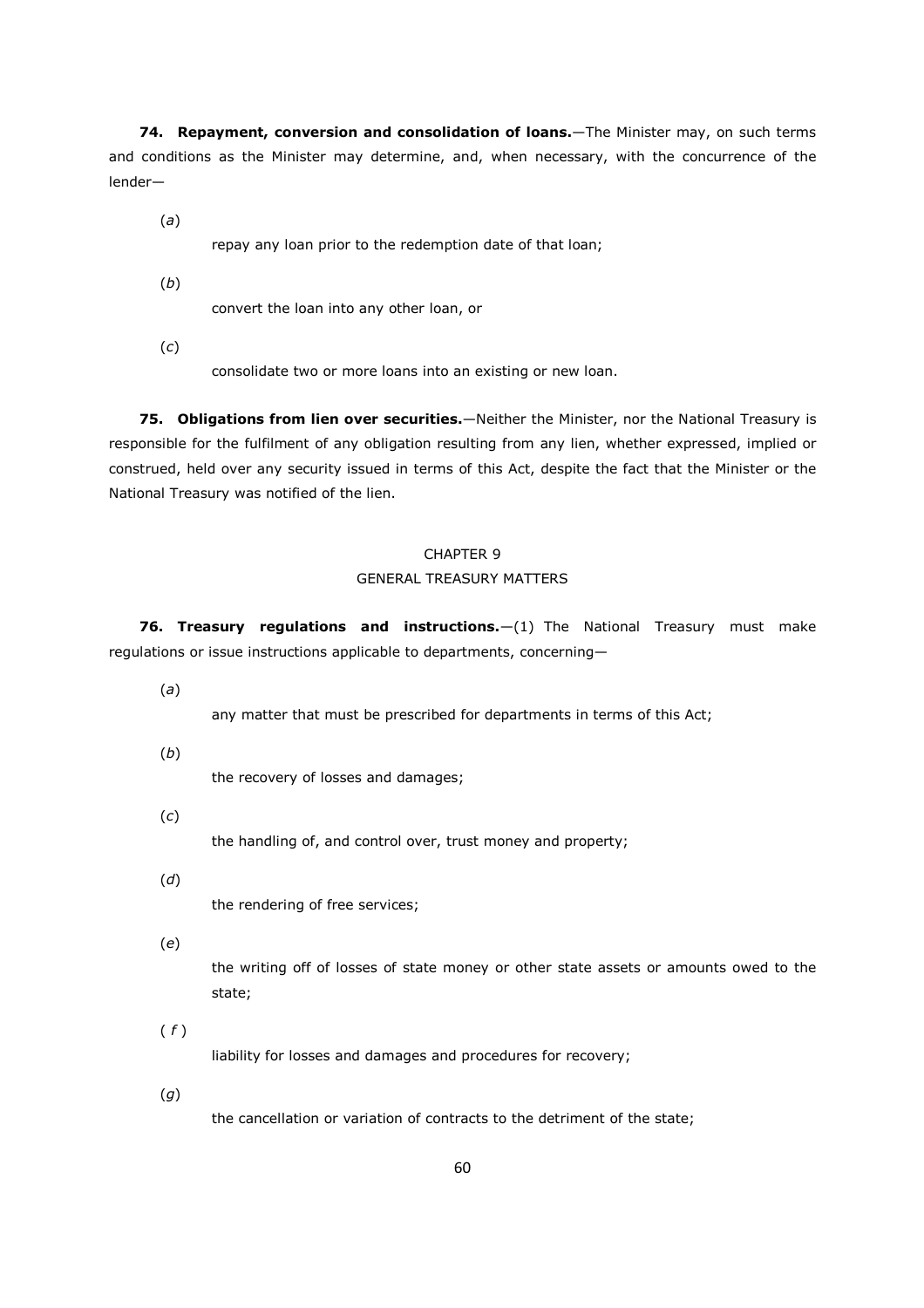**74. Repayment, conversion and consolidation of loans.**—The Minister may, on such terms and conditions as the Minister may determine, and, when necessary, with the concurrence of the lender—

(*a*) repay any loan prior to the redemption date of that loan;

(*b*) convert the loan into any other loan, or

(*c*) consolidate two or more loans into an existing or new loan.

**75. Obligations from lien over securities.**—Neither the Minister, nor the National Treasury is responsible for the fulfilment of any obligation resulting from any lien, whether expressed, implied or construed, held over any security issued in terms of this Act, despite the fact that the Minister or the National Treasury was notified of the lien.

## CHAPTER 9

## GENERAL TREASURY MATTERS

**76. Treasury regulations and instructions.**—(1) The National Treasury must make regulations or issue instructions applicable to departments, concerning—

(*a*) any matter that must be prescribed for departments in terms of this Act;

(*b*) the recovery of losses and damages;

(*c*) the handling of, and control over, trust money and property;

(*d*) the rendering of free services;

(*e*) the writing off of losses of state money or other state assets or amounts owed to the state;

(*f*) liability for losses and damages and procedures for recovery;

(*g*) the cancellation or variation of contracts to the detriment of the state;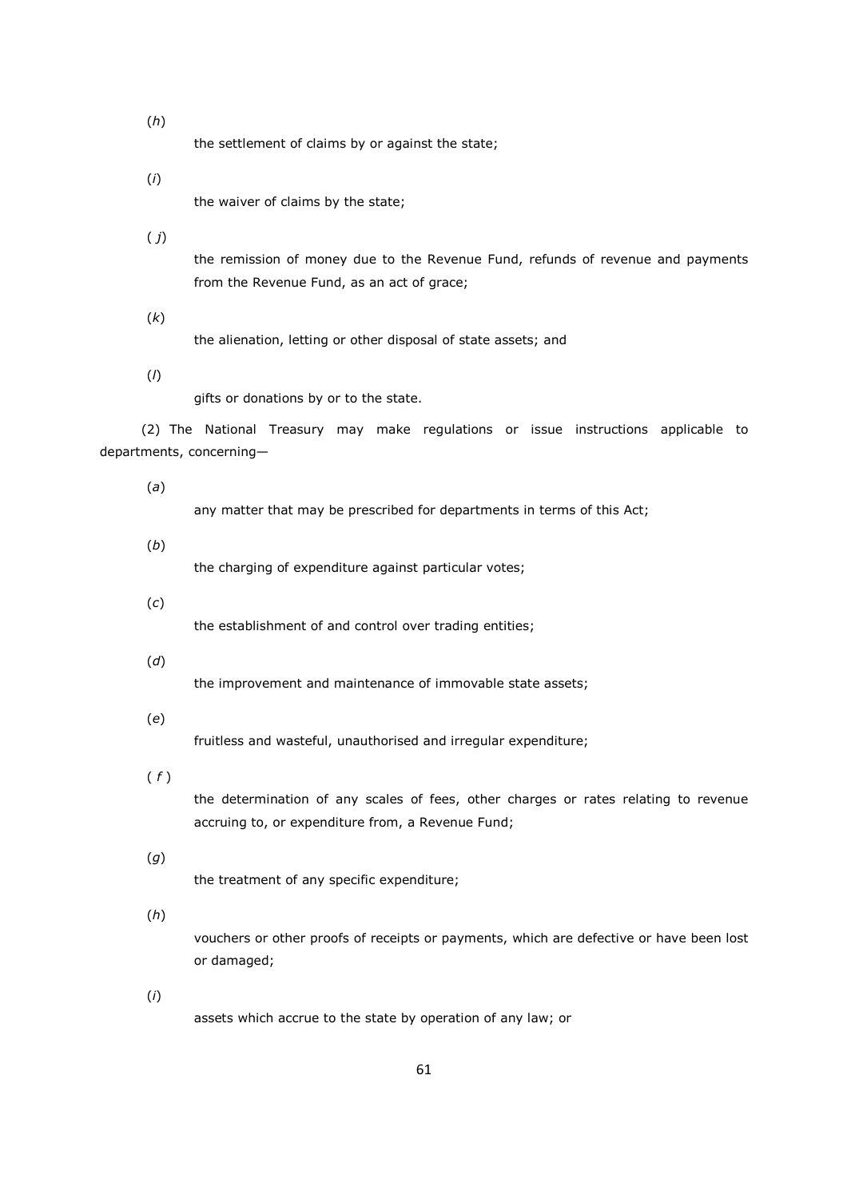(*h*) the settlement of claims by or against the state;

(*i*) the waiver of claims by the state;

(*j*) the remission of money due to the Revenue Fund, refunds of revenue and payments from the Revenue Fund, as an act of grace;

(*k*) the alienation, letting or other disposal of state assets; and

(*l*) gifts or donations by or to the state.

(2) The National Treasury may make regulations or issue instructions applicable to departments, concerning—

(*a*) any matter that may be prescribed for departments in terms of this Act;

(*b*) the charging of expenditure against particular votes;

(*c*) the establishment of and control over trading entities;

(*d*) the improvement and maintenance of immovable state assets;

(*e*) fruitless and wasteful, unauthorised and irregular expenditure;

(*f*) the determination of any scales of fees, other charges or rates relating to revenue accruing to, or expenditure from, a Revenue Fund;

(*g*) the treatment of any specific expenditure;

(*h*) vouchers or other proofs of receipts or payments, which are defective or have been lost or damaged;

(*i*) assets which accrue to the state by operation of any law; or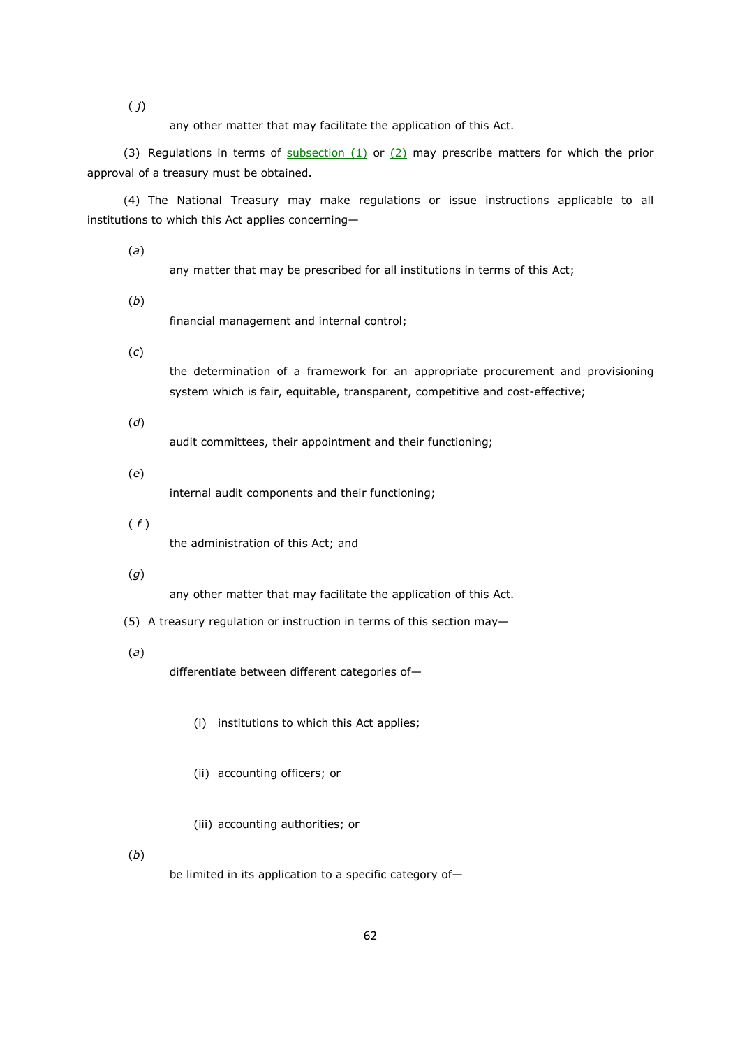(*j*) any other matter that may facilitate the application of this Act.

(3) Regulations in terms of subsection (1) or (2) may prescribe matters for which the prior approval of a treasury must be obtained.

(4) The National Treasury may make regulations or issue instructions applicable to all institutions to which this Act applies concerning—

(*a*) any matter that may be prescribed for all institutions in terms of this Act;

(*b*) financial management and internal control;

(*c*) the determination of a framework for an appropriate procurement and provisioning system which is fair, equitable, transparent, competitive and cost-effective;

(*d*) audit committees, their appointment and their functioning;

(*e*) internal audit components and their functioning;

(*f*) the administration of this Act; and

(*g*) any other matter that may facilitate the application of this Act.

(5) A treasury regulation or instruction in terms of this section may—

(*a*) differentiate between different categories of—

(i) institutions to which this Act applies;

(ii) accounting officers; or

(iii) accounting authorities; or

(*b*) be limited in its application to a specific category of—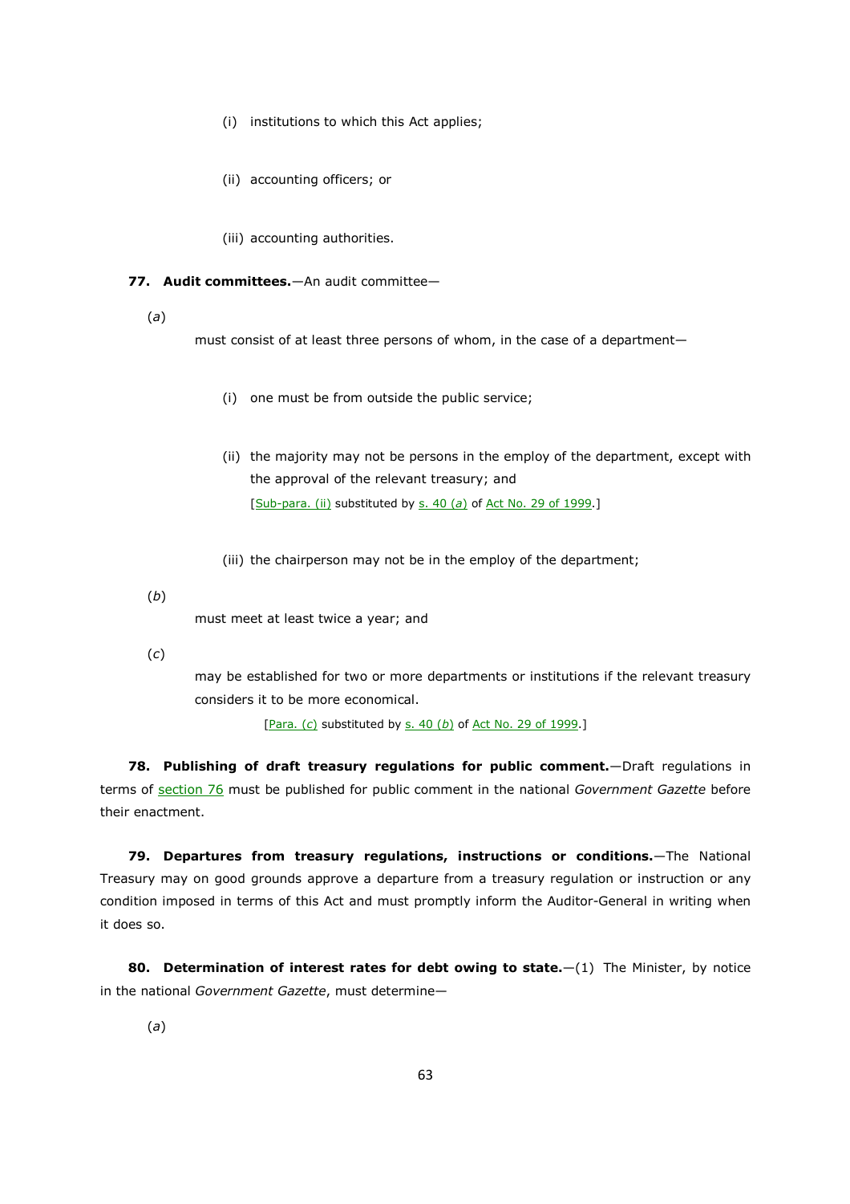(i) institutions to which this Act applies;

(ii) accounting officers; or

(iii) accounting authorities.

**77. Audit committees.**—An audit committee—

(*a*) must consist of at least three persons of whom, in the case of a department—

(i) one must be from outside the public service;

(ii) the majority may not be persons in the employ of the department, except with the approval of the relevant treasury; and

[Sub-para. (ii) substituted by s. 40 (*a*) of Act No. 29 of 1999.]

(iii) the chairperson may not be in the employ of the department;

(*b*) must meet at least twice a year; and

(*c*) may be established for two or more departments or institutions if the relevant treasury considers it to be more economical.

[Para. (*c*) substituted by s. 40 (*b*) of Act No. 29 of 1999.]

**78. Publishing of draft treasury regulations for public comment.**—Draft regulations in terms of section 76 must be published for public comment in the national *Government Gazette* before their enactment.

**79. Departures from treasury regulations, instructions or conditions.**—The National Treasury may on good grounds approve a departure from a treasury regulation or instruction or any condition imposed in terms of this Act and must promptly inform the Auditor-General in writing when it does so.

**80. Determination of interest rates for debt owing to state.**—(1) The Minister, by notice in the national *Government Gazette*, must determine—

(*a*)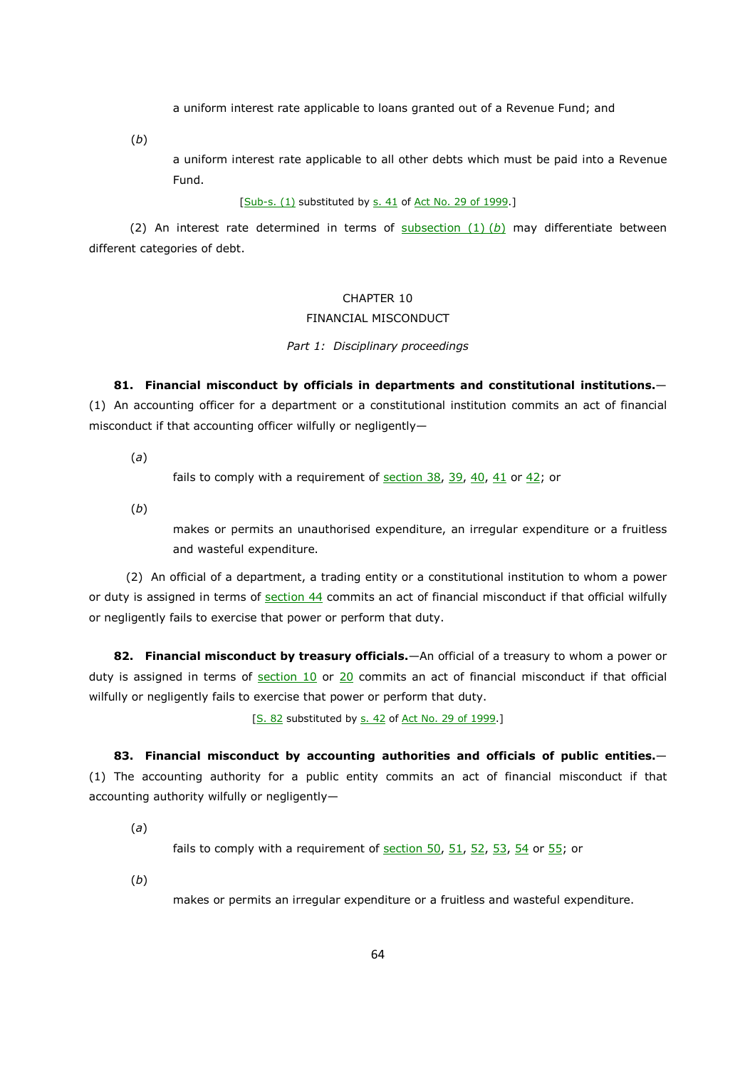a uniform interest rate applicable to loans granted out of a Revenue Fund; and

(*b*)

a uniform interest rate applicable to all other debts which must be paid into a Revenue Fund.

[Sub-s. (1) substituted by s. 41 of Act No. 29 of 1999.]

(2) An interest rate determined in terms of subsection (1) (*b*) may differentiate between different categories of debt.

## CHAPTER 10
## FINANCIAL MISCONDUCT

*Part 1: Disciplinary proceedings*

**81. Financial misconduct by officials in departments and constitutional institutions.**—(1) An accounting officer for a department or a constitutional institution commits an act of financial misconduct if that accounting officer wilfully or negligently—

(*a*)

fails to comply with a requirement of section 38, 39, 40, 41 or 42; or

(*b*)

makes or permits an unauthorised expenditure, an irregular expenditure or a fruitless and wasteful expenditure.

(2) An official of a department, a trading entity or a constitutional institution to whom a power or duty is assigned in terms of section 44 commits an act of financial misconduct if that official wilfully or negligently fails to exercise that power or perform that duty.

**82. Financial misconduct by treasury officials.**—An official of a treasury to whom a power or duty is assigned in terms of section 10 or 20 commits an act of financial misconduct if that official wilfully or negligently fails to exercise that power or perform that duty.

[S. 82 substituted by s. 42 of Act No. 29 of 1999.]

**83. Financial misconduct by accounting authorities and officials of public entities.**—(1) The accounting authority for a public entity commits an act of financial misconduct if that accounting authority wilfully or negligently—

(*a*)

fails to comply with a requirement of section 50, 51, 52, 53, 54 or 55; or

(*b*)

makes or permits an irregular expenditure or a fruitless and wasteful expenditure.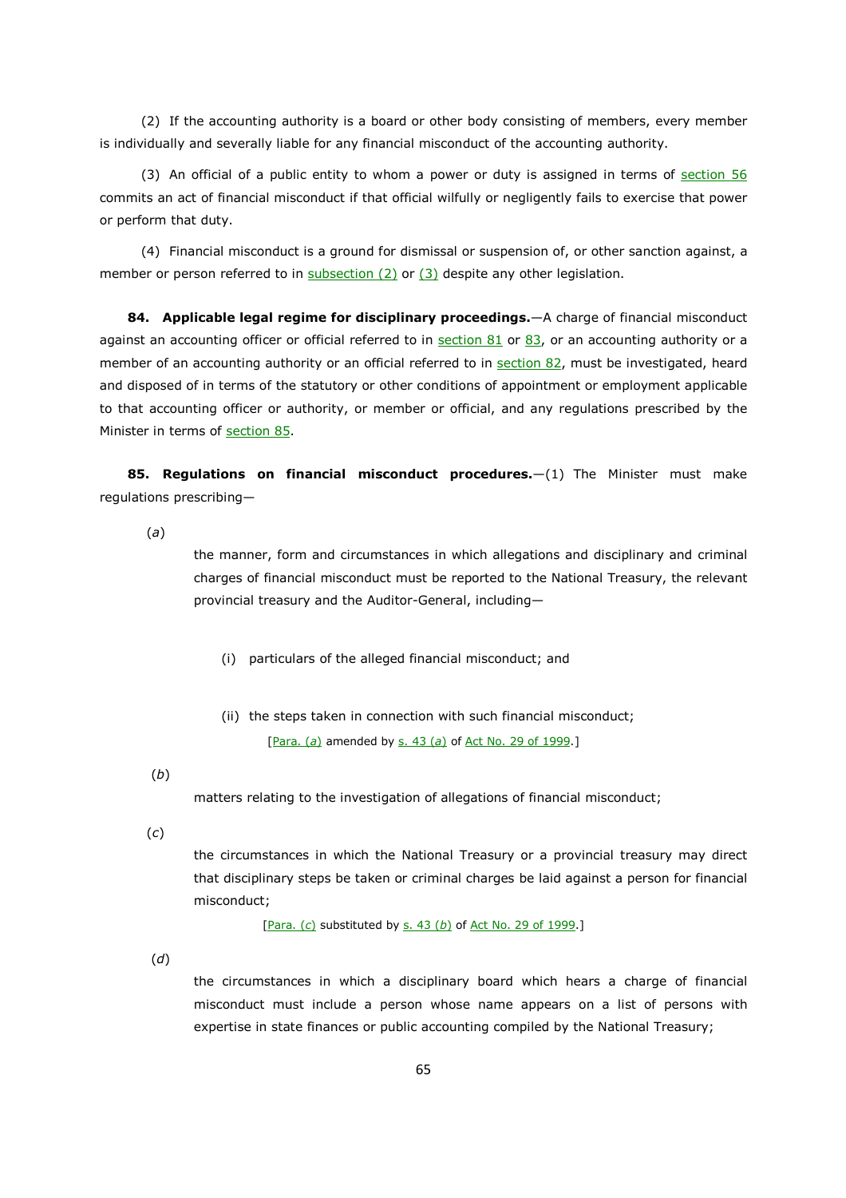(2) If the accounting authority is a board or other body consisting of members, every member is individually and severally liable for any financial misconduct of the accounting authority.

(3) An official of a public entity to whom a power or duty is assigned in terms of section 56 commits an act of financial misconduct if that official wilfully or negligently fails to exercise that power or perform that duty.

(4) Financial misconduct is a ground for dismissal or suspension of, or other sanction against, a member or person referred to in subsection (2) or (3) despite any other legislation.

**84. Applicable legal regime for disciplinary proceedings.**—A charge of financial misconduct against an accounting officer or official referred to in section 81 or 83, or an accounting authority or a member of an accounting authority or an official referred to in section 82, must be investigated, heard and disposed of in terms of the statutory or other conditions of appointment or employment applicable to that accounting officer or authority, or member or official, and any regulations prescribed by the Minister in terms of section 85.

**85. Regulations on financial misconduct procedures.**—(1) The Minister must make regulations prescribing—

(*a*) the manner, form and circumstances in which allegations and disciplinary and criminal charges of financial misconduct must be reported to the National Treasury, the relevant provincial treasury and the Auditor-General, including—

(i) particulars of the alleged financial misconduct; and

(ii) the steps taken in connection with such financial misconduct;

[Para. (*a*) amended by s. 43 (*a*) of Act No. 29 of 1999.]

(*b*) matters relating to the investigation of allegations of financial misconduct;

(*c*) the circumstances in which the National Treasury or a provincial treasury may direct that disciplinary steps be taken or criminal charges be laid against a person for financial misconduct;

[Para. (*c*) substituted by s. 43 (*b*) of Act No. 29 of 1999.]

(*d*) the circumstances in which a disciplinary board which hears a charge of financial misconduct must include a person whose name appears on a list of persons with expertise in state finances or public accounting compiled by the National Treasury;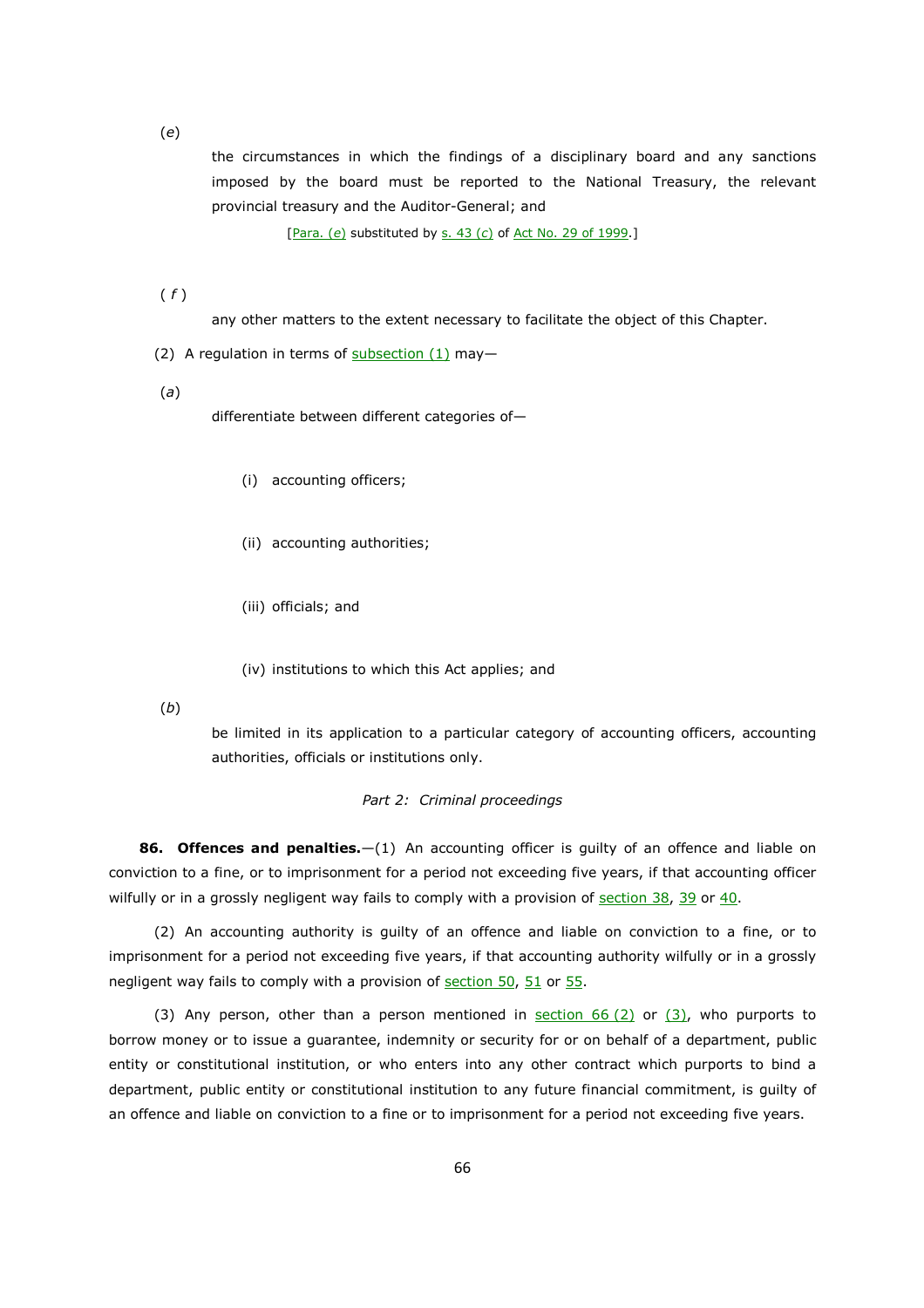(*e*)

the circumstances in which the findings of a disciplinary board and any sanctions imposed by the board must be reported to the National Treasury, the relevant provincial treasury and the Auditor-General; and

[Para. (*e*) substituted by s. 43 (*c*) of Act No. 29 of 1999.]

(*f*)

any other matters to the extent necessary to facilitate the object of this Chapter.

(2) A regulation in terms of subsection (1) may—

(*a*)

differentiate between different categories of—

(i) accounting officers;

(ii) accounting authorities;

(iii) officials; and

(iv) institutions to which this Act applies; and

(*b*)

be limited in its application to a particular category of accounting officers, accounting authorities, officials or institutions only.

*Part 2: Criminal proceedings*

**86. Offences and penalties.**—(1) An accounting officer is guilty of an offence and liable on conviction to a fine, or to imprisonment for a period not exceeding five years, if that accounting officer wilfully or in a grossly negligent way fails to comply with a provision of section 38, 39 or 40.

(2) An accounting authority is guilty of an offence and liable on conviction to a fine, or to imprisonment for a period not exceeding five years, if that accounting authority wilfully or in a grossly negligent way fails to comply with a provision of section 50, 51 or 55.

(3) Any person, other than a person mentioned in section 66 (2) or (3), who purports to borrow money or to issue a guarantee, indemnity or security for or on behalf of a department, public entity or constitutional institution, or who enters into any other contract which purports to bind a department, public entity or constitutional institution to any future financial commitment, is guilty of an offence and liable on conviction to a fine or to imprisonment for a period not exceeding five years.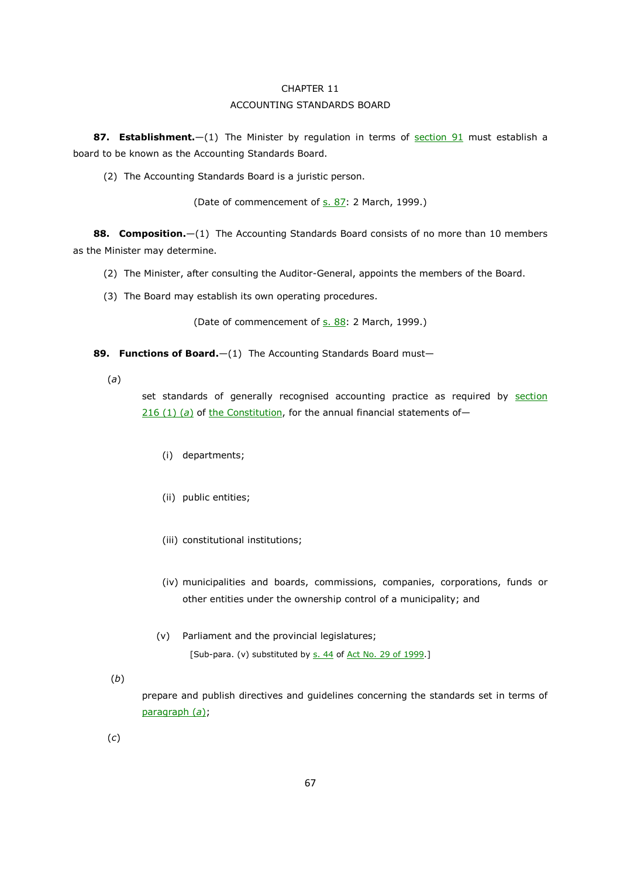CHAPTER 11

ACCOUNTING STANDARDS BOARD

**87. Establishment.**—(1) The Minister by regulation in terms of section 91 must establish a board to be known as the Accounting Standards Board.

(2) The Accounting Standards Board is a juristic person.

(Date of commencement of s. 87: 2 March, 1999.)

**88. Composition.**—(1) The Accounting Standards Board consists of no more than 10 members as the Minister may determine.

(2) The Minister, after consulting the Auditor-General, appoints the members of the Board.

(3) The Board may establish its own operating procedures.

(Date of commencement of s. 88: 2 March, 1999.)

**89. Functions of Board.**—(1) The Accounting Standards Board must—

(*a*) set standards of generally recognised accounting practice as required by section 216 (1) (*a*) of the Constitution, for the annual financial statements of—

(i) departments;

(ii) public entities;

(iii) constitutional institutions;

(iv) municipalities and boards, commissions, companies, corporations, funds or other entities under the ownership control of a municipality; and

(v) Parliament and the provincial legislatures;

[Sub-para. (v) substituted by s. 44 of Act No. 29 of 1999.]

(*b*) prepare and publish directives and guidelines concerning the standards set in terms of paragraph (*a*);

(*c*)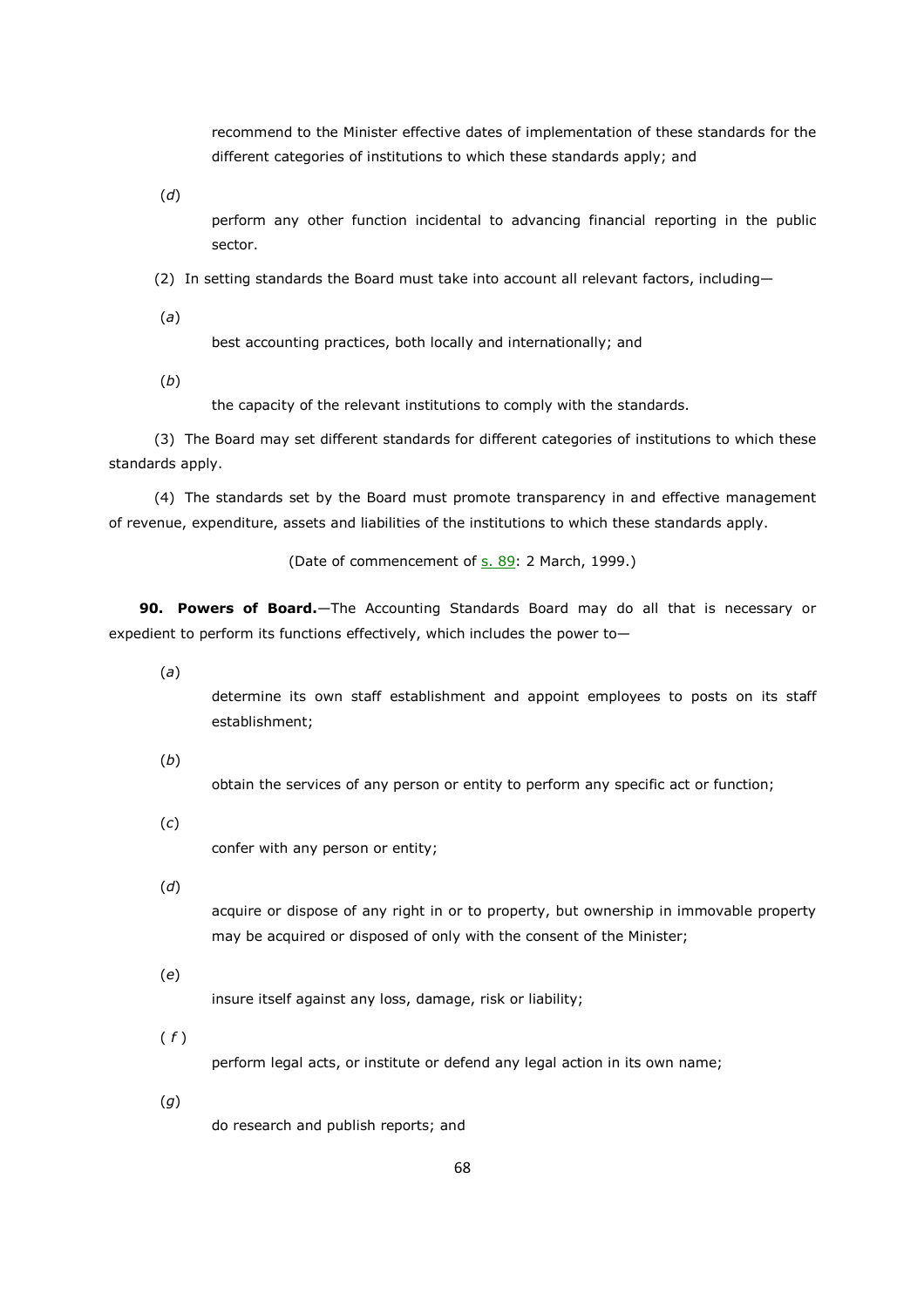recommend to the Minister effective dates of implementation of these standards for the different categories of institutions to which these standards apply; and

(*d*) perform any other function incidental to advancing financial reporting in the public sector.

(2) In setting standards the Board must take into account all relevant factors, including—

(*a*) best accounting practices, both locally and internationally; and

(*b*) the capacity of the relevant institutions to comply with the standards.

(3) The Board may set different standards for different categories of institutions to which these standards apply.

(4) The standards set by the Board must promote transparency in and effective management of revenue, expenditure, assets and liabilities of the institutions to which these standards apply.

(Date of commencement of s. 89: 2 March, 1999.)

**90. Powers of Board.**—The Accounting Standards Board may do all that is necessary or expedient to perform its functions effectively, which includes the power to—

(*a*) determine its own staff establishment and appoint employees to posts on its staff establishment;

(*b*) obtain the services of any person or entity to perform any specific act or function;

(*c*) confer with any person or entity;

(*d*) acquire or dispose of any right in or to property, but ownership in immovable property may be acquired or disposed of only with the consent of the Minister;

(*e*) insure itself against any loss, damage, risk or liability;

(*f*) perform legal acts, or institute or defend any legal action in its own name;

(*g*) do research and publish reports; and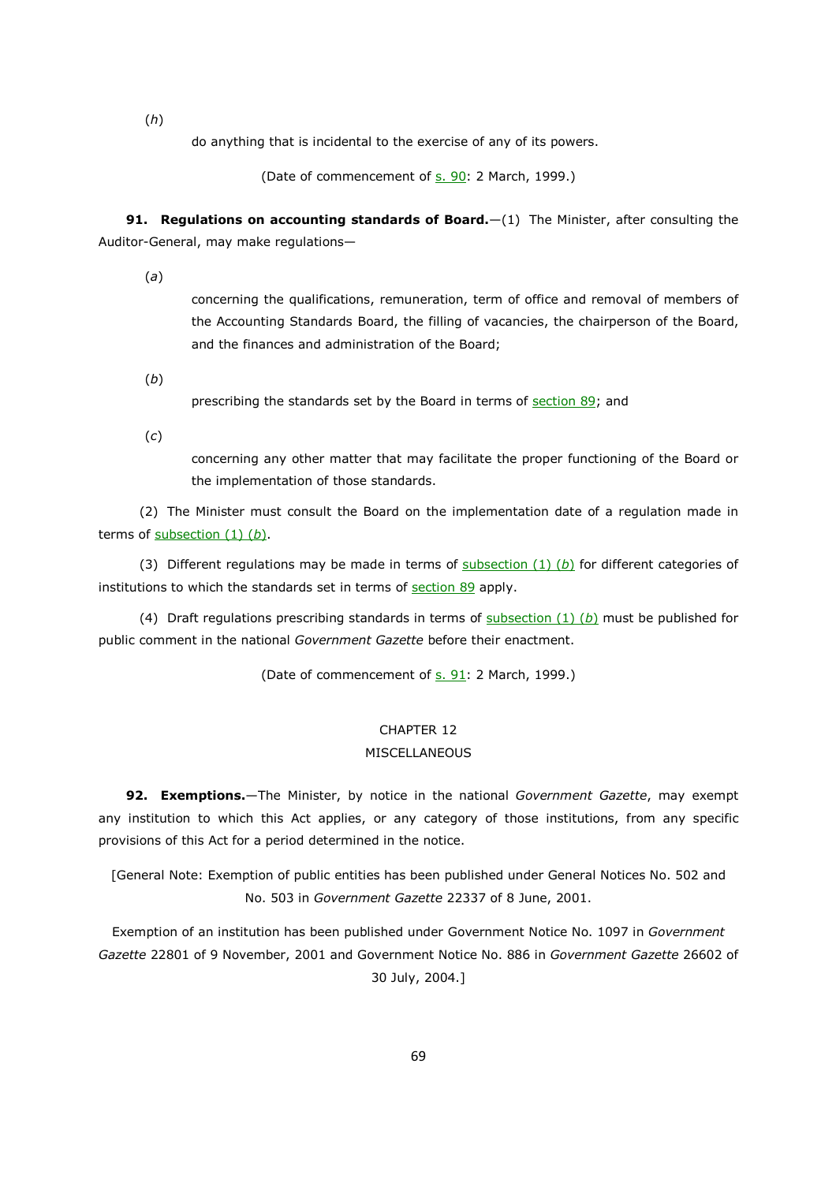(*h*)

do anything that is incidental to the exercise of any of its powers.

(Date of commencement of s. 90: 2 March, 1999.)

**91. Regulations on accounting standards of Board.**—(1) The Minister, after consulting the Auditor-General, may make regulations—

(*a*)

concerning the qualifications, remuneration, term of office and removal of members of the Accounting Standards Board, the filling of vacancies, the chairperson of the Board, and the finances and administration of the Board;

(*b*)

prescribing the standards set by the Board in terms of section 89; and

(*c*)

concerning any other matter that may facilitate the proper functioning of the Board or the implementation of those standards.

(2) The Minister must consult the Board on the implementation date of a regulation made in terms of subsection (1) (*b*).

(3) Different regulations may be made in terms of subsection (1) (*b*) for different categories of institutions to which the standards set in terms of section 89 apply.

(4) Draft regulations prescribing standards in terms of subsection (1) (*b*) must be published for public comment in the national *Government Gazette* before their enactment.

(Date of commencement of s. 91: 2 March, 1999.)

## CHAPTER 12
## MISCELLANEOUS

**92. Exemptions.**—The Minister, by notice in the national *Government Gazette*, may exempt any institution to which this Act applies, or any category of those institutions, from any specific provisions of this Act for a period determined in the notice.

[General Note: Exemption of public entities has been published under General Notices No. 502 and No. 503 in *Government Gazette* 22337 of 8 June, 2001.

Exemption of an institution has been published under Government Notice No. 1097 in *Government Gazette* 22801 of 9 November, 2001 and Government Notice No. 886 in *Government Gazette* 26602 of 30 July, 2004.]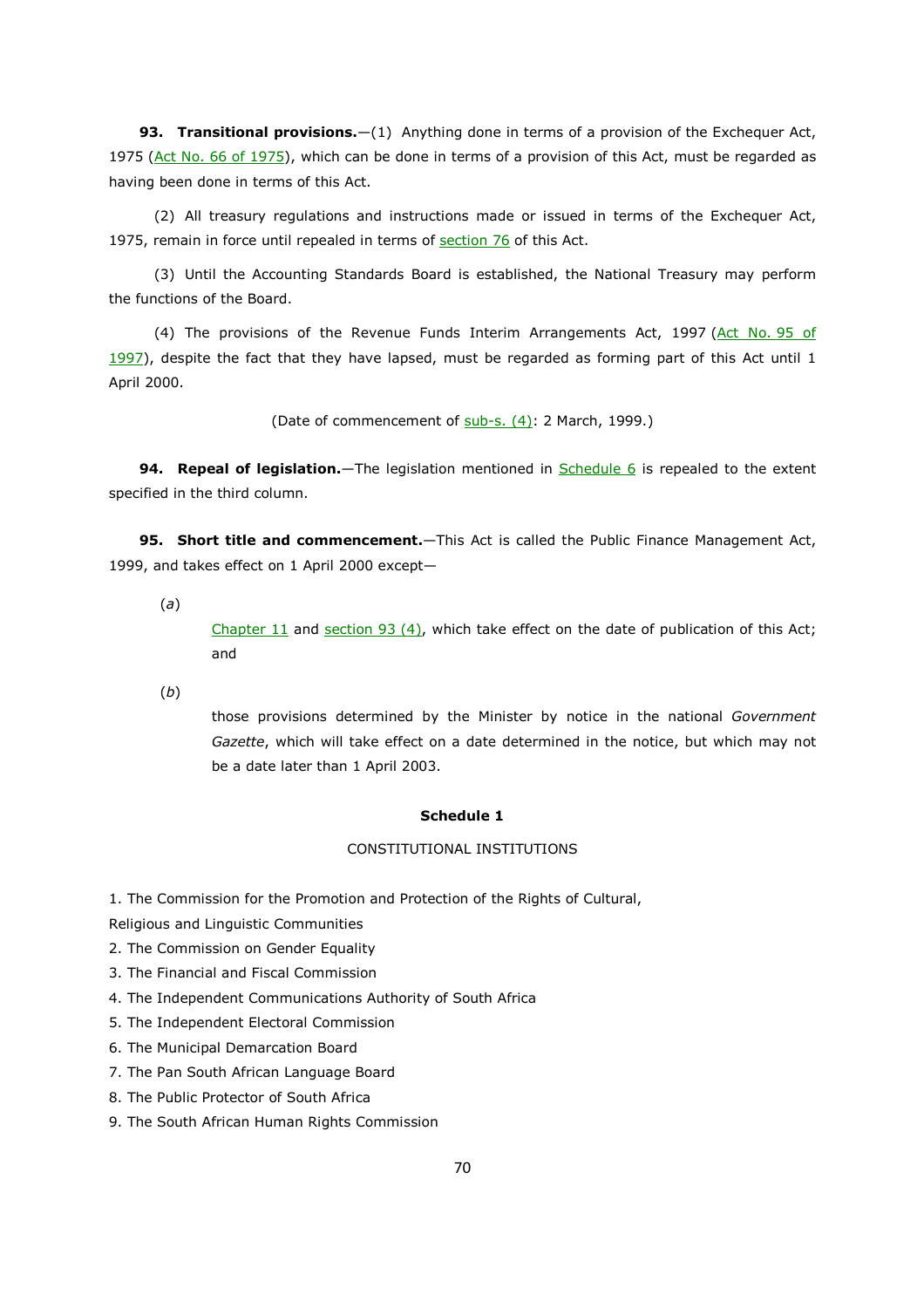**93. Transitional provisions.**—(1) Anything done in terms of a provision of the Exchequer Act, 1975 (Act No. 66 of 1975), which can be done in terms of a provision of this Act, must be regarded as having been done in terms of this Act.

(2) All treasury regulations and instructions made or issued in terms of the Exchequer Act, 1975, remain in force until repealed in terms of section 76 of this Act.

(3) Until the Accounting Standards Board is established, the National Treasury may perform the functions of the Board.

(4) The provisions of the Revenue Funds Interim Arrangements Act, 1997 (Act No. 95 of 1997), despite the fact that they have lapsed, must be regarded as forming part of this Act until 1 April 2000.

(Date of commencement of sub-s. (4): 2 March, 1999.)

**94. Repeal of legislation.**—The legislation mentioned in Schedule 6 is repealed to the extent specified in the third column.

**95. Short title and commencement.**—This Act is called the Public Finance Management Act, 1999, and takes effect on 1 April 2000 except—

(*a*) Chapter 11 and section 93 (4), which take effect on the date of publication of this Act; and

(*b*) those provisions determined by the Minister by notice in the national *Government Gazette*, which will take effect on a date determined in the notice, but which may not be a date later than 1 April 2003.

## Schedule 1

CONSTITUTIONAL INSTITUTIONS

1. The Commission for the Promotion and Protection of the Rights of Cultural, Religious and Linguistic Communities
2. The Commission on Gender Equality
3. The Financial and Fiscal Commission
4. The Independent Communications Authority of South Africa
5. The Independent Electoral Commission
6. The Municipal Demarcation Board
7. The Pan South African Language Board
8. The Public Protector of South Africa
9. The South African Human Rights Commission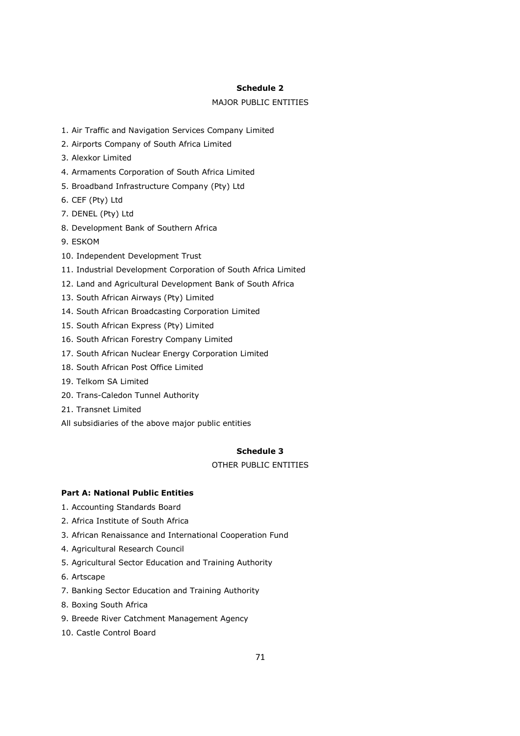**Schedule 2**

MAJOR PUBLIC ENTITIES

1. Air Traffic and Navigation Services Company Limited
2. Airports Company of South Africa Limited
3. Alexkor Limited
4. Armaments Corporation of South Africa Limited
5. Broadband Infrastructure Company (Pty) Ltd
6. CEF (Pty) Ltd
7. DENEL (Pty) Ltd
8. Development Bank of Southern Africa
9. ESKOM
10. Independent Development Trust
11. Industrial Development Corporation of South Africa Limited
12. Land and Agricultural Development Bank of South Africa
13. South African Airways (Pty) Limited
14. South African Broadcasting Corporation Limited
15. South African Express (Pty) Limited
16. South African Forestry Company Limited
17. South African Nuclear Energy Corporation Limited
18. South African Post Office Limited
19. Telkom SA Limited
20. Trans-Caledon Tunnel Authority
21. Transnet Limited

All subsidiaries of the above major public entities

**Schedule 3**

OTHER PUBLIC ENTITIES

**Part A: National Public Entities**

1. Accounting Standards Board
2. Africa Institute of South Africa
3. African Renaissance and International Cooperation Fund
4. Agricultural Research Council
5. Agricultural Sector Education and Training Authority
6. Artscape
7. Banking Sector Education and Training Authority
8. Boxing South Africa
9. Breede River Catchment Management Agency
10. Castle Control Board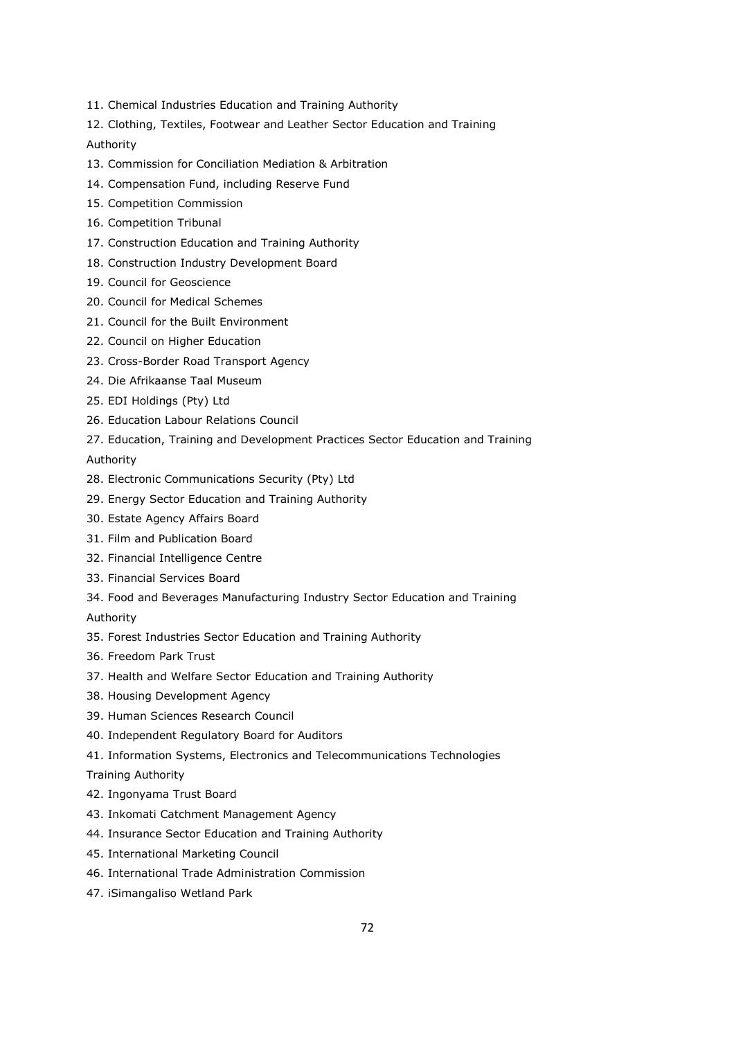11. Chemical Industries Education and Training Authority
12. Clothing, Textiles, Footwear and Leather Sector Education and Training Authority
13. Commission for Conciliation Mediation & Arbitration
14. Compensation Fund, including Reserve Fund
15. Competition Commission
16. Competition Tribunal
17. Construction Education and Training Authority
18. Construction Industry Development Board
19. Council for Geoscience
20. Council for Medical Schemes
21. Council for the Built Environment
22. Council on Higher Education
23. Cross-Border Road Transport Agency
24. Die Afrikaanse Taal Museum
25. EDI Holdings (Pty) Ltd
26. Education Labour Relations Council
27. Education, Training and Development Practices Sector Education and Training Authority
28. Electronic Communications Security (Pty) Ltd
29. Energy Sector Education and Training Authority
30. Estate Agency Affairs Board
31. Film and Publication Board
32. Financial Intelligence Centre
33. Financial Services Board
34. Food and Beverages Manufacturing Industry Sector Education and Training Authority
35. Forest Industries Sector Education and Training Authority
36. Freedom Park Trust
37. Health and Welfare Sector Education and Training Authority
38. Housing Development Agency
39. Human Sciences Research Council
40. Independent Regulatory Board for Auditors
41. Information Systems, Electronics and Telecommunications Technologies Training Authority
42. Ingonyama Trust Board
43. Inkomati Catchment Management Agency
44. Insurance Sector Education and Training Authority
45. International Marketing Council
46. International Trade Administration Commission
47. iSimangaliso Wetland Park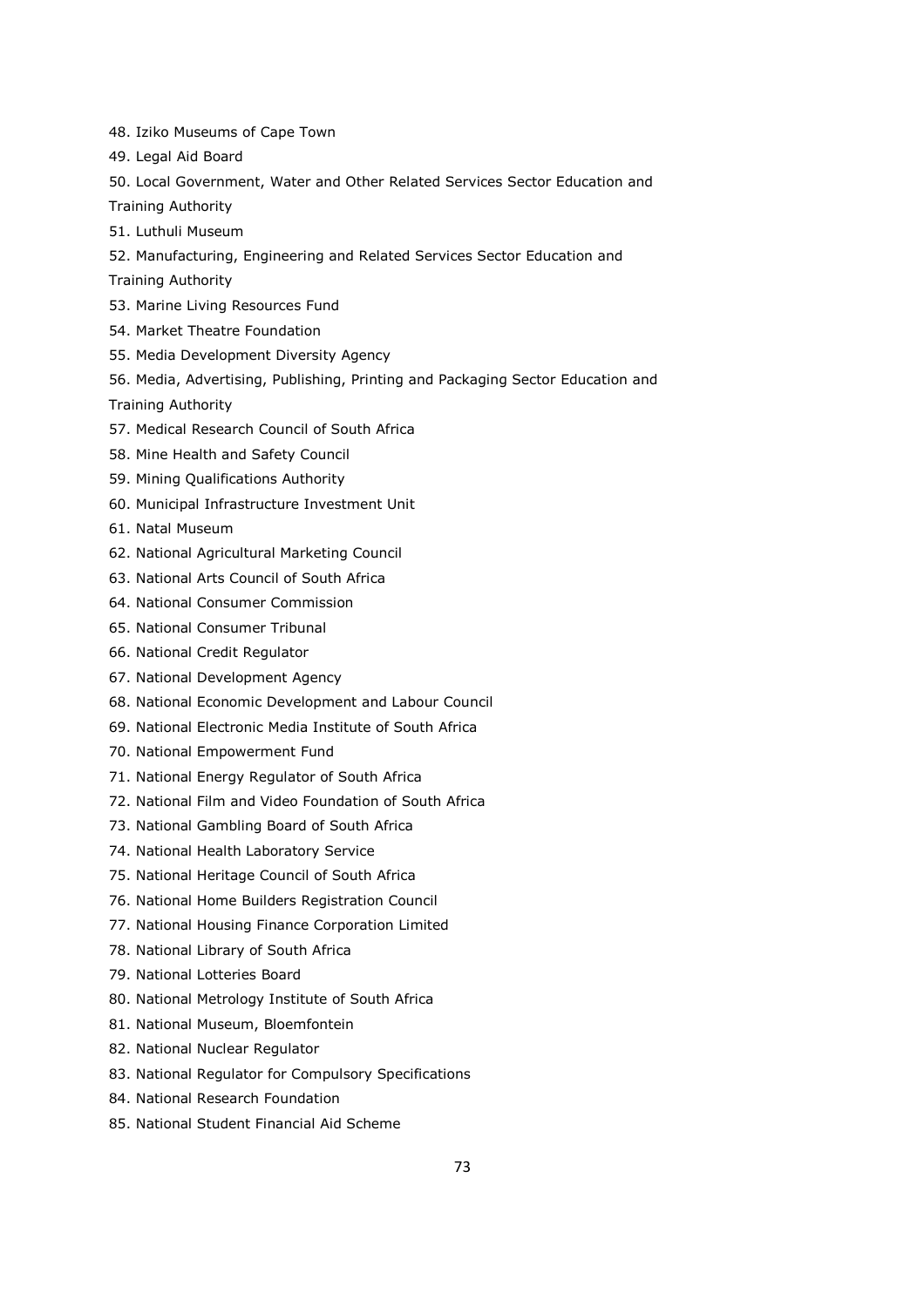48. Iziko Museums of Cape Town
49. Legal Aid Board
50. Local Government, Water and Other Related Services Sector Education and Training Authority
51. Luthuli Museum
52. Manufacturing, Engineering and Related Services Sector Education and Training Authority
53. Marine Living Resources Fund
54. Market Theatre Foundation
55. Media Development Diversity Agency
56. Media, Advertising, Publishing, Printing and Packaging Sector Education and Training Authority
57. Medical Research Council of South Africa
58. Mine Health and Safety Council
59. Mining Qualifications Authority
60. Municipal Infrastructure Investment Unit
61. Natal Museum
62. National Agricultural Marketing Council
63. National Arts Council of South Africa
64. National Consumer Commission
65. National Consumer Tribunal
66. National Credit Regulator
67. National Development Agency
68. National Economic Development and Labour Council
69. National Electronic Media Institute of South Africa
70. National Empowerment Fund
71. National Energy Regulator of South Africa
72. National Film and Video Foundation of South Africa
73. National Gambling Board of South Africa
74. National Health Laboratory Service
75. National Heritage Council of South Africa
76. National Home Builders Registration Council
77. National Housing Finance Corporation Limited
78. National Library of South Africa
79. National Lotteries Board
80. National Metrology Institute of South Africa
81. National Museum, Bloemfontein
82. National Nuclear Regulator
83. National Regulator for Compulsory Specifications
84. National Research Foundation
85. National Student Financial Aid Scheme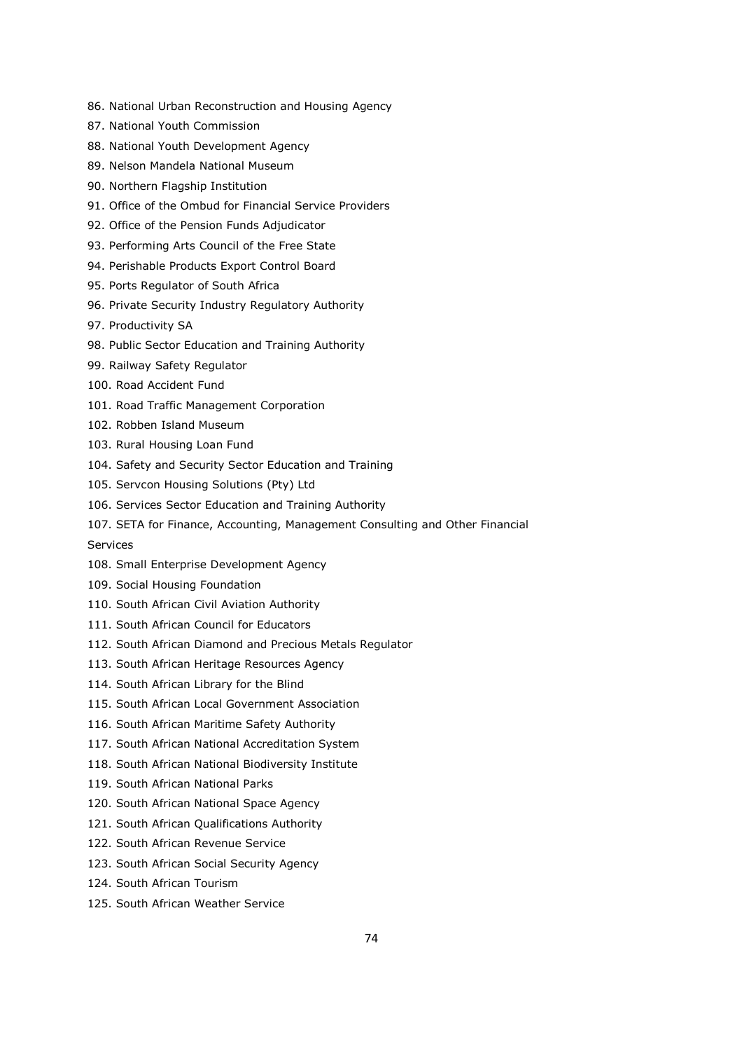86. National Urban Reconstruction and Housing Agency
87. National Youth Commission
88. National Youth Development Agency
89. Nelson Mandela National Museum
90. Northern Flagship Institution
91. Office of the Ombud for Financial Service Providers
92. Office of the Pension Funds Adjudicator
93. Performing Arts Council of the Free State
94. Perishable Products Export Control Board
95. Ports Regulator of South Africa
96. Private Security Industry Regulatory Authority
97. Productivity SA
98. Public Sector Education and Training Authority
99. Railway Safety Regulator
100. Road Accident Fund
101. Road Traffic Management Corporation
102. Robben Island Museum
103. Rural Housing Loan Fund
104. Safety and Security Sector Education and Training
105. Servcon Housing Solutions (Pty) Ltd
106. Services Sector Education and Training Authority
107. SETA for Finance, Accounting, Management Consulting and Other Financial Services
108. Small Enterprise Development Agency
109. Social Housing Foundation
110. South African Civil Aviation Authority
111. South African Council for Educators
112. South African Diamond and Precious Metals Regulator
113. South African Heritage Resources Agency
114. South African Library for the Blind
115. South African Local Government Association
116. South African Maritime Safety Authority
117. South African National Accreditation System
118. South African National Biodiversity Institute
119. South African National Parks
120. South African National Space Agency
121. South African Qualifications Authority
122. South African Revenue Service
123. South African Social Security Agency
124. South African Tourism
125. South African Weather Service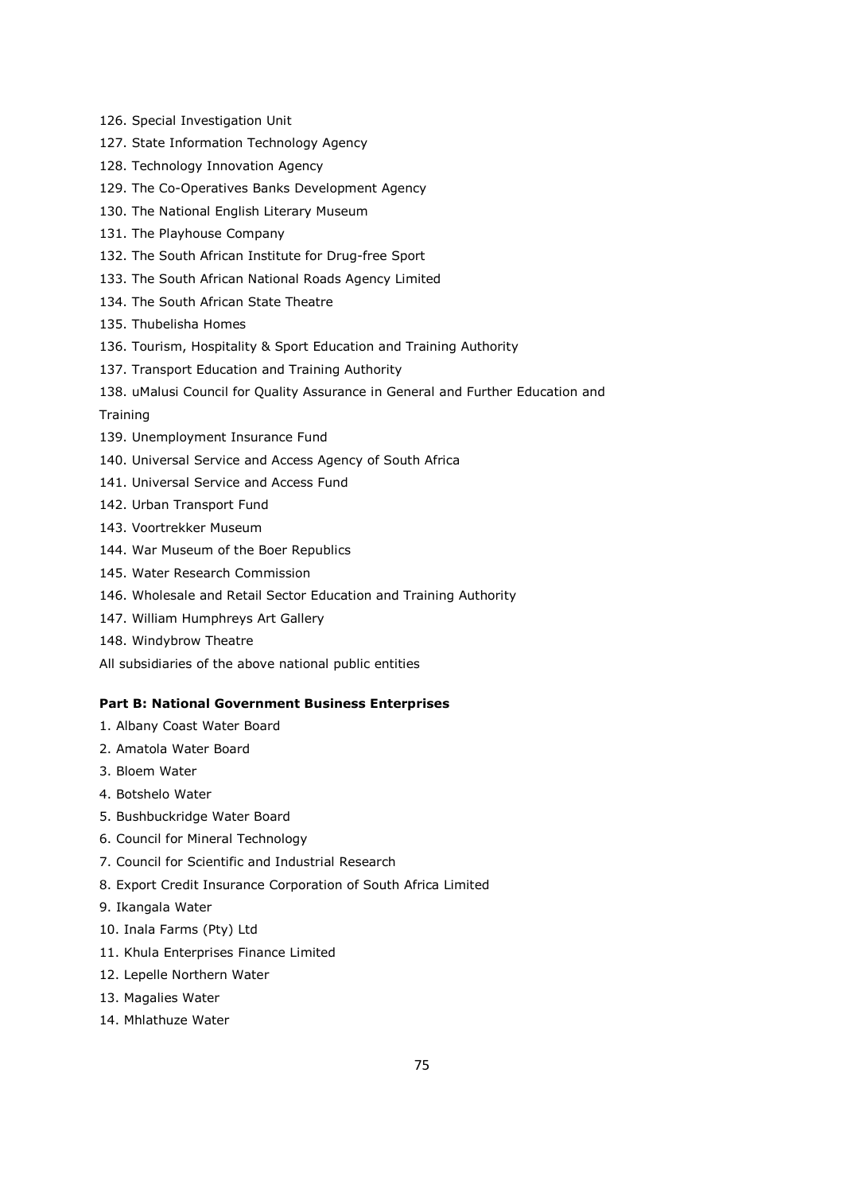126. Special Investigation Unit
127. State Information Technology Agency
128. Technology Innovation Agency
129. The Co-Operatives Banks Development Agency
130. The National English Literary Museum
131. The Playhouse Company
132. The South African Institute for Drug-free Sport
133. The South African National Roads Agency Limited
134. The South African State Theatre
135. Thubelisha Homes
136. Tourism, Hospitality & Sport Education and Training Authority
137. Transport Education and Training Authority
138. uMalusi Council for Quality Assurance in General and Further Education and Training
139. Unemployment Insurance Fund
140. Universal Service and Access Agency of South Africa
141. Universal Service and Access Fund
142. Urban Transport Fund
143. Voortrekker Museum
144. War Museum of the Boer Republics
145. Water Research Commission
146. Wholesale and Retail Sector Education and Training Authority
147. William Humphreys Art Gallery
148. Windybrow Theatre

All subsidiaries of the above national public entities

**Part B: National Government Business Enterprises**

1. Albany Coast Water Board
2. Amatola Water Board
3. Bloem Water
4. Botshelo Water
5. Bushbuckridge Water Board
6. Council for Mineral Technology
7. Council for Scientific and Industrial Research
8. Export Credit Insurance Corporation of South Africa Limited
9. Ikangala Water
10. Inala Farms (Pty) Ltd
11. Khula Enterprises Finance Limited
12. Lepelle Northern Water
13. Magalies Water
14. Mhlathuze Water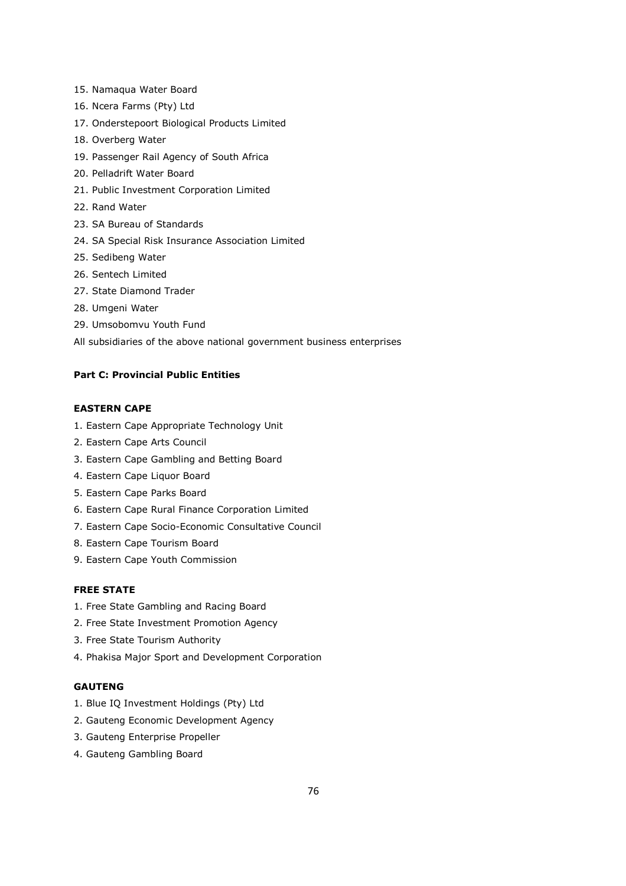15. Namaqua Water Board
16. Ncera Farms (Pty) Ltd
17. Onderstepoort Biological Products Limited
18. Overberg Water
19. Passenger Rail Agency of South Africa
20. Pelladrift Water Board
21. Public Investment Corporation Limited
22. Rand Water
23. SA Bureau of Standards
24. SA Special Risk Insurance Association Limited
25. Sedibeng Water
26. Sentech Limited
27. State Diamond Trader
28. Umgeni Water
29. Umsobomvu Youth Fund

All subsidiaries of the above national government business enterprises

**Part C: Provincial Public Entities**

**EASTERN CAPE**

1. Eastern Cape Appropriate Technology Unit
2. Eastern Cape Arts Council
3. Eastern Cape Gambling and Betting Board
4. Eastern Cape Liquor Board
5. Eastern Cape Parks Board
6. Eastern Cape Rural Finance Corporation Limited
7. Eastern Cape Socio-Economic Consultative Council
8. Eastern Cape Tourism Board
9. Eastern Cape Youth Commission

**FREE STATE**

1. Free State Gambling and Racing Board
2. Free State Investment Promotion Agency
3. Free State Tourism Authority
4. Phakisa Major Sport and Development Corporation

**GAUTENG**

1. Blue IQ Investment Holdings (Pty) Ltd
2. Gauteng Economic Development Agency
3. Gauteng Enterprise Propeller
4. Gauteng Gambling Board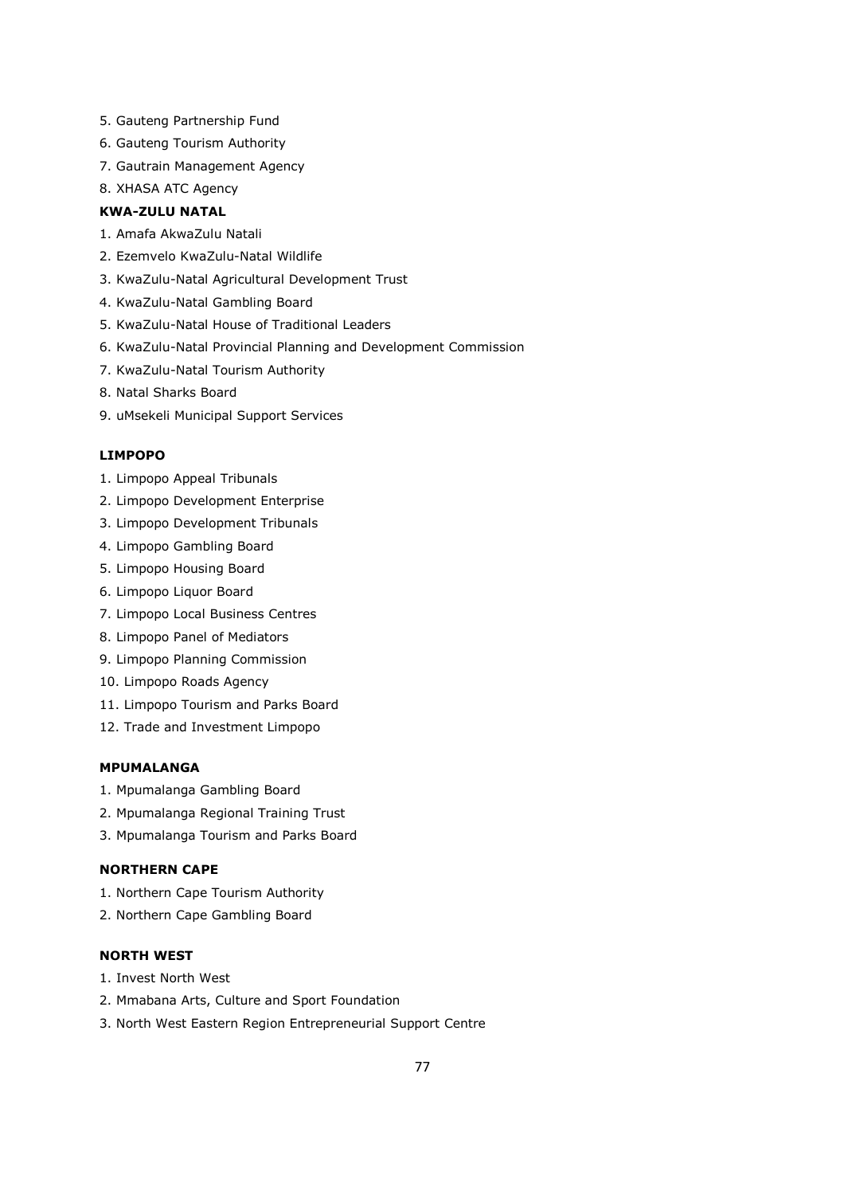5. Gauteng Partnership Fund
6. Gauteng Tourism Authority
7. Gautrain Management Agency
8. XHASA ATC Agency

**KWA-ZULU NATAL**

1. Amafa AkwaZulu Natali
2. Ezemvelo KwaZulu-Natal Wildlife
3. KwaZulu-Natal Agricultural Development Trust
4. KwaZulu-Natal Gambling Board
5. KwaZulu-Natal House of Traditional Leaders
6. KwaZulu-Natal Provincial Planning and Development Commission
7. KwaZulu-Natal Tourism Authority
8. Natal Sharks Board
9. uMsekeli Municipal Support Services

**LIMPOPO**

1. Limpopo Appeal Tribunals
2. Limpopo Development Enterprise
3. Limpopo Development Tribunals
4. Limpopo Gambling Board
5. Limpopo Housing Board
6. Limpopo Liquor Board
7. Limpopo Local Business Centres
8. Limpopo Panel of Mediators
9. Limpopo Planning Commission
10. Limpopo Roads Agency
11. Limpopo Tourism and Parks Board
12. Trade and Investment Limpopo

**MPUMALANGA**

1. Mpumalanga Gambling Board
2. Mpumalanga Regional Training Trust
3. Mpumalanga Tourism and Parks Board

**NORTHERN CAPE**

1. Northern Cape Tourism Authority
2. Northern Cape Gambling Board

**NORTH WEST**

1. Invest North West
2. Mmabana Arts, Culture and Sport Foundation
3. North West Eastern Region Entrepreneurial Support Centre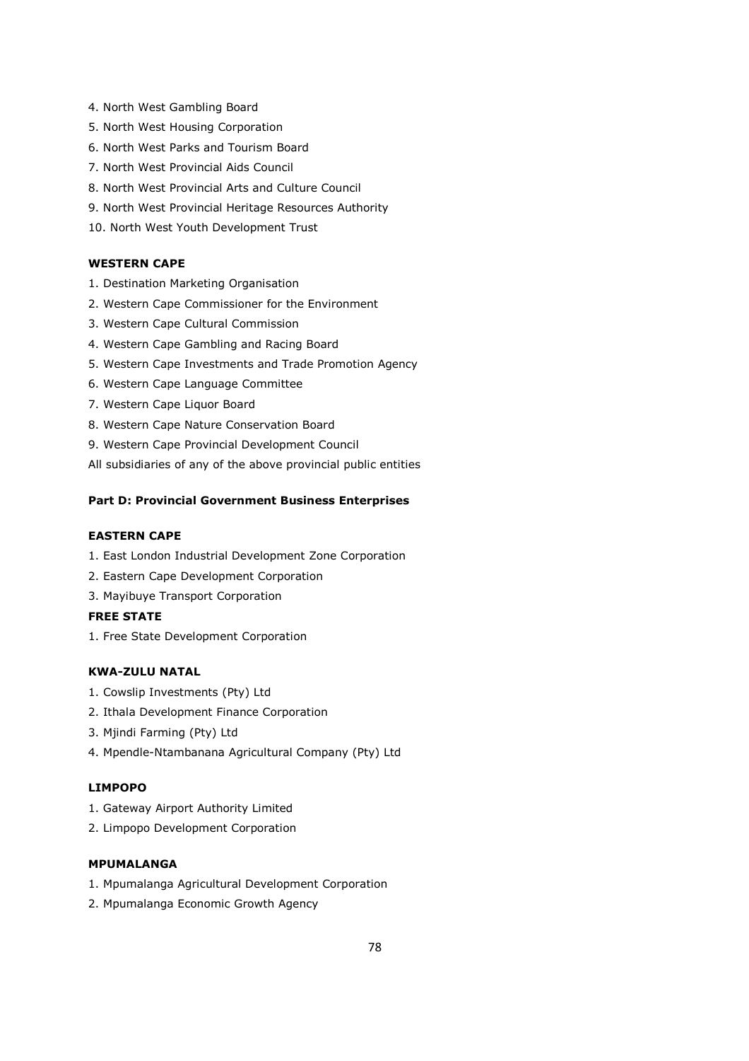4. North West Gambling Board
5. North West Housing Corporation
6. North West Parks and Tourism Board
7. North West Provincial Aids Council
8. North West Provincial Arts and Culture Council
9. North West Provincial Heritage Resources Authority
10. North West Youth Development Trust

**WESTERN CAPE**

1. Destination Marketing Organisation
2. Western Cape Commissioner for the Environment
3. Western Cape Cultural Commission
4. Western Cape Gambling and Racing Board
5. Western Cape Investments and Trade Promotion Agency
6. Western Cape Language Committee
7. Western Cape Liquor Board
8. Western Cape Nature Conservation Board
9. Western Cape Provincial Development Council

All subsidiaries of any of the above provincial public entities

**Part D: Provincial Government Business Enterprises**

**EASTERN CAPE**

1. East London Industrial Development Zone Corporation
2. Eastern Cape Development Corporation
3. Mayibuye Transport Corporation

**FREE STATE**

1. Free State Development Corporation

**KWA-ZULU NATAL**

1. Cowslip Investments (Pty) Ltd
2. Ithala Development Finance Corporation
3. Mjindi Farming (Pty) Ltd
4. Mpendle-Ntambanana Agricultural Company (Pty) Ltd

**LIMPOPO**

1. Gateway Airport Authority Limited
2. Limpopo Development Corporation

**MPUMALANGA**

1. Mpumalanga Agricultural Development Corporation
2. Mpumalanga Economic Growth Agency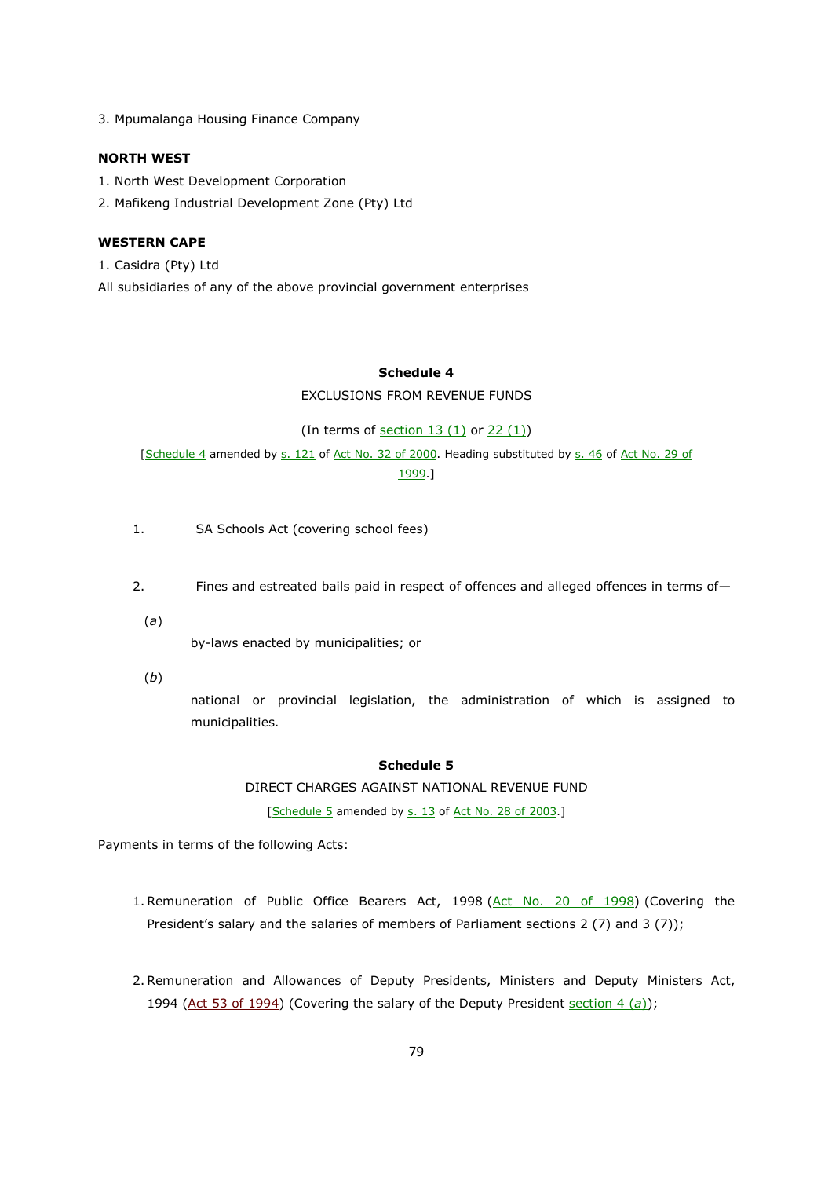3. Mpumalanga Housing Finance Company

**NORTH WEST**

1. North West Development Corporation
2. Mafikeng Industrial Development Zone (Pty) Ltd

**WESTERN CAPE**

1. Casidra (Pty) Ltd

All subsidiaries of any of the above provincial government enterprises

## Schedule 4

EXCLUSIONS FROM REVENUE FUNDS

(In terms of section 13 (1) or 22 (1))

[Schedule 4 amended by s. 121 of Act No. 32 of 2000. Heading substituted by s. 46 of Act No. 29 of 1999.]

1. SA Schools Act (covering school fees)

2. Fines and estreated bails paid in respect of offences and alleged offences in terms of—

   (*a*) by-laws enacted by municipalities; or

   (*b*) national or provincial legislation, the administration of which is assigned to municipalities.

## Schedule 5

DIRECT CHARGES AGAINST NATIONAL REVENUE FUND

[Schedule 5 amended by s. 13 of Act No. 28 of 2003.]

Payments in terms of the following Acts:

1. Remuneration of Public Office Bearers Act, 1998 (Act No. 20 of 1998) (Covering the President's salary and the salaries of members of Parliament sections 2 (7) and 3 (7));

2. Remuneration and Allowances of Deputy Presidents, Ministers and Deputy Ministers Act, 1994 (Act 53 of 1994) (Covering the salary of the Deputy President section 4 (*a*));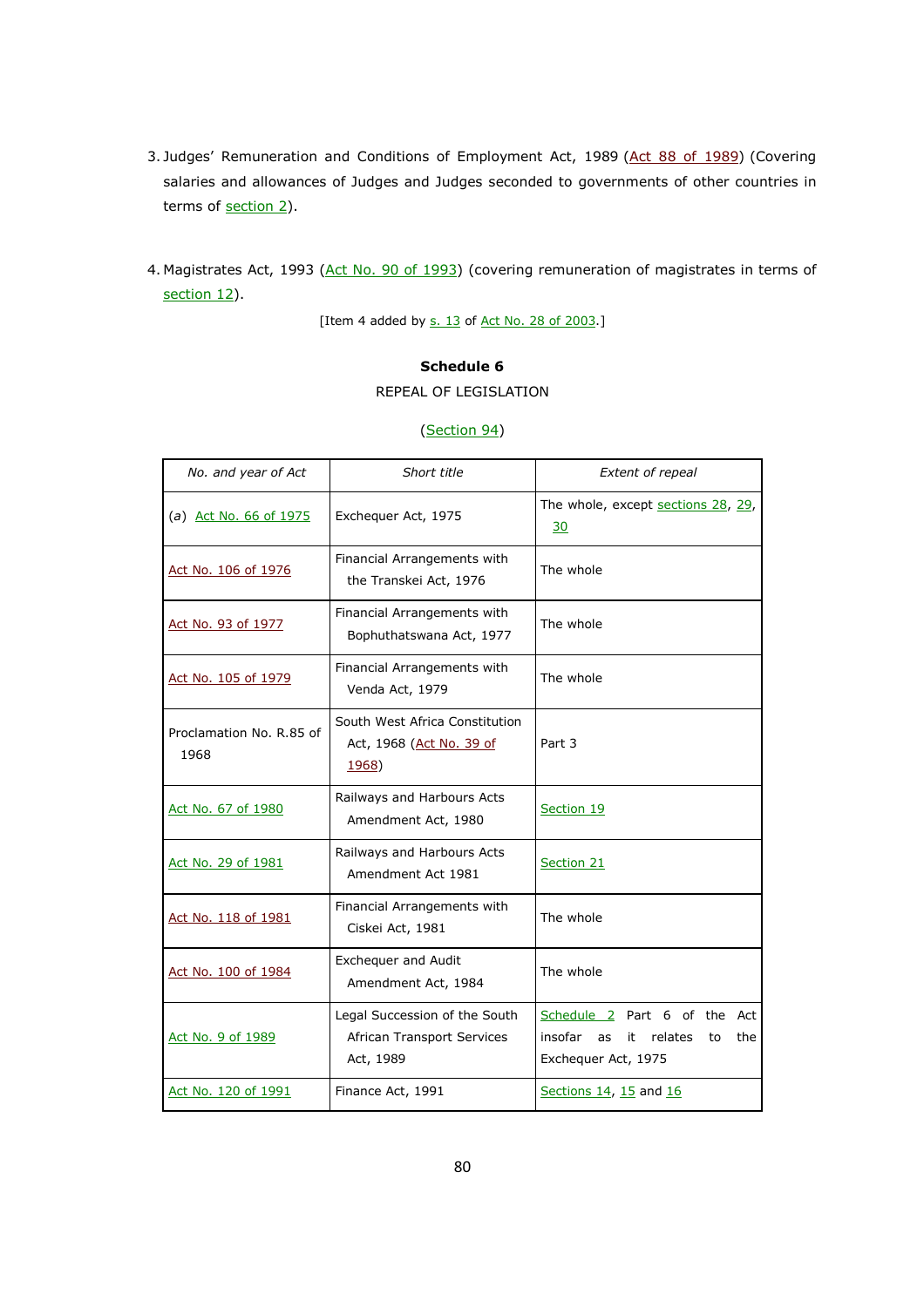3. Judges' Remuneration and Conditions of Employment Act, 1989 (Act 88 of 1989) (Covering salaries and allowances of Judges and Judges seconded to governments of other countries in terms of section 2).

4. Magistrates Act, 1993 (Act No. 90 of 1993) (covering remuneration of magistrates in terms of section 12).

[Item 4 added by s. 13 of Act No. 28 of 2003.]

**Schedule 6**

REPEAL OF LEGISLATION

(Section 94)

| *No. and year of Act* | *Short title* | *Extent of repeal* |
|---|---|---|
| (*a*) Act No. 66 of 1975 | Exchequer Act, 1975 | The whole, except sections 28, 29, 30 |
| Act No. 106 of 1976 | Financial Arrangements with the Transkei Act, 1976 | The whole |
| Act No. 93 of 1977 | Financial Arrangements with Bophuthatswana Act, 1977 | The whole |
| Act No. 105 of 1979 | Financial Arrangements with Venda Act, 1979 | The whole |
| Proclamation No. R.85 of 1968 | South West Africa Constitution Act, 1968 (Act No. 39 of 1968) | Part 3 |
| Act No. 67 of 1980 | Railways and Harbours Acts Amendment Act, 1980 | Section 19 |
| Act No. 29 of 1981 | Railways and Harbours Acts Amendment Act 1981 | Section 21 |
| Act No. 118 of 1981 | Financial Arrangements with Ciskei Act, 1981 | The whole |
| Act No. 100 of 1984 | Exchequer and Audit Amendment Act, 1984 | The whole |
| Act No. 9 of 1989 | Legal Succession of the South African Transport Services Act, 1989 | Schedule 2 Part 6 of the Act insofar as it relates to the Exchequer Act, 1975 |
| Act No. 120 of 1991 | Finance Act, 1991 | Sections 14, 15 and 16 |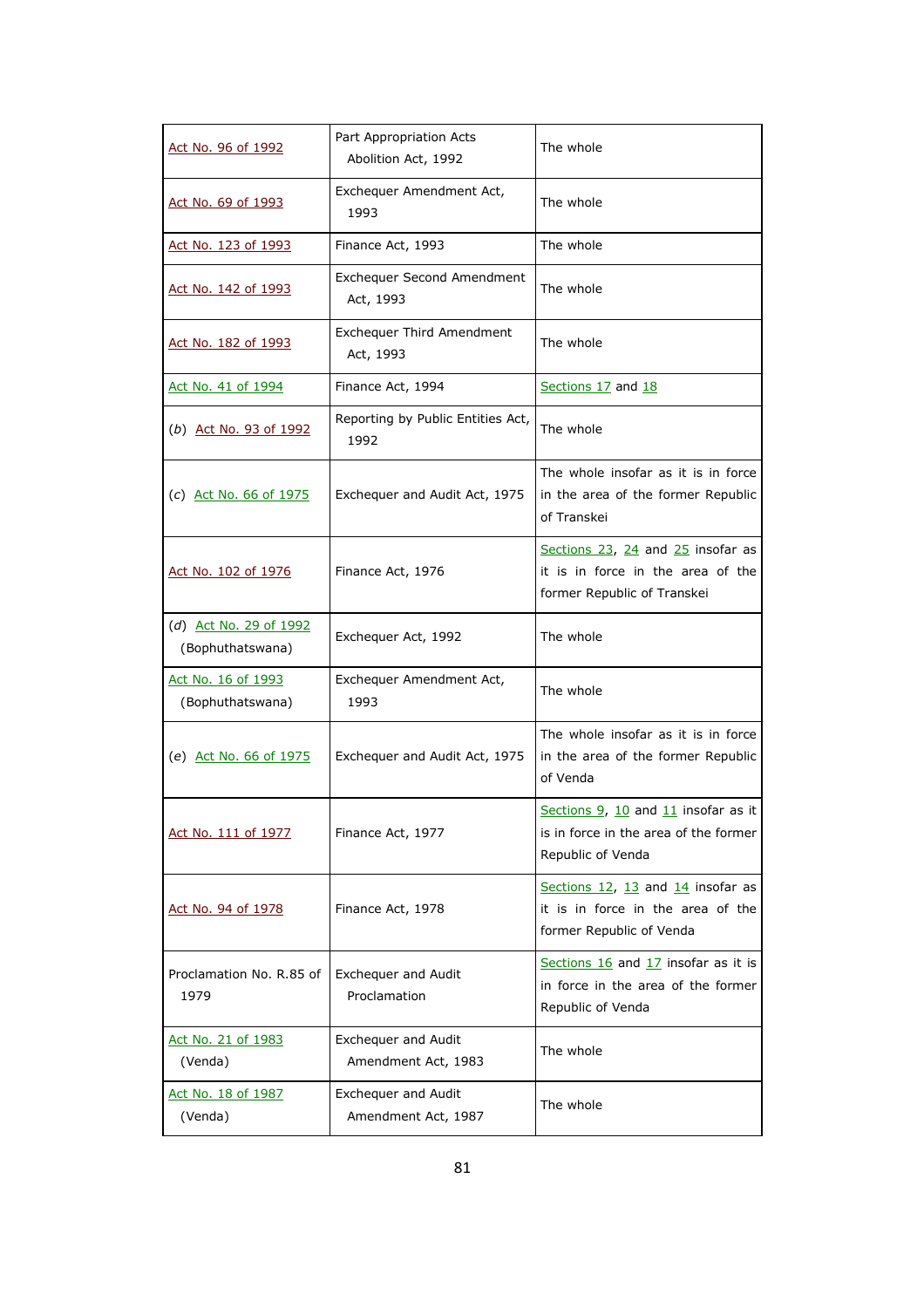| | | |
|---|---|---|
| Act No. 96 of 1992 | Part Appropriation Acts Abolition Act, 1992 | The whole |
| Act No. 69 of 1993 | Exchequer Amendment Act, 1993 | The whole |
| Act No. 123 of 1993 | Finance Act, 1993 | The whole |
| Act No. 142 of 1993 | Exchequer Second Amendment Act, 1993 | The whole |
| Act No. 182 of 1993 | Exchequer Third Amendment Act, 1993 | The whole |
| Act No. 41 of 1994 | Finance Act, 1994 | Sections 17 and 18 |
| (*b*) Act No. 93 of 1992 | Reporting by Public Entities Act, 1992 | The whole |
| (*c*) Act No. 66 of 1975 | Exchequer and Audit Act, 1975 | The whole insofar as it is in force in the area of the former Republic of Transkei |
| Act No. 102 of 1976 | Finance Act, 1976 | Sections 23, 24 and 25 insofar as it is in force in the area of the former Republic of Transkei |
| (*d*) Act No. 29 of 1992 (Bophuthatswana) | Exchequer Act, 1992 | The whole |
| Act No. 16 of 1993 (Bophuthatswana) | Exchequer Amendment Act, 1993 | The whole |
| (*e*) Act No. 66 of 1975 | Exchequer and Audit Act, 1975 | The whole insofar as it is in force in the area of the former Republic of Venda |
| Act No. 111 of 1977 | Finance Act, 1977 | Sections 9, 10 and 11 insofar as it is in force in the area of the former Republic of Venda |
| Act No. 94 of 1978 | Finance Act, 1978 | Sections 12, 13 and 14 insofar as it is in force in the area of the former Republic of Venda |
| Proclamation No. R.85 of 1979 | Exchequer and Audit Proclamation | Sections 16 and 17 insofar as it is in force in the area of the former Republic of Venda |
| Act No. 21 of 1983 (Venda) | Exchequer and Audit Amendment Act, 1983 | The whole |
| Act No. 18 of 1987 (Venda) | Exchequer and Audit Amendment Act, 1987 | The whole |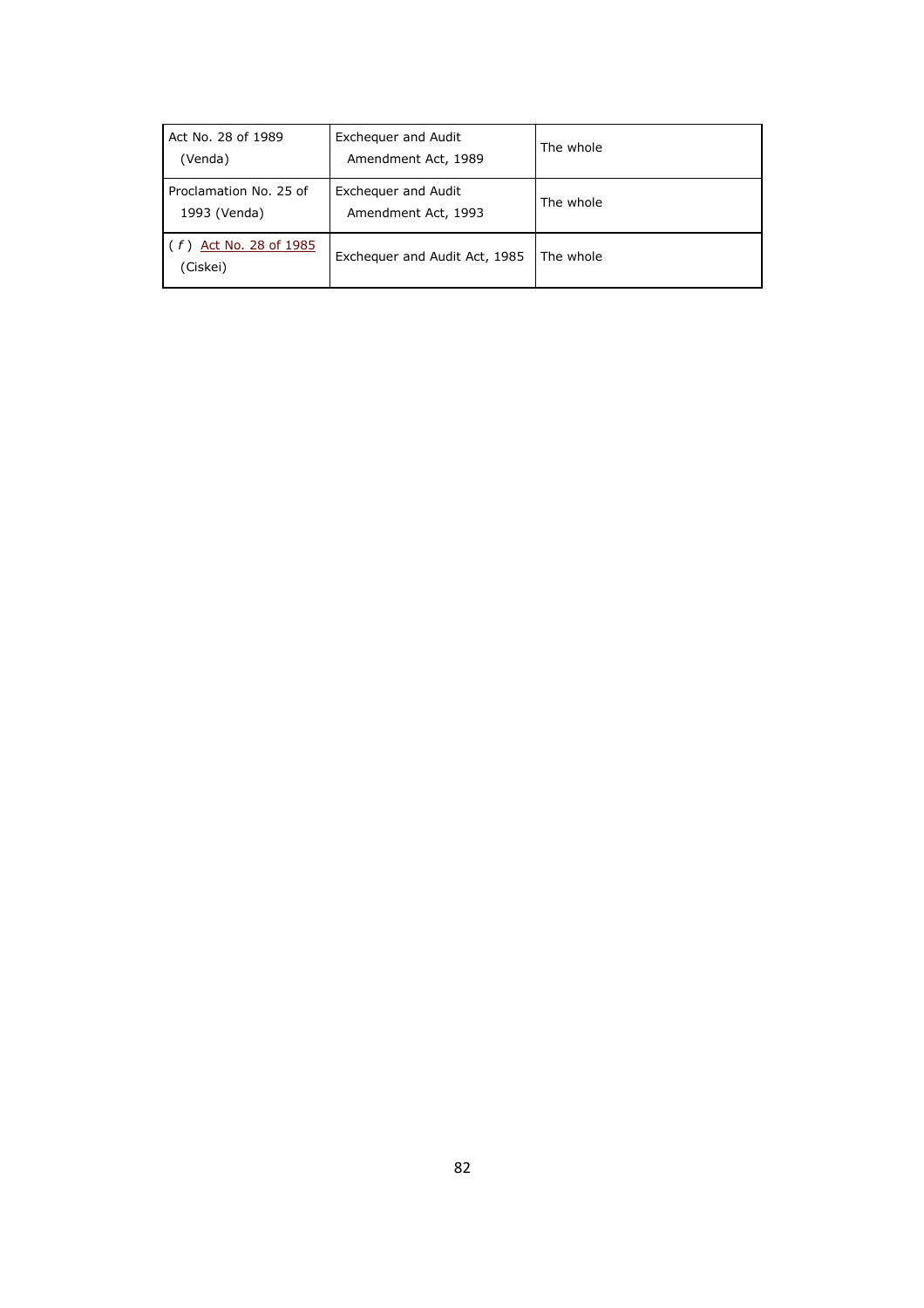| | | |
|---|---|---|
| Act No. 28 of 1989 (Venda) | Exchequer and Audit Amendment Act, 1989 | The whole |
| Proclamation No. 25 of 1993 (Venda) | Exchequer and Audit Amendment Act, 1993 | The whole |
| (*f*) Act No. 28 of 1985 (Ciskei) | Exchequer and Audit Act, 1985 | The whole |